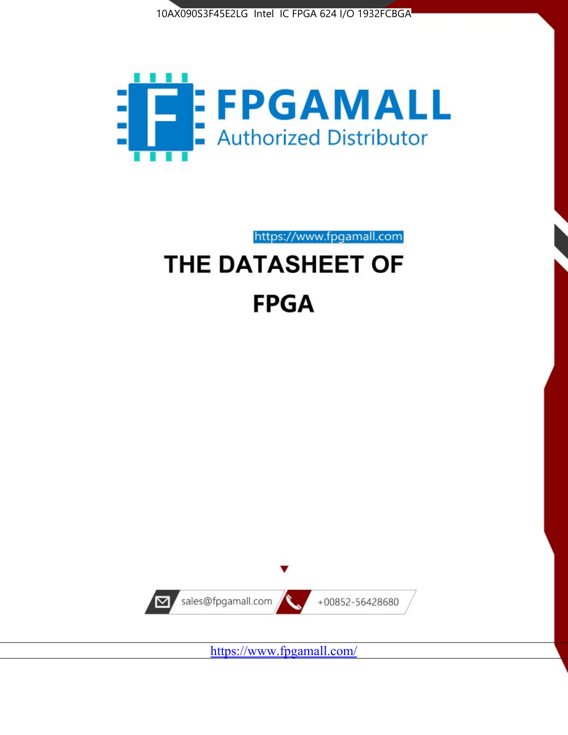10AX090S3F45E2LG Intel IC FPGA 624 I/O 1932FCBGA

FPGAMALL

Authorized Distributor

https://www.fpgamall.com

# THE DATASHEET OF

# FPGA

sales@fpgamall.com

+00852-56428680

https://www.fpgamall.com/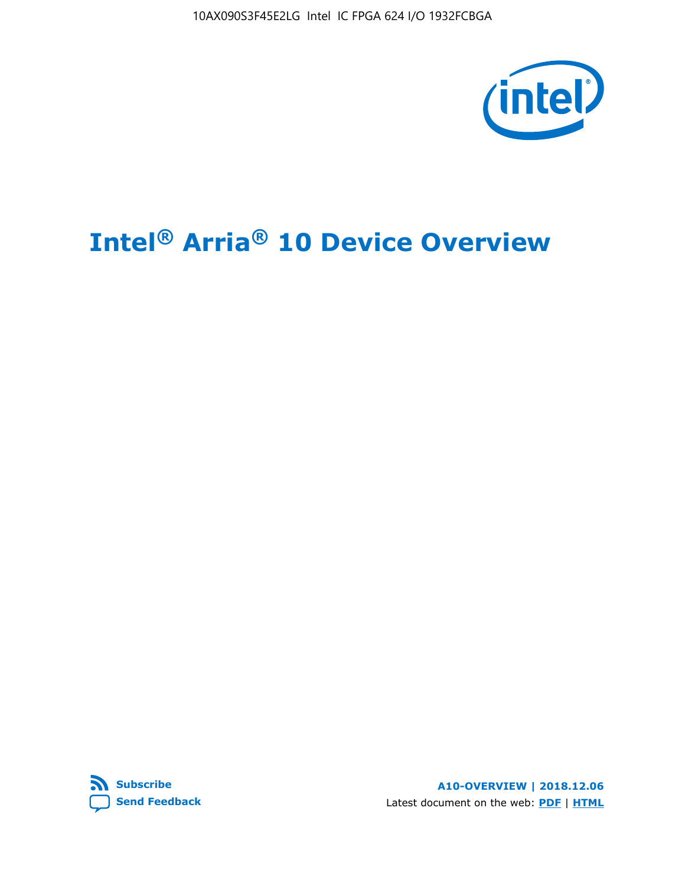# Intel® Arria® 10 Device Overview

Subscribe

Send Feedback

A10-OVERVIEW | 2018.12.06

Latest document on the web: PDF | HTML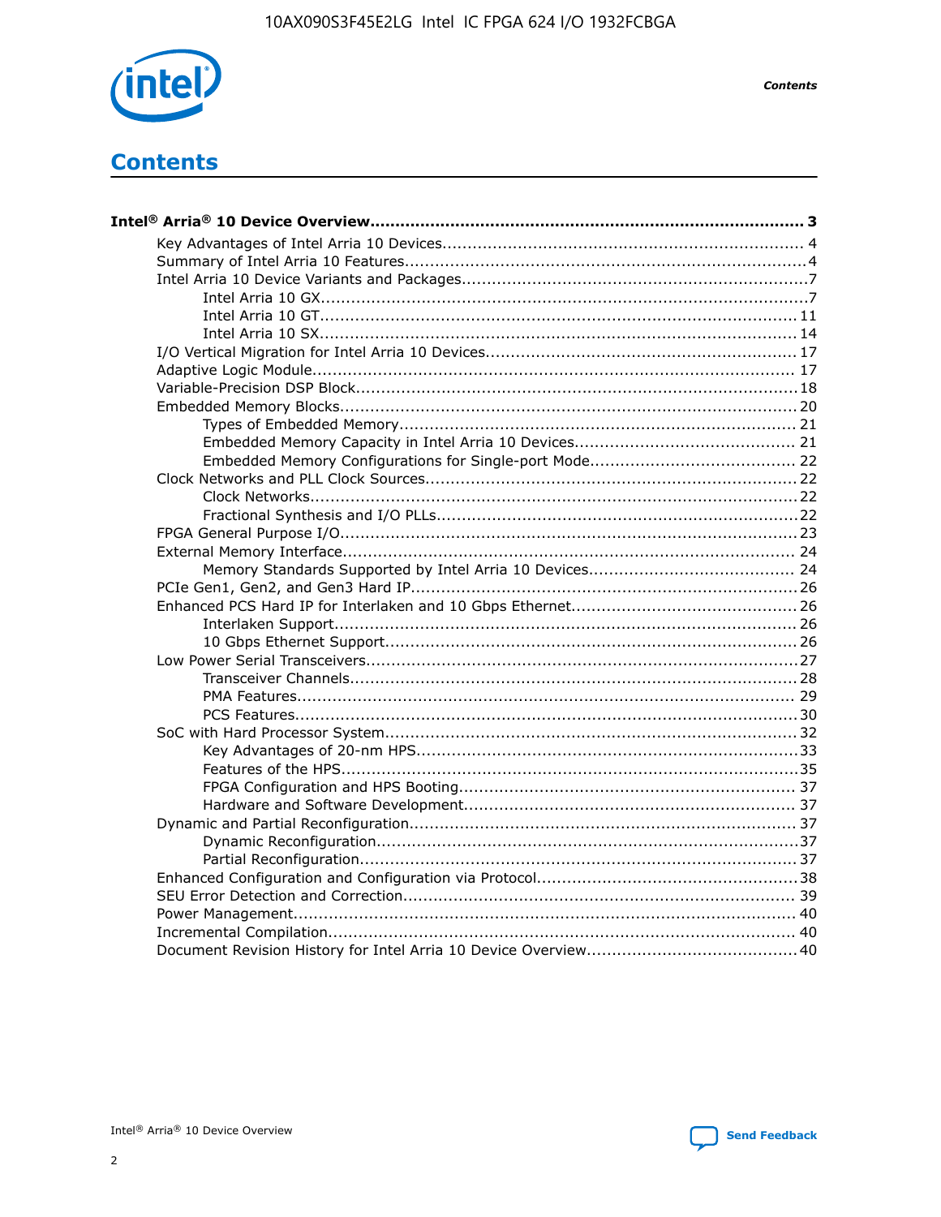# Contents

**Intel® Arria® 10 Device Overview....................................................................................... 3**

- Key Advantages of Intel Arria 10 Devices........................................................................ 4
- Summary of Intel Arria 10 Features................................................................................4
- Intel Arria 10 Device Variants and Packages.....................................................................7
  - Intel Arria 10 GX................................................................................................7
  - Intel Arria 10 GT............................................................................................... 11
  - Intel Arria 10 SX............................................................................................... 14
- I/O Vertical Migration for Intel Arria 10 Devices.............................................................. 17
- Adaptive Logic Module................................................................................................ 17
- Variable-Precision DSP Block.......................................................................................18
- Embedded Memory Blocks.......................................................................................... 20
  - Types of Embedded Memory............................................................................... 21
  - Embedded Memory Capacity in Intel Arria 10 Devices............................................ 21
  - Embedded Memory Configurations for Single-port Mode......................................... 22
- Clock Networks and PLL Clock Sources......................................................................... 22
  - Clock Networks................................................................................................. 22
  - Fractional Synthesis and I/O PLLs........................................................................22
- FPGA General Purpose I/O.......................................................................................... 23
- External Memory Interface.......................................................................................... 24
  - Memory Standards Supported by Intel Arria 10 Devices......................................... 24
- PCIe Gen1, Gen2, and Gen3 Hard IP............................................................................ 26
- Enhanced PCS Hard IP for Interlaken and 10 Gbps Ethernet............................................ 26
  - Interlaken Support............................................................................................ 26
  - 10 Gbps Ethernet Support.................................................................................. 26
- Low Power Serial Transceivers.....................................................................................27
  - Transceiver Channels......................................................................................... 28
  - PMA Features................................................................................................... 29
  - PCS Features....................................................................................................30
- SoC with Hard Processor System.................................................................................. 32
  - Key Advantages of 20-nm HPS........................................................................... 33
  - Features of the HPS...........................................................................................35
  - FPGA Configuration and HPS Booting................................................................... 37
  - Hardware and Software Development.................................................................. 37
- Dynamic and Partial Reconfiguration............................................................................ 37
  - Dynamic Reconfiguration....................................................................................37
  - Partial Reconfiguration....................................................................................... 37
- Enhanced Configuration and Configuration via Protocol....................................................38
- SEU Error Detection and Correction............................................................................. 39
- Power Management................................................................................................... 40
- Incremental Compilation............................................................................................ 40
- Document Revision History for Intel Arria 10 Device Overview.......................................... 40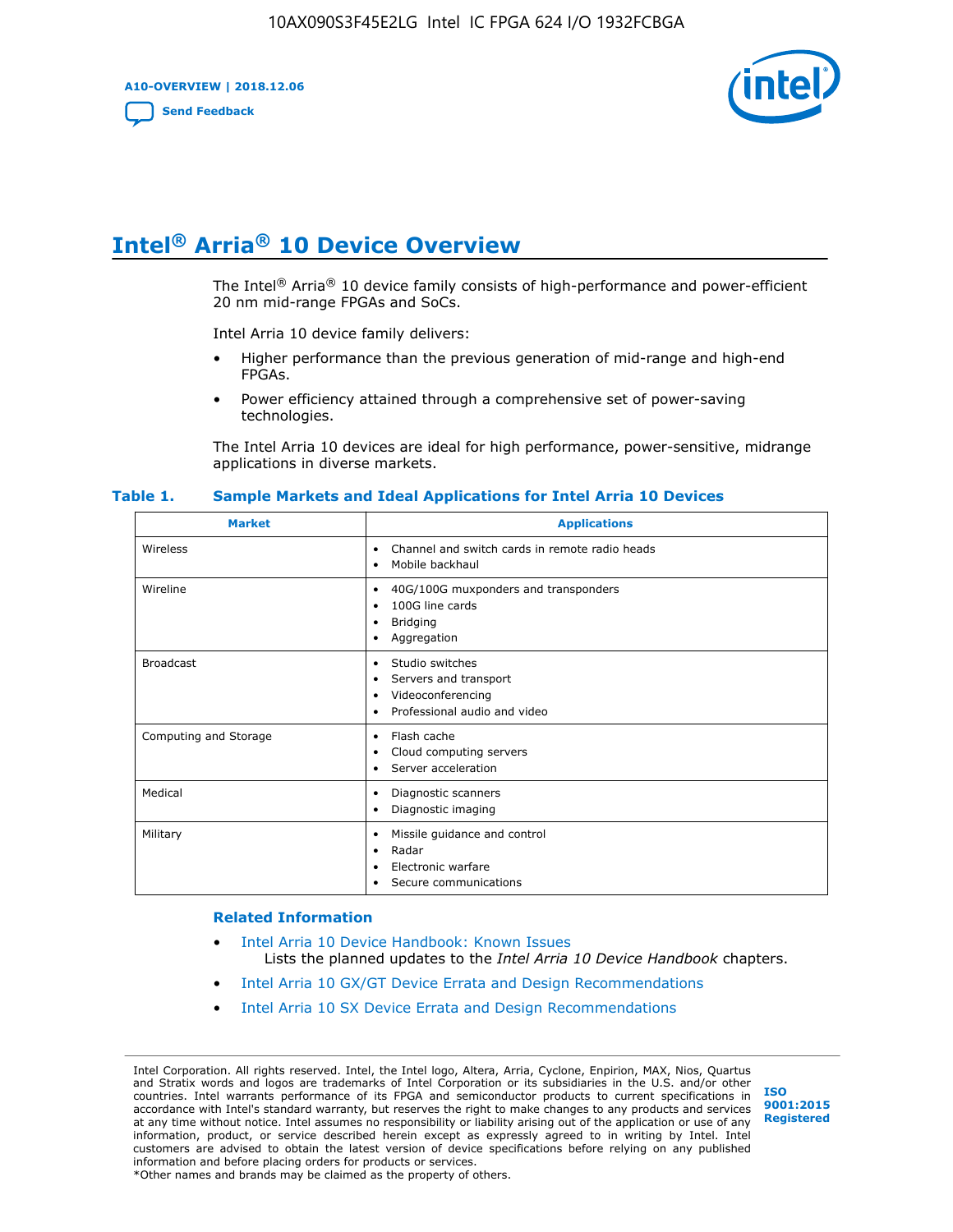# Intel® Arria® 10 Device Overview

The Intel® Arria® 10 device family consists of high-performance and power-efficient 20 nm mid-range FPGAs and SoCs.

Intel Arria 10 device family delivers:

- Higher performance than the previous generation of mid-range and high-end FPGAs.
- Power efficiency attained through a comprehensive set of power-saving technologies.

The Intel Arria 10 devices are ideal for high performance, power-sensitive, midrange applications in diverse markets.

**Table 1. Sample Markets and Ideal Applications for Intel Arria 10 Devices**

| Market | Applications |
|---|---|
| Wireless | • Channel and switch cards in remote radio heads<br>• Mobile backhaul |
| Wireline | • 40G/100G muxponders and transponders<br>• 100G line cards<br>• Bridging<br>• Aggregation |
| Broadcast | • Studio switches<br>• Servers and transport<br>• Videoconferencing<br>• Professional audio and video |
| Computing and Storage | • Flash cache<br>• Cloud computing servers<br>• Server acceleration |
| Medical | • Diagnostic scanners<br>• Diagnostic imaging |
| Military | • Missile guidance and control<br>• Radar<br>• Electronic warfare<br>• Secure communications |

### Related Information

- Intel Arria 10 Device Handbook: Known Issues
  Lists the planned updates to the *Intel Arria 10 Device Handbook* chapters.
- Intel Arria 10 GX/GT Device Errata and Design Recommendations
- Intel Arria 10 SX Device Errata and Design Recommendations

Intel Corporation. All rights reserved. Intel, the Intel logo, Altera, Arria, Cyclone, Enpirion, MAX, Nios, Quartus and Stratix words and logos are trademarks of Intel Corporation or its subsidiaries in the U.S. and/or other countries. Intel warrants performance of its FPGA and semiconductor products to current specifications in accordance with Intel's standard warranty, but reserves the right to make changes to any products and services at any time without notice. Intel assumes no responsibility or liability arising out of the application or use of any information, product, or service described herein except as expressly agreed to in writing by Intel. Intel customers are advised to obtain the latest version of device specifications before relying on any published information and before placing orders for products or services.
*Other names and brands may be claimed as the property of others.

ISO 9001:2015 Registered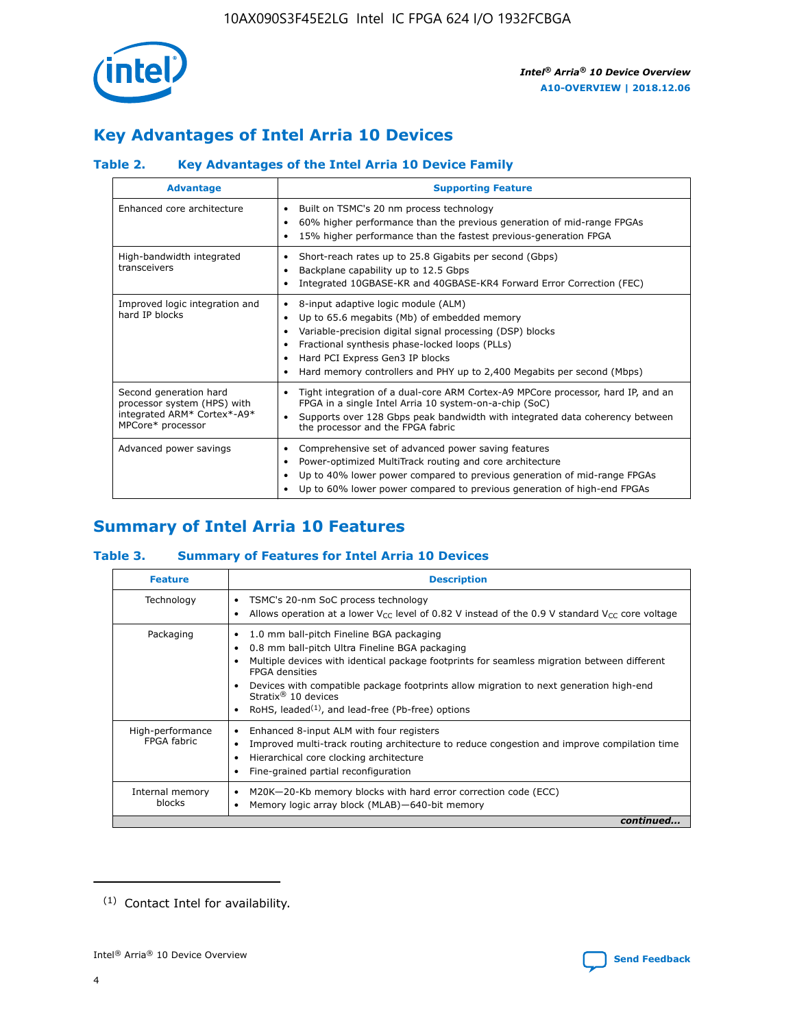## Key Advantages of Intel Arria 10 Devices

### Table 2. Key Advantages of the Intel Arria 10 Device Family

| Advantage | Supporting Feature |
|---|---|
| Enhanced core architecture | • Built on TSMC's 20 nm process technology<br>• 60% higher performance than the previous generation of mid-range FPGAs<br>• 15% higher performance than the fastest previous-generation FPGA |
| High-bandwidth integrated transceivers | • Short-reach rates up to 25.8 Gigabits per second (Gbps)<br>• Backplane capability up to 12.5 Gbps<br>• Integrated 10GBASE-KR and 40GBASE-KR4 Forward Error Correction (FEC) |
| Improved logic integration and hard IP blocks | • 8-input adaptive logic module (ALM)<br>• Up to 65.6 megabits (Mb) of embedded memory<br>• Variable-precision digital signal processing (DSP) blocks<br>• Fractional synthesis phase-locked loops (PLLs)<br>• Hard PCI Express Gen3 IP blocks<br>• Hard memory controllers and PHY up to 2,400 Megabits per second (Mbps) |
| Second generation hard processor system (HPS) with integrated ARM* Cortex*-A9* MPCore* processor | • Tight integration of a dual-core ARM Cortex-A9 MPCore processor, hard IP, and an FPGA in a single Intel Arria 10 system-on-a-chip (SoC)<br>• Supports over 128 Gbps peak bandwidth with integrated data coherency between the processor and the FPGA fabric |
| Advanced power savings | • Comprehensive set of advanced power saving features<br>• Power-optimized MultiTrack routing and core architecture<br>• Up to 40% lower power compared to previous generation of mid-range FPGAs<br>• Up to 60% lower power compared to previous generation of high-end FPGAs |

## Summary of Intel Arria 10 Features

### Table 3. Summary of Features for Intel Arria 10 Devices

| Feature | Description |
|---|---|
| Technology | • TSMC's 20-nm SoC process technology<br>• Allows operation at a lower $V_{CC}$ level of 0.82 V instead of the 0.9 V standard $V_{CC}$ core voltage |
| Packaging | • 1.0 mm ball-pitch Fineline BGA packaging<br>• 0.8 mm ball-pitch Ultra Fineline BGA packaging<br>• Multiple devices with identical package footprints for seamless migration between different FPGA densities<br>• Devices with compatible package footprints allow migration to next generation high-end Stratix® 10 devices<br>• RoHS, leaded[(1)], and lead-free (Pb-free) options |
| High-performance FPGA fabric | • Enhanced 8-input ALM with four registers<br>• Improved multi-track routing architecture to reduce congestion and improve compilation time<br>• Hierarchical core clocking architecture<br>• Fine-grained partial reconfiguration |
| Internal memory blocks | • M20K—20-Kb memory blocks with hard error correction code (ECC)<br>• Memory logic array block (MLAB)—640-bit memory |

*continued...*

(1) Contact Intel for availability.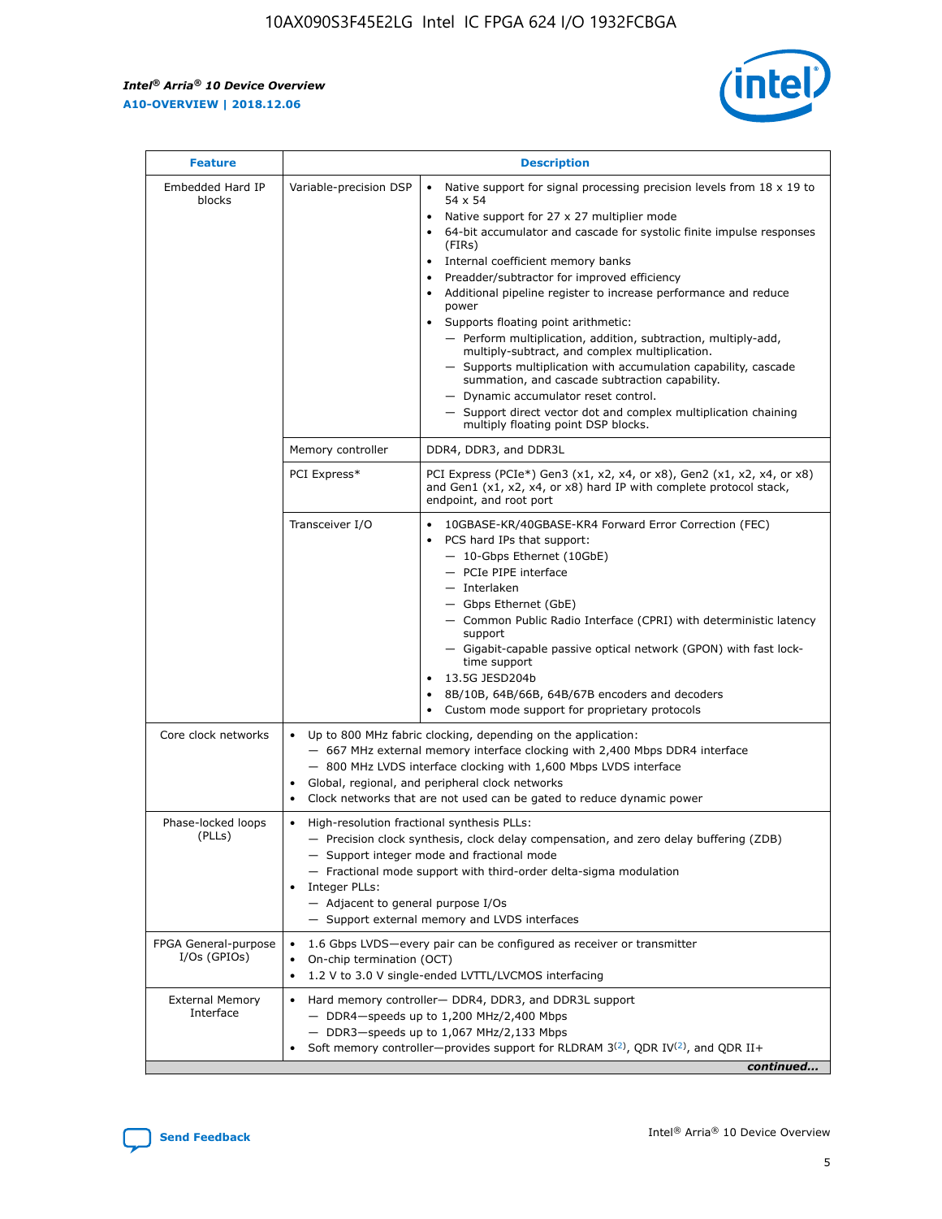| Feature | | Description |
|---|---|---|
| Embedded Hard IP blocks | Variable-precision DSP | • Native support for signal processing precision levels from 18 x 19 to 54 x 54<br>• Native support for 27 x 27 multiplier mode<br>• 64-bit accumulator and cascade for systolic finite impulse responses (FIRs)<br>• Internal coefficient memory banks<br>• Preadder/subtractor for improved efficiency<br>• Additional pipeline register to increase performance and reduce power<br>• Supports floating point arithmetic:<br>— Perform multiplication, addition, subtraction, multiply-add, multiply-subtract, and complex multiplication.<br>— Supports multiplication with accumulation capability, cascade summation, and cascade subtraction capability.<br>— Dynamic accumulator reset control.<br>— Support direct vector dot and complex multiplication chaining multiply floating point DSP blocks. |
| | Memory controller | DDR4, DDR3, and DDR3L |
| | PCI Express* | PCI Express (PCIe*) Gen3 (x1, x2, x4, or x8), Gen2 (x1, x2, x4, or x8) and Gen1 (x1, x2, x4, or x8) hard IP with complete protocol stack, endpoint, and root port |
| | Transceiver I/O | • 10GBASE-KR/40GBASE-KR4 Forward Error Correction (FEC)<br>• PCS hard IPs that support:<br>— 10-Gbps Ethernet (10GbE)<br>— PCIe PIPE interface<br>— Interlaken<br>— Gbps Ethernet (GbE)<br>— Common Public Radio Interface (CPRI) with deterministic latency support<br>— Gigabit-capable passive optical network (GPON) with fast lock-time support<br>• 13.5G JESD204b<br>• 8B/10B, 64B/66B, 64B/67B encoders and decoders<br>• Custom mode support for proprietary protocols |
| Core clock networks | | • Up to 800 MHz fabric clocking, depending on the application:<br>— 667 MHz external memory interface clocking with 2,400 Mbps DDR4 interface<br>— 800 MHz LVDS interface clocking with 1,600 Mbps LVDS interface<br>• Global, regional, and peripheral clock networks<br>• Clock networks that are not used can be gated to reduce dynamic power |
| Phase-locked loops (PLLs) | | • High-resolution fractional synthesis PLLs:<br>— Precision clock synthesis, clock delay compensation, and zero delay buffering (ZDB)<br>— Support integer mode and fractional mode<br>— Fractional mode support with third-order delta-sigma modulation<br>• Integer PLLs:<br>— Adjacent to general purpose I/Os<br>— Support external memory and LVDS interfaces |
| FPGA General-purpose I/Os (GPIOs) | | • 1.6 Gbps LVDS—every pair can be configured as receiver or transmitter<br>• On-chip termination (OCT)<br>• 1.2 V to 3.0 V single-ended LVTTL/LVCMOS interfacing |
| External Memory Interface | | • Hard memory controller— DDR4, DDR3, and DDR3L support<br>— DDR4—speeds up to 1,200 MHz/2,400 Mbps<br>— DDR3—speeds up to 1,067 MHz/2,133 Mbps<br>• Soft memory controller—provides support for RLDRAM 3[(2)], QDR IV[(2)], and QDR II+ |

*continued...*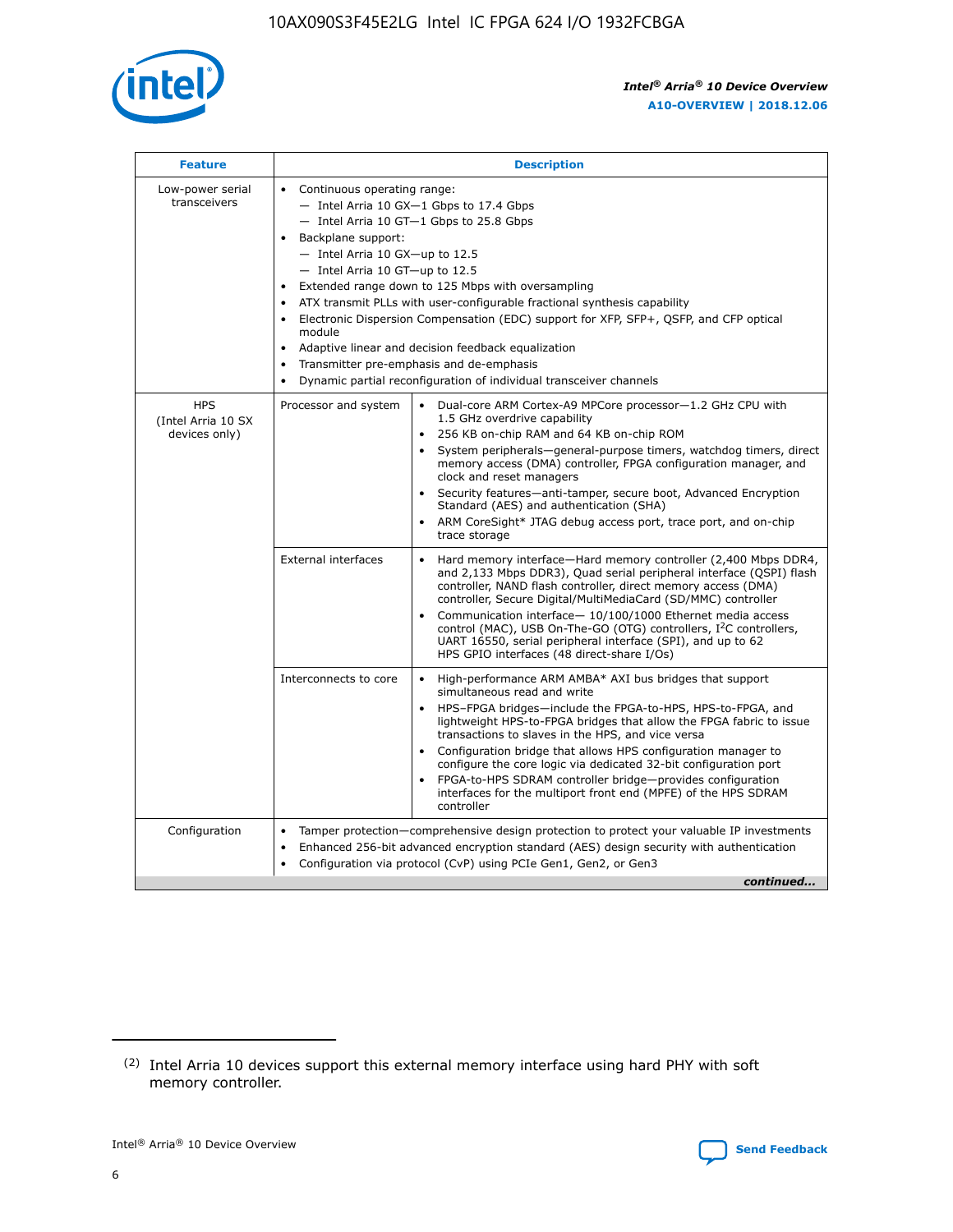| Feature | Description | |
| --- | --- | --- |
| Low-power serial transceivers | • Continuous operating range:<br>— Intel Arria 10 GX—1 Gbps to 17.4 Gbps<br>— Intel Arria 10 GT—1 Gbps to 25.8 Gbps<br>• Backplane support:<br>— Intel Arria 10 GX—up to 12.5<br>— Intel Arria 10 GT—up to 12.5<br>• Extended range down to 125 Mbps with oversampling<br>• ATX transmit PLLs with user-configurable fractional synthesis capability<br>• Electronic Dispersion Compensation (EDC) support for XFP, SFP+, QSFP, and CFP optical module<br>• Adaptive linear and decision feedback equalization<br>• Transmitter pre-emphasis and de-emphasis<br>• Dynamic partial reconfiguration of individual transceiver channels | |
| HPS (Intel Arria 10 SX devices only) | Processor and system | • Dual-core ARM Cortex-A9 MPCore processor—1.2 GHz CPU with 1.5 GHz overdrive capability<br>• 256 KB on-chip RAM and 64 KB on-chip ROM<br>• System peripherals—general-purpose timers, watchdog timers, direct memory access (DMA) controller, FPGA configuration manager, and clock and reset managers<br>• Security features—anti-tamper, secure boot, Advanced Encryption Standard (AES) and authentication (SHA)<br>• ARM CoreSight* JTAG debug access port, trace port, and on-chip trace storage |
| | External interfaces | • Hard memory interface—Hard memory controller (2,400 Mbps DDR4, and 2,133 Mbps DDR3), Quad serial peripheral interface (QSPI) flash controller, NAND flash controller, direct memory access (DMA) controller, Secure Digital/MultiMediaCard (SD/MMC) controller<br>• Communication interface— 10/100/1000 Ethernet media access control (MAC), USB On-The-GO (OTG) controllers, I²C controllers, UART 16550, serial peripheral interface (SPI), and up to 62 HPS GPIO interfaces (48 direct-share I/Os) |
| | Interconnects to core | • High-performance ARM AMBA* AXI bus bridges that support simultaneous read and write<br>• HPS–FPGA bridges—include the FPGA-to-HPS, HPS-to-FPGA, and lightweight HPS-to-FPGA bridges that allow the FPGA fabric to issue transactions to slaves in the HPS, and vice versa<br>• Configuration bridge that allows HPS configuration manager to configure the core logic via dedicated 32-bit configuration port<br>• FPGA-to-HPS SDRAM controller bridge—provides configuration interfaces for the multiport front end (MPFE) of the HPS SDRAM controller |
| Configuration | • Tamper protection—comprehensive design protection to protect your valuable IP investments<br>• Enhanced 256-bit advanced encryption standard (AES) design security with authentication<br>• Configuration via protocol (CvP) using PCIe Gen1, Gen2, or Gen3 | |

*continued...*

(2) Intel Arria 10 devices support this external memory interface using hard PHY with soft memory controller.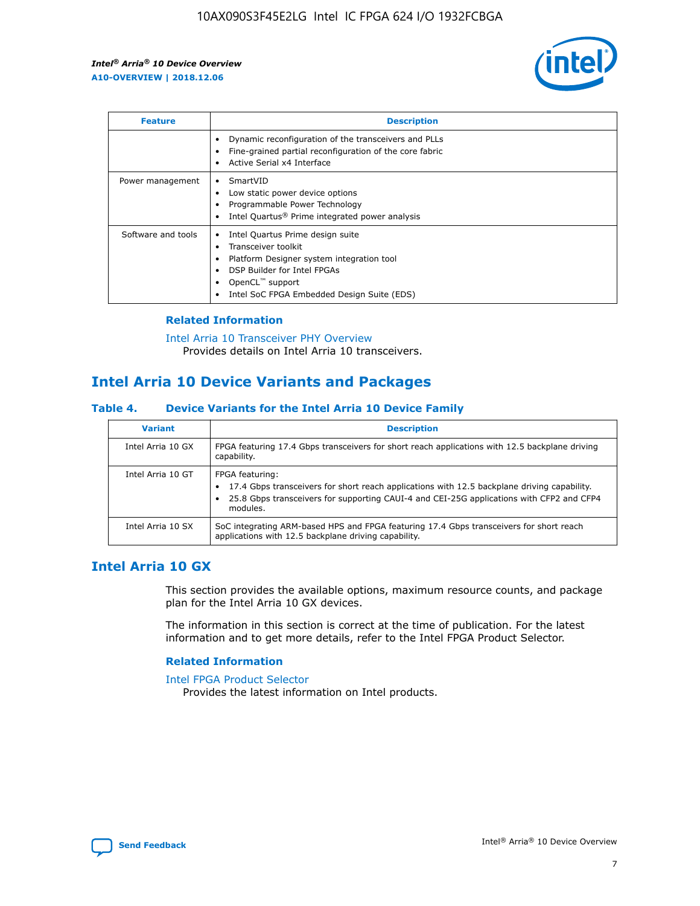| Feature | Description |
| --- | --- |
| | • Dynamic reconfiguration of the transceivers and PLLs<br>• Fine-grained partial reconfiguration of the core fabric<br>• Active Serial x4 Interface |
| Power management | • SmartVID<br>• Low static power device options<br>• Programmable Power Technology<br>• Intel Quartus® Prime integrated power analysis |
| Software and tools | • Intel Quartus Prime design suite<br>• Transceiver toolkit<br>• Platform Designer system integration tool<br>• DSP Builder for Intel FPGAs<br>• OpenCL™ support<br>• Intel SoC FPGA Embedded Design Suite (EDS) |

### Related Information

Intel Arria 10 Transceiver PHY Overview
Provides details on Intel Arria 10 transceivers.

## Intel Arria 10 Device Variants and Packages

### Table 4. Device Variants for the Intel Arria 10 Device Family

| Variant | Description |
| --- | --- |
| Intel Arria 10 GX | FPGA featuring 17.4 Gbps transceivers for short reach applications with 12.5 backplane driving capability. |
| Intel Arria 10 GT | FPGA featuring:<br>• 17.4 Gbps transceivers for short reach applications with 12.5 backplane driving capability.<br>• 25.8 Gbps transceivers for supporting CAUI-4 and CEI-25G applications with CFP2 and CFP4 modules. |
| Intel Arria 10 SX | SoC integrating ARM-based HPS and FPGA featuring 17.4 Gbps transceivers for short reach applications with 12.5 backplane driving capability. |

## Intel Arria 10 GX

This section provides the available options, maximum resource counts, and package plan for the Intel Arria 10 GX devices.

The information in this section is correct at the time of publication. For the latest information and to get more details, refer to the Intel FPGA Product Selector.

### Related Information

Intel FPGA Product Selector
Provides the latest information on Intel products.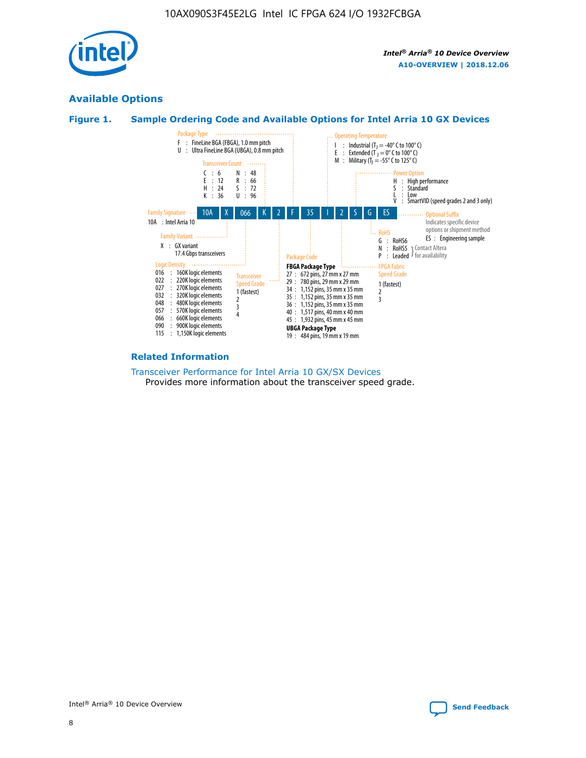## Available Options

### Figure 1. Sample Ordering Code and Available Options for Intel Arria 10 GX Devices

**Sample ordering code:** 10A X 066 K 2 F 35 I 2 S G ES

**Family Signature**
- 10A : Intel Arria 10

**Family Variant**
- X : GX variant, 17.4 Gbps transceivers

**Logic Density**
- 016 : 160K logic elements
- 022 : 220K logic elements
- 027 : 270K logic elements
- 032 : 320K logic elements
- 048 : 480K logic elements
- 057 : 570K logic elements
- 066 : 660K logic elements
- 090 : 900K logic elements
- 115 : 1,150K logic elements

**Transceiver Count**
- C : 6
- E : 12
- H : 24
- K : 36
- N : 48
- R : 66
- S : 72
- U : 96

**Transceiver Speed Grade**
- 1 (fastest)
- 2
- 3
- 4

**Package Type**
- F : FineLine BGA (FBGA), 1.0 mm pitch
- U : Ultra FineLine BGA (UBGA), 0.8 mm pitch

**Package Code**

FBGA Package Type
- 27 : 672 pins, 27 mm x 27 mm
- 29 : 780 pins, 29 mm x 29 mm
- 34 : 1,152 pins, 35 mm x 35 mm
- 35 : 1,152 pins, 35 mm x 35 mm
- 36 : 1,152 pins, 35 mm x 35 mm
- 40 : 1,517 pins, 40 mm x 40 mm
- 45 : 1,932 pins, 45 mm x 45 mm

UBGA Package Type
- 19 : 484 pins, 19 mm x 19 mm

**Operating Temperature**
- I : Industrial ($T_J$ = -40° C to 100° C)
- E : Extended ($T_J$ = 0° C to 100° C)
- M : Military ($T_J$ = -55° C to 125° C)

**FPGA Fabric Speed Grade**
- 1 (fastest)
- 2
- 3

**Power Option**
- H : High performance
- S : Standard
- L : Low
- V : SmartVID (speed grades 2 and 3 only)

**RoHS**
- G : RoHS6
- N : RoHS5 (Contact Altera for availability)
- P : Leaded (Contact Altera for availability)

**Optional Suffix**

Indicates specific device options or shipment method
- ES : Engineering sample

### Related Information

Transceiver Performance for Intel Arria 10 GX/SX Devices

Provides more information about the transceiver speed grade.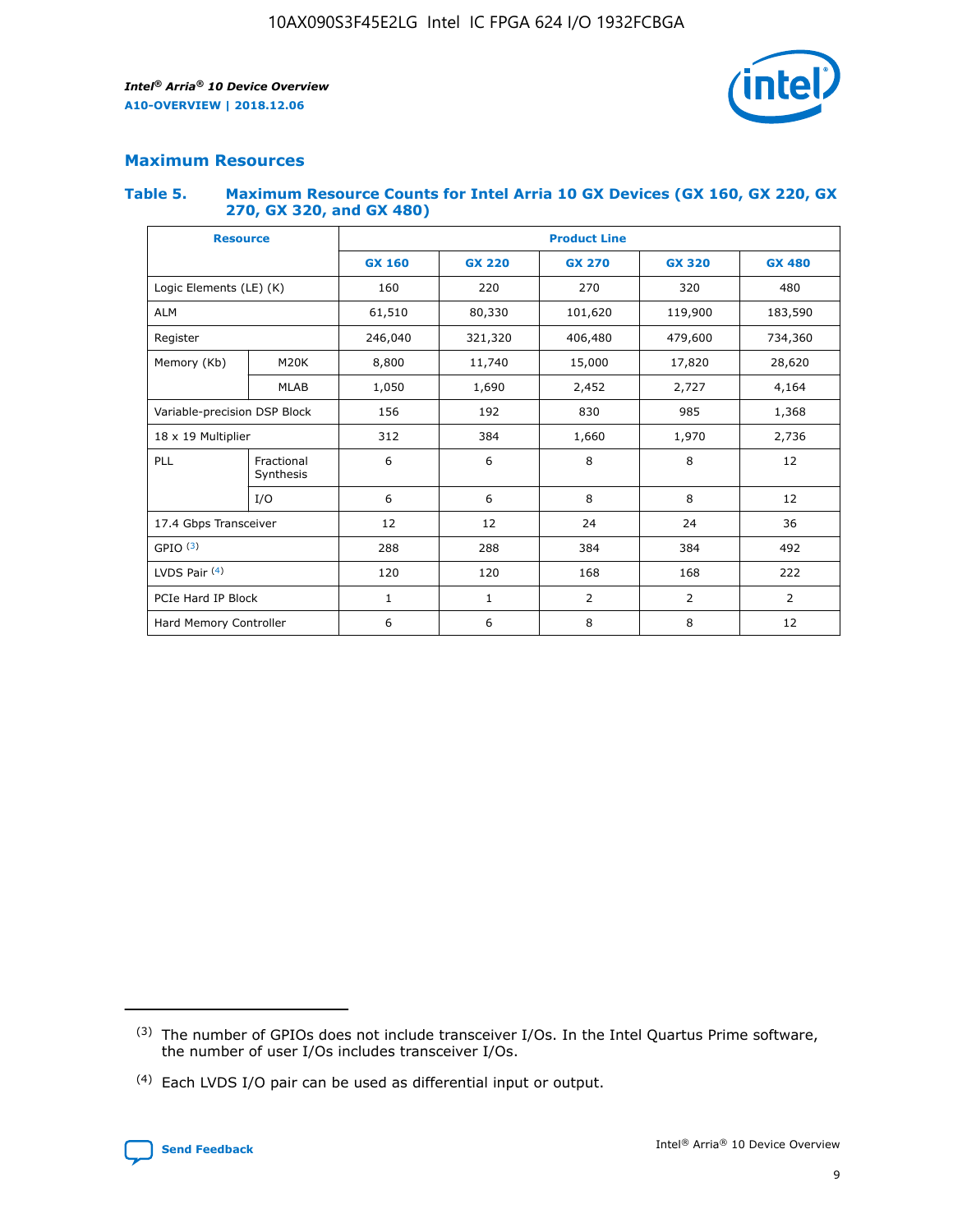## Maximum Resources

### Table 5. Maximum Resource Counts for Intel Arria 10 GX Devices (GX 160, GX 220, GX 270, GX 320, and GX 480)

| Resource | | Product Line | | | | |
|---|---|---|---|---|---|---|
| | | GX 160 | GX 220 | GX 270 | GX 320 | GX 480 |
| Logic Elements (LE) (K) | | 160 | 220 | 270 | 320 | 480 |
| ALM | | 61,510 | 80,330 | 101,620 | 119,900 | 183,590 |
| Register | | 246,040 | 321,320 | 406,480 | 479,600 | 734,360 |
| Memory (Kb) | M20K | 8,800 | 11,740 | 15,000 | 17,820 | 28,620 |
| | MLAB | 1,050 | 1,690 | 2,452 | 2,727 | 4,164 |
| Variable-precision DSP Block | | 156 | 192 | 830 | 985 | 1,368 |
| 18 x 19 Multiplier | | 312 | 384 | 1,660 | 1,970 | 2,736 |
| PLL | Fractional Synthesis | 6 | 6 | 8 | 8 | 12 |
| | I/O | 6 | 6 | 8 | 8 | 12 |
| 17.4 Gbps Transceiver | | 12 | 12 | 24 | 24 | 36 |
| GPIO [3] | | 288 | 288 | 384 | 384 | 492 |
| LVDS Pair [4] | | 120 | 120 | 168 | 168 | 222 |
| PCIe Hard IP Block | | 1 | 1 | 2 | 2 | 2 |
| Hard Memory Controller | | 6 | 6 | 8 | 8 | 12 |

(3) The number of GPIOs does not include transceiver I/Os. In the Intel Quartus Prime software, the number of user I/Os includes transceiver I/Os.

(4) Each LVDS I/O pair can be used as differential input or output.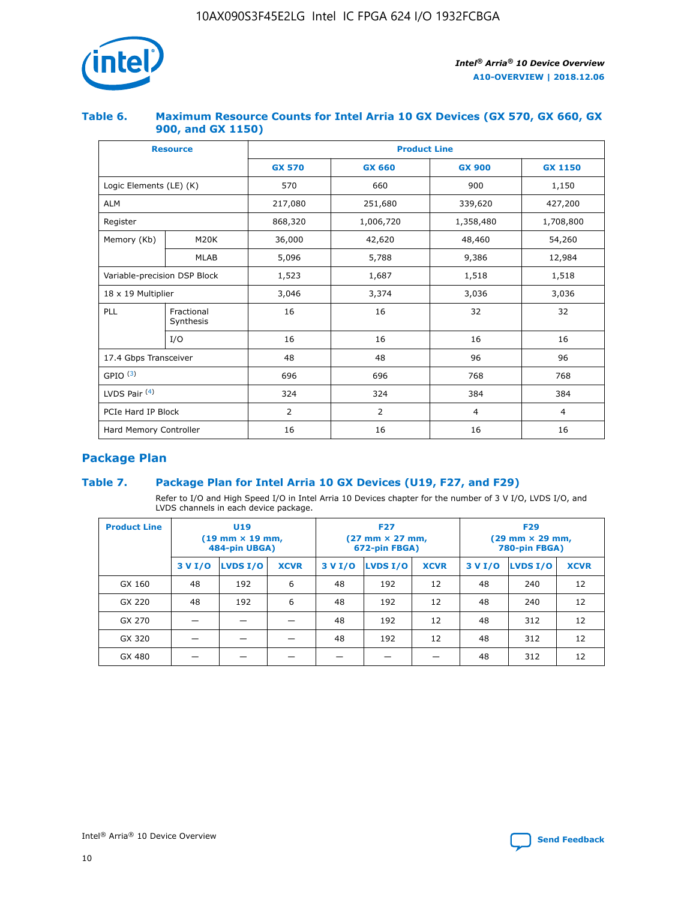## Table 6. Maximum Resource Counts for Intel Arria 10 GX Devices (GX 570, GX 660, GX 900, and GX 1150)

| Resource | | Product Line | | | |
|---|---|---|---|---|---|
| | | GX 570 | GX 660 | GX 900 | GX 1150 |
| Logic Elements (LE) (K) | | 570 | 660 | 900 | 1,150 |
| ALM | | 217,080 | 251,680 | 339,620 | 427,200 |
| Register | | 868,320 | 1,006,720 | 1,358,480 | 1,708,800 |
| Memory (Kb) | M20K | 36,000 | 42,620 | 48,460 | 54,260 |
| | MLAB | 5,096 | 5,788 | 9,386 | 12,984 |
| Variable-precision DSP Block | | 1,523 | 1,687 | 1,518 | 1,518 |
| 18 x 19 Multiplier | | 3,046 | 3,374 | 3,036 | 3,036 |
| PLL | Fractional Synthesis | 16 | 16 | 32 | 32 |
| | I/O | 16 | 16 | 16 | 16 |
| 17.4 Gbps Transceiver | | 48 | 48 | 96 | 96 |
| GPIO [(3)] | | 696 | 696 | 768 | 768 |
| LVDS Pair [(4)] | | 324 | 324 | 384 | 384 |
| PCIe Hard IP Block | | 2 | 2 | 4 | 4 |
| Hard Memory Controller | | 16 | 16 | 16 | 16 |

## Package Plan

## Table 7. Package Plan for Intel Arria 10 GX Devices (U19, F27, and F29)

Refer to I/O and High Speed I/O in Intel Arria 10 Devices chapter for the number of 3 V I/O, LVDS I/O, and LVDS channels in each device package.

| Product Line | U19 (19 mm × 19 mm, 484-pin UBGA) | | | F27 (27 mm × 27 mm, 672-pin FBGA) | | | F29 (29 mm × 29 mm, 780-pin FBGA) | | |
|---|---|---|---|---|---|---|---|---|---|
| | 3 V I/O | LVDS I/O | XCVR | 3 V I/O | LVDS I/O | XCVR | 3 V I/O | LVDS I/O | XCVR |
| GX 160 | 48 | 192 | 6 | 48 | 192 | 12 | 48 | 240 | 12 |
| GX 220 | 48 | 192 | 6 | 48 | 192 | 12 | 48 | 240 | 12 |
| GX 270 | — | — | — | 48 | 192 | 12 | 48 | 312 | 12 |
| GX 320 | — | — | — | 48 | 192 | 12 | 48 | 312 | 12 |
| GX 480 | — | — | — | — | — | — | 48 | 312 | 12 |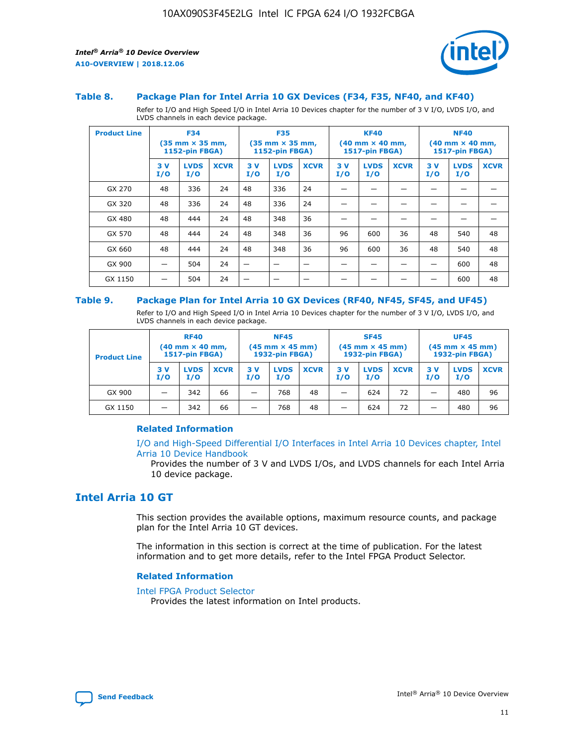### Table 8. Package Plan for Intel Arria 10 GX Devices (F34, F35, NF40, and KF40)

Refer to I/O and High Speed I/O in Intel Arria 10 Devices chapter for the number of 3 V I/O, LVDS I/O, and LVDS channels in each device package.

| Product Line | F34 (35 mm × 35 mm, 1152-pin FBGA) | | | F35 (35 mm × 35 mm, 1152-pin FBGA) | | | KF40 (40 mm × 40 mm, 1517-pin FBGA) | | | NF40 (40 mm × 40 mm, 1517-pin FBGA) | | |
|---|---|---|---|---|---|---|---|---|---|---|---|---|
| | 3 V I/O | LVDS I/O | XCVR | 3 V I/O | LVDS I/O | XCVR | 3 V I/O | LVDS I/O | XCVR | 3 V I/O | LVDS I/O | XCVR |
| GX 270 | 48 | 336 | 24 | 48 | 336 | 24 | — | — | — | — | — | — |
| GX 320 | 48 | 336 | 24 | 48 | 336 | 24 | — | — | — | — | — | — |
| GX 480 | 48 | 444 | 24 | 48 | 348 | 36 | — | — | — | — | — | — |
| GX 570 | 48 | 444 | 24 | 48 | 348 | 36 | 96 | 600 | 36 | 48 | 540 | 48 |
| GX 660 | 48 | 444 | 24 | 48 | 348 | 36 | 96 | 600 | 36 | 48 | 540 | 48 |
| GX 900 | — | 504 | 24 | — | — | — | — | — | — | — | 600 | 48 |
| GX 1150 | — | 504 | 24 | — | — | — | — | — | — | — | 600 | 48 |

### Table 9. Package Plan for Intel Arria 10 GX Devices (RF40, NF45, SF45, and UF45)

Refer to I/O and High Speed I/O in Intel Arria 10 Devices chapter for the number of 3 V I/O, LVDS I/O, and LVDS channels in each device package.

| Product Line | RF40 (40 mm × 40 mm, 1517-pin FBGA) | | | NF45 (45 mm × 45 mm) 1932-pin FBGA) | | | SF45 (45 mm × 45 mm) 1932-pin FBGA) | | | UF45 (45 mm × 45 mm) 1932-pin FBGA) | | |
|---|---|---|---|---|---|---|---|---|---|---|---|---|
| | 3 V I/O | LVDS I/O | XCVR | 3 V I/O | LVDS I/O | XCVR | 3 V I/O | LVDS I/O | XCVR | 3 V I/O | LVDS I/O | XCVR |
| GX 900 | — | 342 | 66 | — | 768 | 48 | — | 624 | 72 | — | 480 | 96 |
| GX 1150 | — | 342 | 66 | — | 768 | 48 | — | 624 | 72 | — | 480 | 96 |

#### Related Information

I/O and High-Speed Differential I/O Interfaces in Intel Arria 10 Devices chapter, Intel Arria 10 Device Handbook

Provides the number of 3 V and LVDS I/Os, and LVDS channels for each Intel Arria 10 device package.

## Intel Arria 10 GT

This section provides the available options, maximum resource counts, and package plan for the Intel Arria 10 GT devices.

The information in this section is correct at the time of publication. For the latest information and to get more details, refer to the Intel FPGA Product Selector.

#### Related Information

Intel FPGA Product Selector

Provides the latest information on Intel products.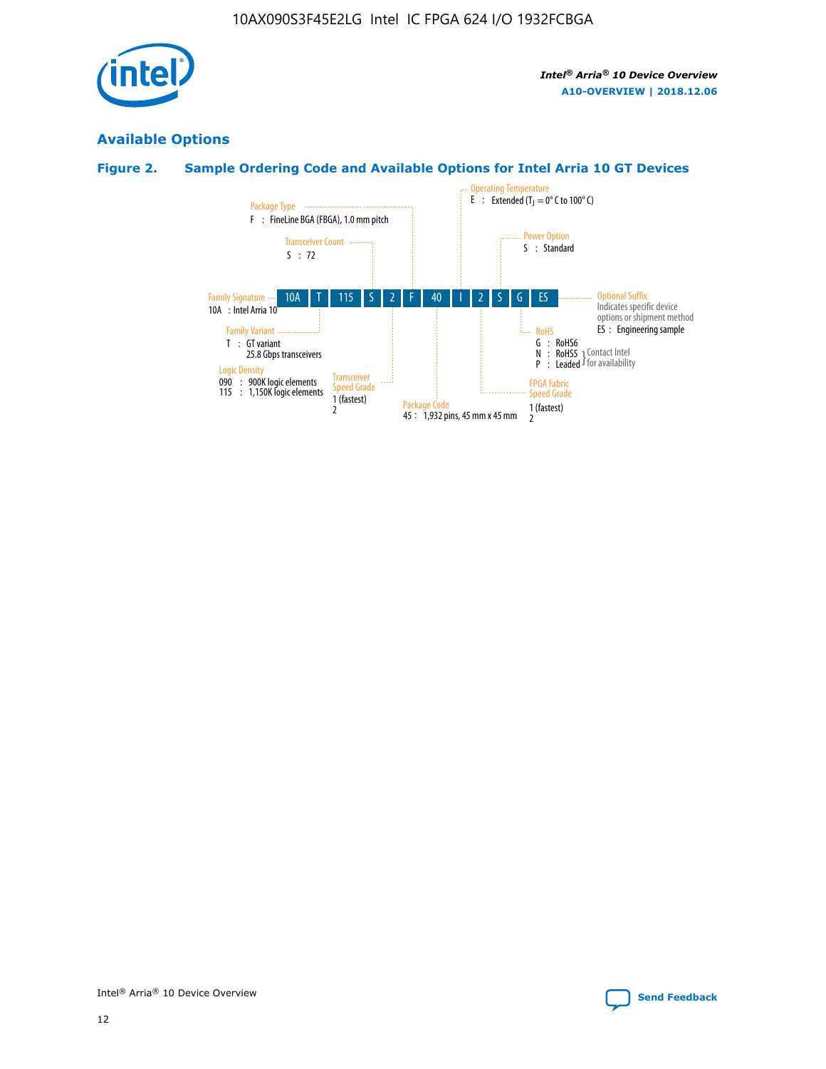## Available Options

### Figure 2. Sample Ordering Code and Available Options for Intel Arria 10 GT Devices

| 10A | T | 115 | S | 2 | F | 40 | I | 2 | S | G | ES |
|---|---|---|---|---|---|---|---|---|---|---|---|

**Family Signature**
10A : Intel Arria 10

**Family Variant**
T : GT variant
25.8 Gbps transceivers

**Logic Density**
090 : 900K logic elements
115 : 1,150K logic elements

**Transceiver Count**
S : 72

**Transceiver Speed Grade**
1 (fastest)
2

**Package Type**
F : FineLine BGA (FBGA), 1.0 mm pitch

**Package Code**
45 : 1,932 pins, 45 mm x 45 mm

**Operating Temperature**
E : Extended ($T_J$ = 0° C to 100° C)

**FPGA Fabric Speed Grade**
1 (fastest)
2

**Power Option**
S : Standard

**RoHS**
G : RoHS6
N : RoHS5 } Contact Intel for availability
P : Leaded } Contact Intel for availability

**Optional Suffix**
Indicates specific device options or shipment method
ES : Engineering sample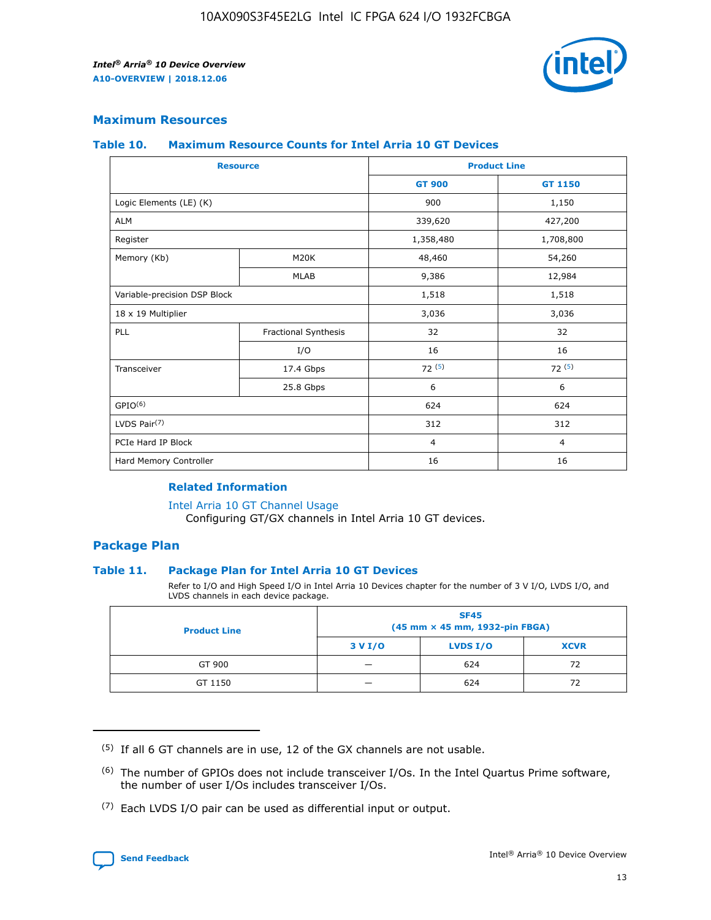## Maximum Resources

### Table 10. Maximum Resource Counts for Intel Arria 10 GT Devices

| Resource | | Product Line | |
|---|---|---|---|
| | | GT 900 | GT 1150 |
| Logic Elements (LE) (K) | | 900 | 1,150 |
| ALM | | 339,620 | 427,200 |
| Register | | 1,358,480 | 1,708,800 |
| Memory (Kb) | M20K | 48,460 | 54,260 |
| | MLAB | 9,386 | 12,984 |
| Variable-precision DSP Block | | 1,518 | 1,518 |
| 18 x 19 Multiplier | | 3,036 | 3,036 |
| PLL | Fractional Synthesis | 32 | 32 |
| | I/O | 16 | 16 |
| Transceiver | 17.4 Gbps | 72 (5) | 72 (5) |
| | 25.8 Gbps | 6 | 6 |
| GPIO(6) | | 624 | 624 |
| LVDS Pair(7) | | 312 | 312 |
| PCIe Hard IP Block | | 4 | 4 |
| Hard Memory Controller | | 16 | 16 |

**Related Information**

Intel Arria 10 GT Channel Usage
Configuring GT/GX channels in Intel Arria 10 GT devices.

## Package Plan

### Table 11. Package Plan for Intel Arria 10 GT Devices

Refer to I/O and High Speed I/O in Intel Arria 10 Devices chapter for the number of 3 V I/O, LVDS I/O, and LVDS channels in each device package.

| Product Line | SF45 (45 mm × 45 mm, 1932-pin FBGA) | | |
|---|---|---|---|
| | 3 V I/O | LVDS I/O | XCVR |
| GT 900 | — | 624 | 72 |
| GT 1150 | — | 624 | 72 |

(5) If all 6 GT channels are in use, 12 of the GX channels are not usable.

(6) The number of GPIOs does not include transceiver I/Os. In the Intel Quartus Prime software, the number of user I/Os includes transceiver I/Os.

(7) Each LVDS I/O pair can be used as differential input or output.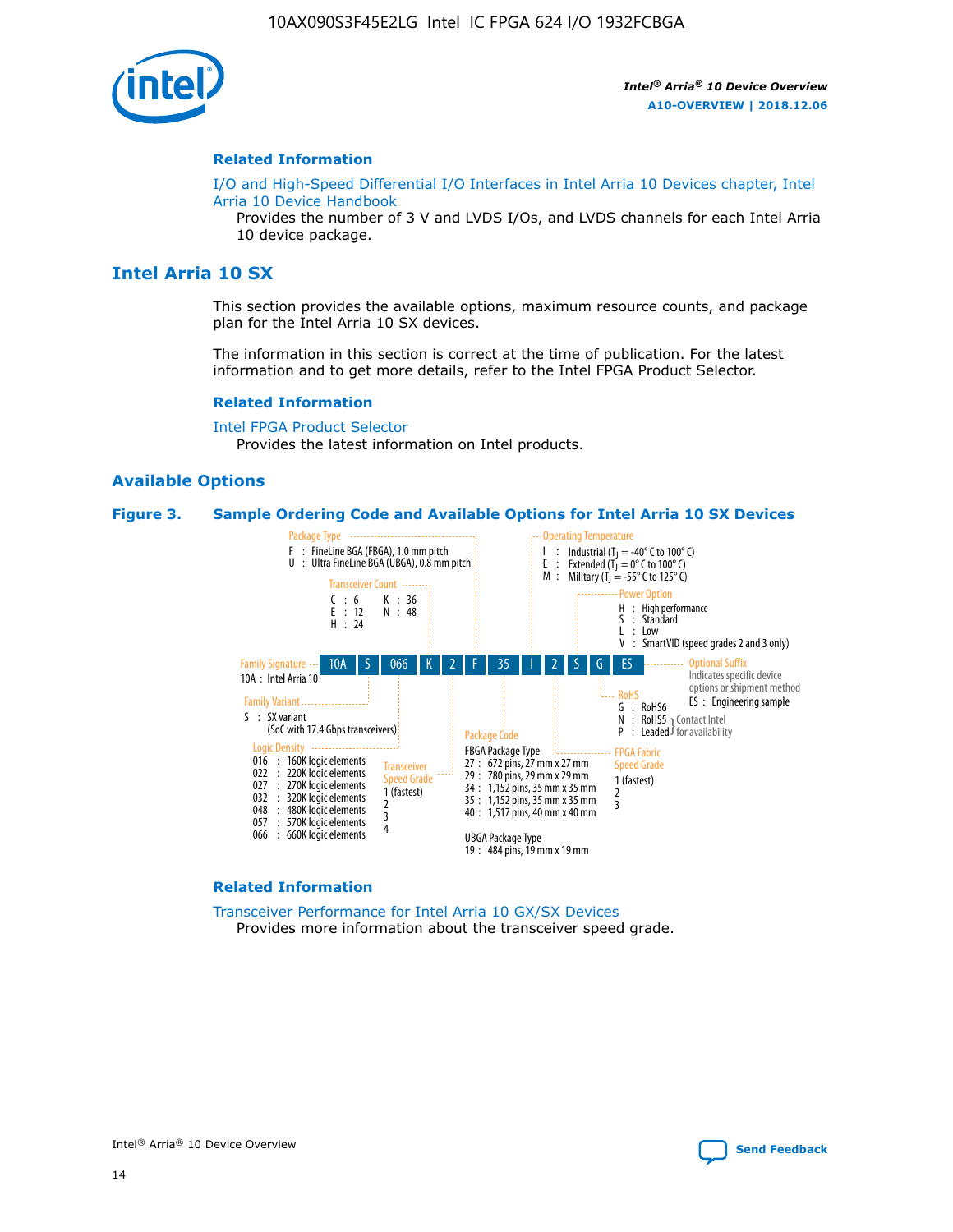## Related Information

I/O and High-Speed Differential I/O Interfaces in Intel Arria 10 Devices chapter, Intel Arria 10 Device Handbook

Provides the number of 3 V and LVDS I/Os, and LVDS channels for each Intel Arria 10 device package.

# Intel Arria 10 SX

This section provides the available options, maximum resource counts, and package plan for the Intel Arria 10 SX devices.

The information in this section is correct at the time of publication. For the latest information and to get more details, refer to the Intel FPGA Product Selector.

## Related Information

Intel FPGA Product Selector

Provides the latest information on Intel products.

## Available Options

### Figure 3. Sample Ordering Code and Available Options for Intel Arria 10 SX Devices

10A | S | 066 | K | 2 | F | 35 | I | 2 | S | G | ES

**Family Signature**
- 10A : Intel Arria 10

**Family Variant**
- S : SX variant (SoC with 17.4 Gbps transceivers)

**Logic Density**
- 016 : 160K logic elements
- 022 : 220K logic elements
- 027 : 270K logic elements
- 032 : 320K logic elements
- 048 : 480K logic elements
- 057 : 570K logic elements
- 066 : 660K logic elements

**Transceiver Count**
- C : 6
- E : 12
- H : 24
- K : 36
- N : 48

**Transceiver Speed Grade**
- 1 (fastest)
- 2
- 3
- 4

**Package Type**
- F : FineLine BGA (FBGA), 1.0 mm pitch
- U : Ultra FineLine BGA (UBGA), 0.8 mm pitch

**Package Code**

FBGA Package Type
- 27 : 672 pins, 27 mm x 27 mm
- 29 : 780 pins, 29 mm x 29 mm
- 34 : 1,152 pins, 35 mm x 35 mm
- 35 : 1,152 pins, 35 mm x 35 mm
- 40 : 1,517 pins, 40 mm x 40 mm

UBGA Package Type
- 19 : 484 pins, 19 mm x 19 mm

**Operating Temperature**
- I : Industrial ($T_J$ = -40° C to 100° C)
- E : Extended ($T_J$ = 0° C to 100° C)
- M : Military ($T_J$ = -55° C to 125° C)

**FPGA Fabric Speed Grade**
- 1 (fastest)
- 2
- 3

**Power Option**
- H : High performance
- S : Standard
- L : Low
- V : SmartVID (speed grades 2 and 3 only)

**RoHS**
- G : RoHS6
- N : RoHS5 (Contact Intel for availability)
- P : Leaded (Contact Intel for availability)

**Optional Suffix**

Indicates specific device options or shipment method
- ES : Engineering sample

## Related Information

Transceiver Performance for Intel Arria 10 GX/SX Devices

Provides more information about the transceiver speed grade.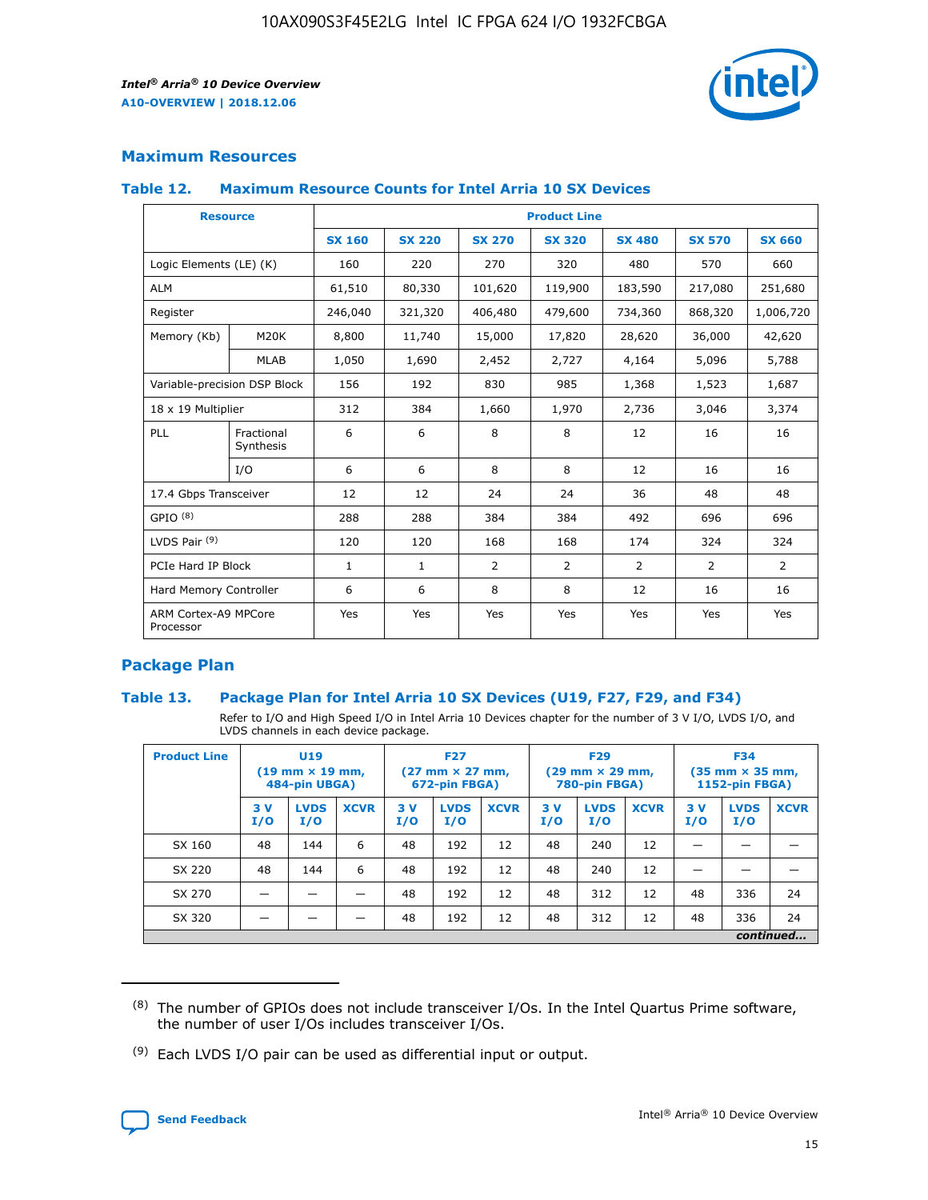## Maximum Resources

### Table 12. Maximum Resource Counts for Intel Arria 10 SX Devices

| Resource | | Product Line | | | | | | |
|---|---|---|---|---|---|---|---|---|
| | | SX 160 | SX 220 | SX 270 | SX 320 | SX 480 | SX 570 | SX 660 |
| Logic Elements (LE) (K) | | 160 | 220 | 270 | 320 | 480 | 570 | 660 |
| ALM | | 61,510 | 80,330 | 101,620 | 119,900 | 183,590 | 217,080 | 251,680 |
| Register | | 246,040 | 321,320 | 406,480 | 479,600 | 734,360 | 868,320 | 1,006,720 |
| Memory (Kb) | M20K | 8,800 | 11,740 | 15,000 | 17,820 | 28,620 | 36,000 | 42,620 |
| | MLAB | 1,050 | 1,690 | 2,452 | 2,727 | 4,164 | 5,096 | 5,788 |
| Variable-precision DSP Block | | 156 | 192 | 830 | 985 | 1,368 | 1,523 | 1,687 |
| 18 x 19 Multiplier | | 312 | 384 | 1,660 | 1,970 | 2,736 | 3,046 | 3,374 |
| PLL | Fractional Synthesis | 6 | 6 | 8 | 8 | 12 | 16 | 16 |
| | I/O | 6 | 6 | 8 | 8 | 12 | 16 | 16 |
| 17.4 Gbps Transceiver | | 12 | 12 | 24 | 24 | 36 | 48 | 48 |
| GPIO [(8)] | | 288 | 288 | 384 | 384 | 492 | 696 | 696 |
| LVDS Pair [(9)] | | 120 | 120 | 168 | 168 | 174 | 324 | 324 |
| PCIe Hard IP Block | | 1 | 1 | 2 | 2 | 2 | 2 | 2 |
| Hard Memory Controller | | 6 | 6 | 8 | 8 | 12 | 16 | 16 |
| ARM Cortex-A9 MPCore Processor | | Yes | Yes | Yes | Yes | Yes | Yes | Yes |

## Package Plan

### Table 13. Package Plan for Intel Arria 10 SX Devices (U19, F27, F29, and F34)

Refer to I/O and High Speed I/O in Intel Arria 10 Devices chapter for the number of 3 V I/O, LVDS I/O, and LVDS channels in each device package.

| Product Line | U19 (19 mm × 19 mm, 484-pin UBGA) | | | F27 (27 mm × 27 mm, 672-pin FBGA) | | | F29 (29 mm × 29 mm, 780-pin FBGA) | | | F34 (35 mm × 35 mm, 1152-pin FBGA) | | |
|---|---|---|---|---|---|---|---|---|---|---|---|---|
| | 3 V I/O | LVDS I/O | XCVR | 3 V I/O | LVDS I/O | XCVR | 3 V I/O | LVDS I/O | XCVR | 3 V I/O | LVDS I/O | XCVR |
| SX 160 | 48 | 144 | 6 | 48 | 192 | 12 | 48 | 240 | 12 | — | — | — |
| SX 220 | 48 | 144 | 6 | 48 | 192 | 12 | 48 | 240 | 12 | — | — | — |
| SX 270 | — | — | — | 48 | 192 | 12 | 48 | 312 | 12 | 48 | 336 | 24 |
| SX 320 | — | — | — | 48 | 192 | 12 | 48 | 312 | 12 | 48 | 336 | 24 |

*continued...*

(8) The number of GPIOs does not include transceiver I/Os. In the Intel Quartus Prime software, the number of user I/Os includes transceiver I/Os.

(9) Each LVDS I/O pair can be used as differential input or output.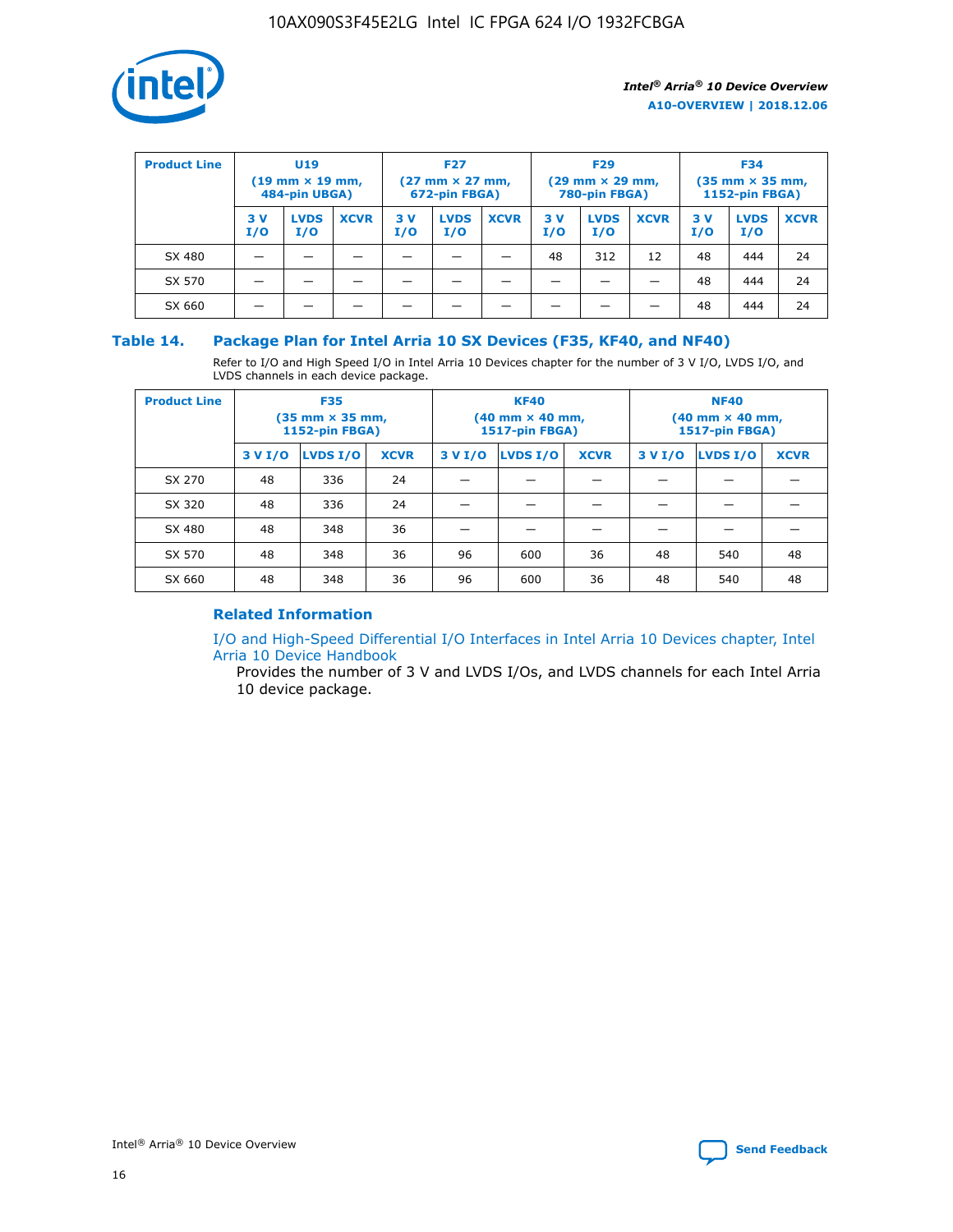| Product Line | U19 (19 mm × 19 mm, 484-pin UBGA) | | | F27 (27 mm × 27 mm, 672-pin FBGA) | | | F29 (29 mm × 29 mm, 780-pin FBGA) | | | F34 (35 mm × 35 mm, 1152-pin FBGA) | | |
|---|---|---|---|---|---|---|---|---|---|---|---|---|
| | 3 V I/O | LVDS I/O | XCVR | 3 V I/O | LVDS I/O | XCVR | 3 V I/O | LVDS I/O | XCVR | 3 V I/O | LVDS I/O | XCVR |
| SX 480 | — | — | — | — | — | — | 48 | 312 | 12 | 48 | 444 | 24 |
| SX 570 | — | — | — | — | — | — | — | — | — | 48 | 444 | 24 |
| SX 660 | — | — | — | — | — | — | — | — | — | 48 | 444 | 24 |

### Table 14. Package Plan for Intel Arria 10 SX Devices (F35, KF40, and NF40)

Refer to I/O and High Speed I/O in Intel Arria 10 Devices chapter for the number of 3 V I/O, LVDS I/O, and LVDS channels in each device package.

| Product Line | F35 (35 mm × 35 mm, 1152-pin FBGA) | | | KF40 (40 mm × 40 mm, 1517-pin FBGA) | | | NF40 (40 mm × 40 mm, 1517-pin FBGA) | | |
|---|---|---|---|---|---|---|---|---|---|
| | 3 V I/O | LVDS I/O | XCVR | 3 V I/O | LVDS I/O | XCVR | 3 V I/O | LVDS I/O | XCVR |
| SX 270 | 48 | 336 | 24 | — | — | — | — | — | — |
| SX 320 | 48 | 336 | 24 | — | — | — | — | — | — |
| SX 480 | 48 | 348 | 36 | — | — | — | — | — | — |
| SX 570 | 48 | 348 | 36 | 96 | 600 | 36 | 48 | 540 | 48 |
| SX 660 | 48 | 348 | 36 | 96 | 600 | 36 | 48 | 540 | 48 |

#### Related Information

I/O and High-Speed Differential I/O Interfaces in Intel Arria 10 Devices chapter, Intel Arria 10 Device Handbook

Provides the number of 3 V and LVDS I/Os, and LVDS channels for each Intel Arria 10 device package.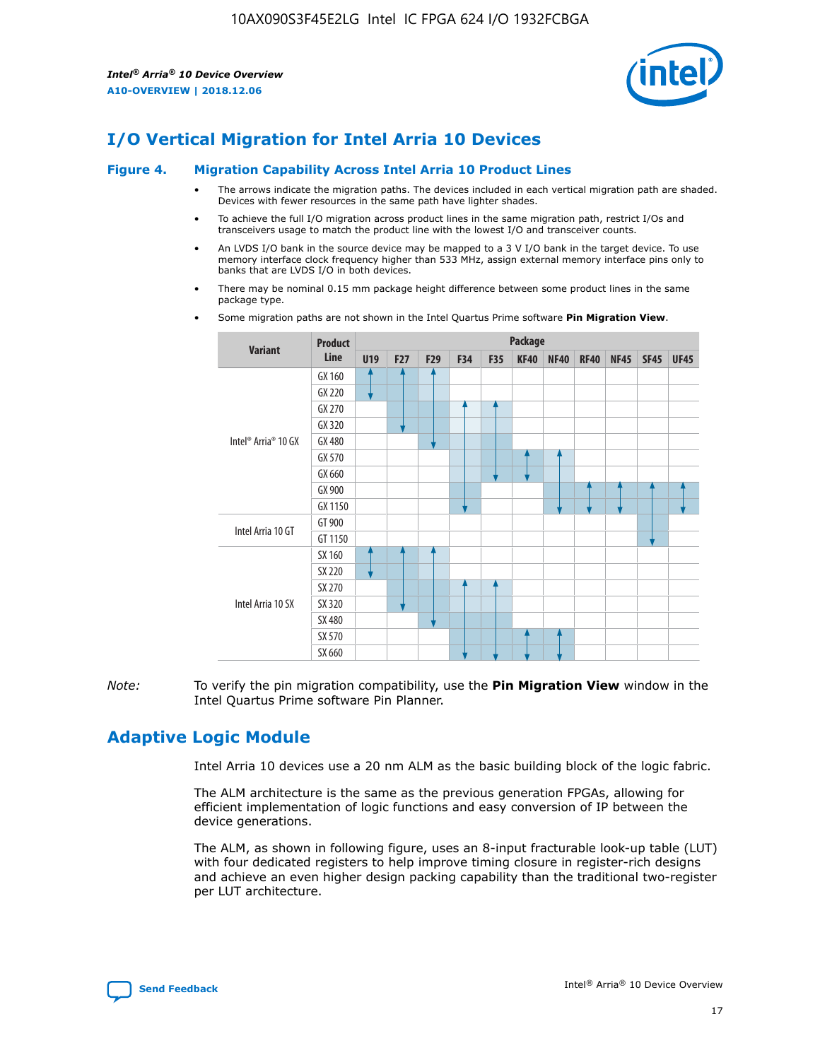## I/O Vertical Migration for Intel Arria 10 Devices

**Figure 4. Migration Capability Across Intel Arria 10 Product Lines**

- The arrows indicate the migration paths. The devices included in each vertical migration path are shaded. Devices with fewer resources in the same path have lighter shades.
- To achieve the full I/O migration across product lines in the same migration path, restrict I/Os and transceivers usage to match the product line with the lowest I/O and transceiver counts.
- An LVDS I/O bank in the source device may be mapped to a 3 V I/O bank in the target device. To use memory interface clock frequency higher than 533 MHz, assign external memory interface pins only to banks that are LVDS I/O in both devices.
- There may be nominal 0.15 mm package height difference between some product lines in the same package type.
- Some migration paths are not shown in the Intel Quartus Prime software **Pin Migration View**.

| Variant | Product Line | U19 | F27 | F29 | F34 | F35 | KF40 | NF40 | RF40 | NF45 | SF45 | UF45 |
|---|---|---|---|---|---|---|---|---|---|---|---|---|
| Intel® Arria® 10 GX | GX 160 | | | | | | | | | | | |
| | GX 220 | | | | | | | | | | | |
| | GX 270 | | | | | | | | | | | |
| | GX 320 | | | | | | | | | | | |
| | GX 480 | | | | | | | | | | | |
| | GX 570 | | | | | | | | | | | |
| | GX 660 | | | | | | | | | | | |
| | GX 900 | | | | | | | | | | | |
| | GX 1150 | | | | | | | | | | | |
| Intel Arria 10 GT | GT 900 | | | | | | | | | | | |
| | GT 1150 | | | | | | | | | | | |
| Intel Arria 10 SX | SX 160 | | | | | | | | | | | |
| | SX 220 | | | | | | | | | | | |
| | SX 270 | | | | | | | | | | | |
| | SX 320 | | | | | | | | | | | |
| | SX 480 | | | | | | | | | | | |
| | SX 570 | | | | | | | | | | | |
| | SX 660 | | | | | | | | | | | |

*Note:* To verify the pin migration compatibility, use the **Pin Migration View** window in the Intel Quartus Prime software Pin Planner.

## Adaptive Logic Module

Intel Arria 10 devices use a 20 nm ALM as the basic building block of the logic fabric.

The ALM architecture is the same as the previous generation FPGAs, allowing for efficient implementation of logic functions and easy conversion of IP between the device generations.

The ALM, as shown in following figure, uses an 8-input fracturable look-up table (LUT) with four dedicated registers to help improve timing closure in register-rich designs and achieve an even higher design packing capability than the traditional two-register per LUT architecture.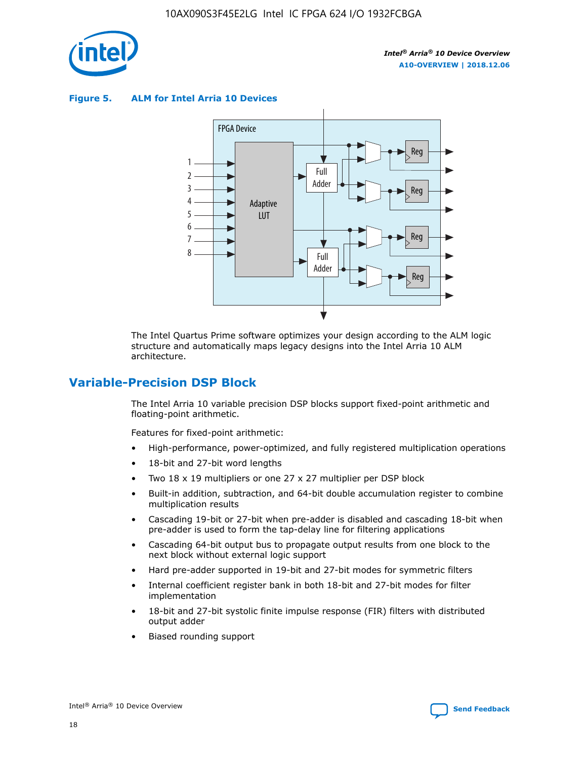**Figure 5. ALM for Intel Arria 10 Devices**

The Intel Quartus Prime software optimizes your design according to the ALM logic structure and automatically maps legacy designs into the Intel Arria 10 ALM architecture.

## Variable-Precision DSP Block

The Intel Arria 10 variable precision DSP blocks support fixed-point arithmetic and floating-point arithmetic.

Features for fixed-point arithmetic:

- High-performance, power-optimized, and fully registered multiplication operations
- 18-bit and 27-bit word lengths
- Two 18 x 19 multipliers or one 27 x 27 multiplier per DSP block
- Built-in addition, subtraction, and 64-bit double accumulation register to combine multiplication results
- Cascading 19-bit or 27-bit when pre-adder is disabled and cascading 18-bit when pre-adder is used to form the tap-delay line for filtering applications
- Cascading 64-bit output bus to propagate output results from one block to the next block without external logic support
- Hard pre-adder supported in 19-bit and 27-bit modes for symmetric filters
- Internal coefficient register bank in both 18-bit and 27-bit modes for filter implementation
- 18-bit and 27-bit systolic finite impulse response (FIR) filters with distributed output adder
- Biased rounding support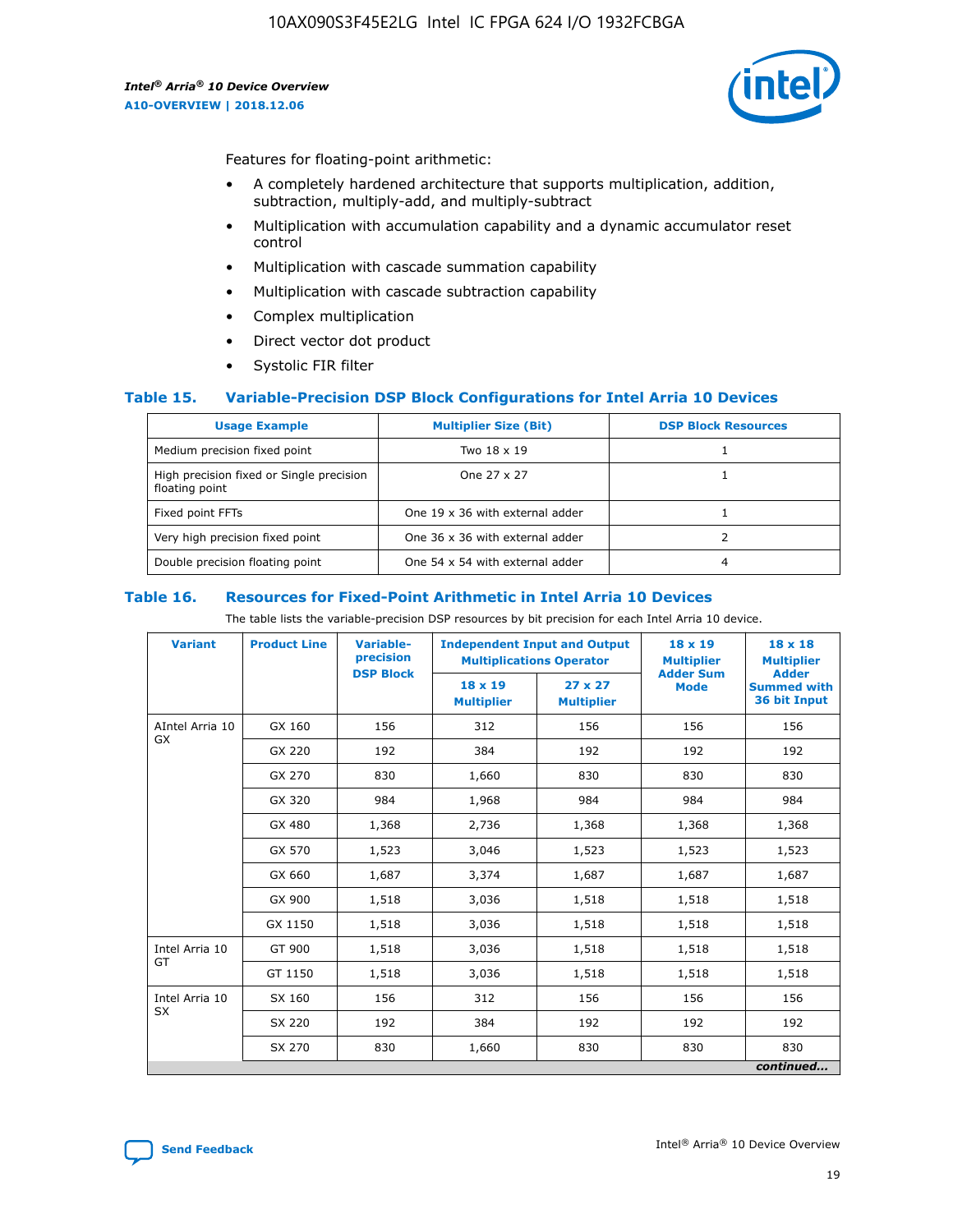Features for floating-point arithmetic:

- A completely hardened architecture that supports multiplication, addition, subtraction, multiply-add, and multiply-subtract
- Multiplication with accumulation capability and a dynamic accumulator reset control
- Multiplication with cascade summation capability
- Multiplication with cascade subtraction capability
- Complex multiplication
- Direct vector dot product
- Systolic FIR filter

### Table 15. Variable-Precision DSP Block Configurations for Intel Arria 10 Devices

| Usage Example | Multiplier Size (Bit) | DSP Block Resources |
|---|---|---|
| Medium precision fixed point | Two 18 x 19 | 1 |
| High precision fixed or Single precision floating point | One 27 x 27 | 1 |
| Fixed point FFTs | One 19 x 36 with external adder | 1 |
| Very high precision fixed point | One 36 x 36 with external adder | 2 |
| Double precision floating point | One 54 x 54 with external adder | 4 |

### Table 16. Resources for Fixed-Point Arithmetic in Intel Arria 10 Devices

The table lists the variable-precision DSP resources by bit precision for each Intel Arria 10 device.

| Variant | Product Line | Variable-precision DSP Block | Independent Input and Output Multiplications Operator | | 18 x 19 Multiplier Adder Sum Mode | 18 x 18 Multiplier Adder Summed with 36 bit Input |
|---|---|---|---|---|---|---|
| | | | 18 x 19 Multiplier | 27 x 27 Multiplier | | |
| AIntel Arria 10 GX | GX 160 | 156 | 312 | 156 | 156 | 156 |
| | GX 220 | 192 | 384 | 192 | 192 | 192 |
| | GX 270 | 830 | 1,660 | 830 | 830 | 830 |
| | GX 320 | 984 | 1,968 | 984 | 984 | 984 |
| | GX 480 | 1,368 | 2,736 | 1,368 | 1,368 | 1,368 |
| | GX 570 | 1,523 | 3,046 | 1,523 | 1,523 | 1,523 |
| | GX 660 | 1,687 | 3,374 | 1,687 | 1,687 | 1,687 |
| | GX 900 | 1,518 | 3,036 | 1,518 | 1,518 | 1,518 |
| | GX 1150 | 1,518 | 3,036 | 1,518 | 1,518 | 1,518 |
| Intel Arria 10 GT | GT 900 | 1,518 | 3,036 | 1,518 | 1,518 | 1,518 |
| | GT 1150 | 1,518 | 3,036 | 1,518 | 1,518 | 1,518 |
| Intel Arria 10 SX | SX 160 | 156 | 312 | 156 | 156 | 156 |
| | SX 220 | 192 | 384 | 192 | 192 | 192 |
| | SX 270 | 830 | 1,660 | 830 | 830 | 830 |

*continued...*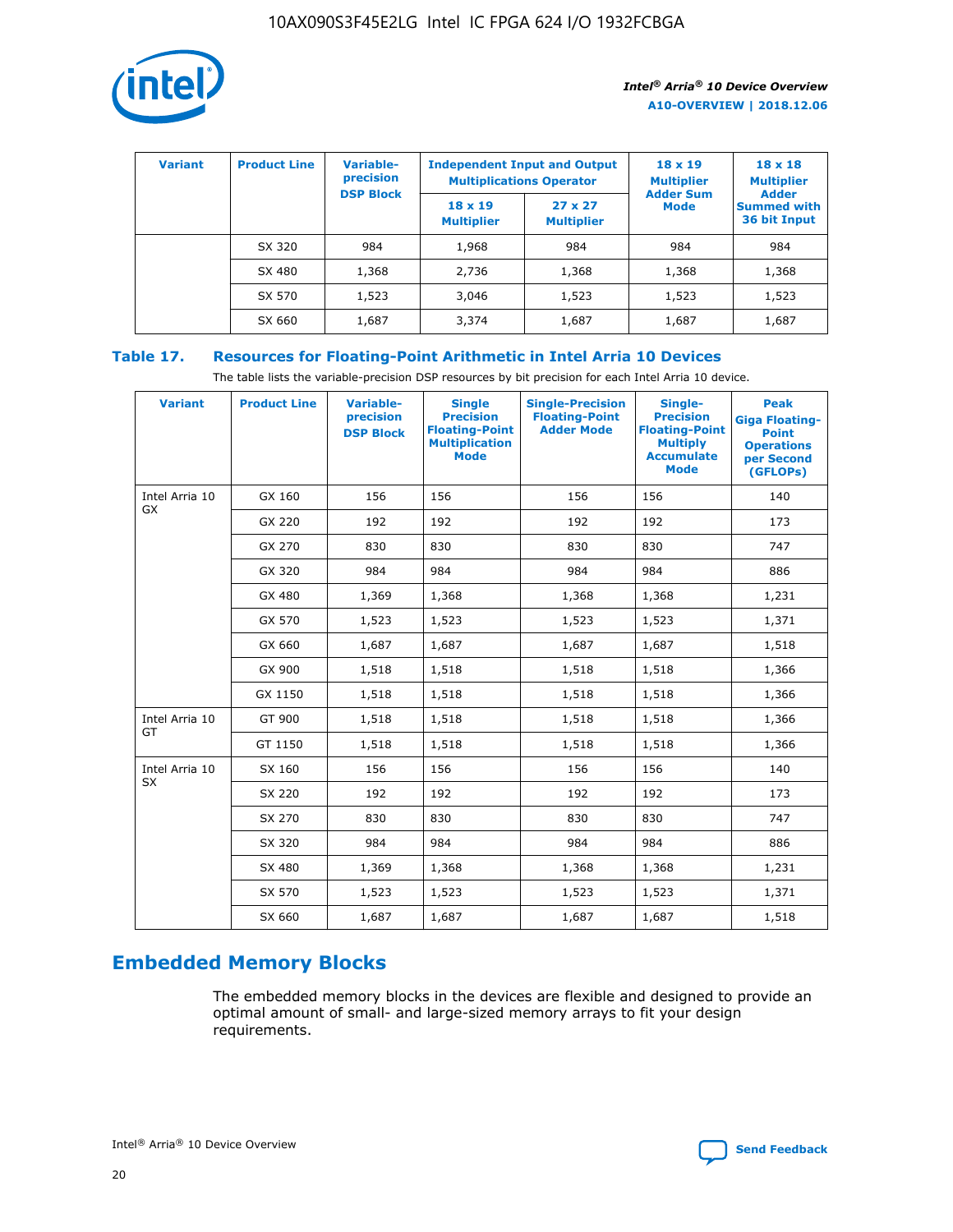| Variant | Product Line | Variable-precision DSP Block | Independent Input and Output Multiplications Operator | | 18 x 19 Multiplier Adder Sum Mode | 18 x 18 Multiplier Adder Summed with 36 bit Input |
|---|---|---|---|---|---|---|
| | | | 18 x 19 Multiplier | 27 x 27 Multiplier | | |
| | SX 320 | 984 | 1,968 | 984 | 984 | 984 |
| | SX 480 | 1,368 | 2,736 | 1,368 | 1,368 | 1,368 |
| | SX 570 | 1,523 | 3,046 | 1,523 | 1,523 | 1,523 |
| | SX 660 | 1,687 | 3,374 | 1,687 | 1,687 | 1,687 |

## Table 17. Resources for Floating-Point Arithmetic in Intel Arria 10 Devices

The table lists the variable-precision DSP resources by bit precision for each Intel Arria 10 device.

| Variant | Product Line | Variable-precision DSP Block | Single Precision Floating-Point Multiplication Mode | Single-Precision Floating-Point Adder Mode | Single-Precision Floating-Point Multiply Accumulate Mode | Peak Giga Floating-Point Operations per Second (GFLOPs) |
|---|---|---|---|---|---|---|
| Intel Arria 10 GX | GX 160 | 156 | 156 | 156 | 156 | 140 |
| | GX 220 | 192 | 192 | 192 | 192 | 173 |
| | GX 270 | 830 | 830 | 830 | 830 | 747 |
| | GX 320 | 984 | 984 | 984 | 984 | 886 |
| | GX 480 | 1,369 | 1,368 | 1,368 | 1,368 | 1,231 |
| | GX 570 | 1,523 | 1,523 | 1,523 | 1,523 | 1,371 |
| | GX 660 | 1,687 | 1,687 | 1,687 | 1,687 | 1,518 |
| | GX 900 | 1,518 | 1,518 | 1,518 | 1,518 | 1,366 |
| | GX 1150 | 1,518 | 1,518 | 1,518 | 1,518 | 1,366 |
| Intel Arria 10 GT | GT 900 | 1,518 | 1,518 | 1,518 | 1,518 | 1,366 |
| | GT 1150 | 1,518 | 1,518 | 1,518 | 1,518 | 1,366 |
| Intel Arria 10 SX | SX 160 | 156 | 156 | 156 | 156 | 140 |
| | SX 220 | 192 | 192 | 192 | 192 | 173 |
| | SX 270 | 830 | 830 | 830 | 830 | 747 |
| | SX 320 | 984 | 984 | 984 | 984 | 886 |
| | SX 480 | 1,369 | 1,368 | 1,368 | 1,368 | 1,231 |
| | SX 570 | 1,523 | 1,523 | 1,523 | 1,523 | 1,371 |
| | SX 660 | 1,687 | 1,687 | 1,687 | 1,687 | 1,518 |

## Embedded Memory Blocks

The embedded memory blocks in the devices are flexible and designed to provide an optimal amount of small- and large-sized memory arrays to fit your design requirements.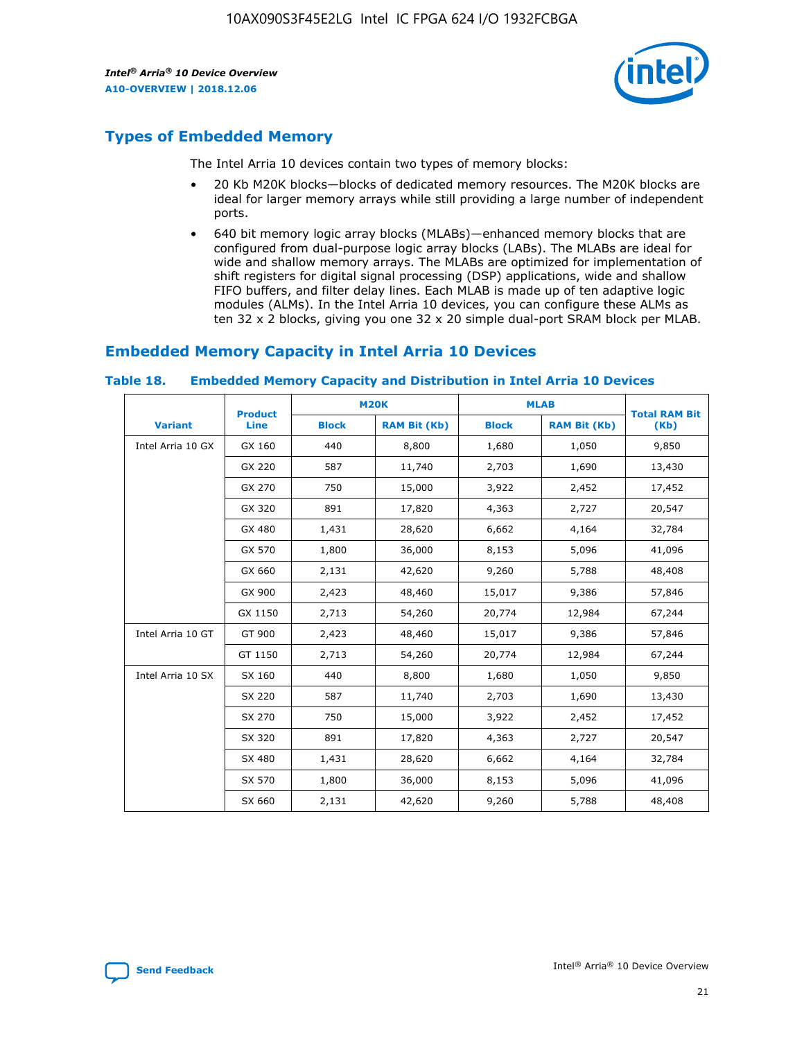## Types of Embedded Memory

The Intel Arria 10 devices contain two types of memory blocks:

- 20 Kb M20K blocks—blocks of dedicated memory resources. The M20K blocks are ideal for larger memory arrays while still providing a large number of independent ports.
- 640 bit memory logic array blocks (MLABs)—enhanced memory blocks that are configured from dual-purpose logic array blocks (LABs). The MLABs are ideal for wide and shallow memory arrays. The MLABs are optimized for implementation of shift registers for digital signal processing (DSP) applications, wide and shallow FIFO buffers, and filter delay lines. Each MLAB is made up of ten adaptive logic modules (ALMs). In the Intel Arria 10 devices, you can configure these ALMs as ten 32 x 2 blocks, giving you one 32 x 20 simple dual-port SRAM block per MLAB.

## Embedded Memory Capacity in Intel Arria 10 Devices

### Table 18. Embedded Memory Capacity and Distribution in Intel Arria 10 Devices

| Variant | Product Line | M20K | | MLAB | | Total RAM Bit (Kb) |
|---|---|---|---|---|---|---|
| | | Block | RAM Bit (Kb) | Block | RAM Bit (Kb) | |
| Intel Arria 10 GX | GX 160 | 440 | 8,800 | 1,680 | 1,050 | 9,850 |
| | GX 220 | 587 | 11,740 | 2,703 | 1,690 | 13,430 |
| | GX 270 | 750 | 15,000 | 3,922 | 2,452 | 17,452 |
| | GX 320 | 891 | 17,820 | 4,363 | 2,727 | 20,547 |
| | GX 480 | 1,431 | 28,620 | 6,662 | 4,164 | 32,784 |
| | GX 570 | 1,800 | 36,000 | 8,153 | 5,096 | 41,096 |
| | GX 660 | 2,131 | 42,620 | 9,260 | 5,788 | 48,408 |
| | GX 900 | 2,423 | 48,460 | 15,017 | 9,386 | 57,846 |
| | GX 1150 | 2,713 | 54,260 | 20,774 | 12,984 | 67,244 |
| Intel Arria 10 GT | GT 900 | 2,423 | 48,460 | 15,017 | 9,386 | 57,846 |
| | GT 1150 | 2,713 | 54,260 | 20,774 | 12,984 | 67,244 |
| Intel Arria 10 SX | SX 160 | 440 | 8,800 | 1,680 | 1,050 | 9,850 |
| | SX 220 | 587 | 11,740 | 2,703 | 1,690 | 13,430 |
| | SX 270 | 750 | 15,000 | 3,922 | 2,452 | 17,452 |
| | SX 320 | 891 | 17,820 | 4,363 | 2,727 | 20,547 |
| | SX 480 | 1,431 | 28,620 | 6,662 | 4,164 | 32,784 |
| | SX 570 | 1,800 | 36,000 | 8,153 | 5,096 | 41,096 |
| | SX 660 | 2,131 | 42,620 | 9,260 | 5,788 | 48,408 |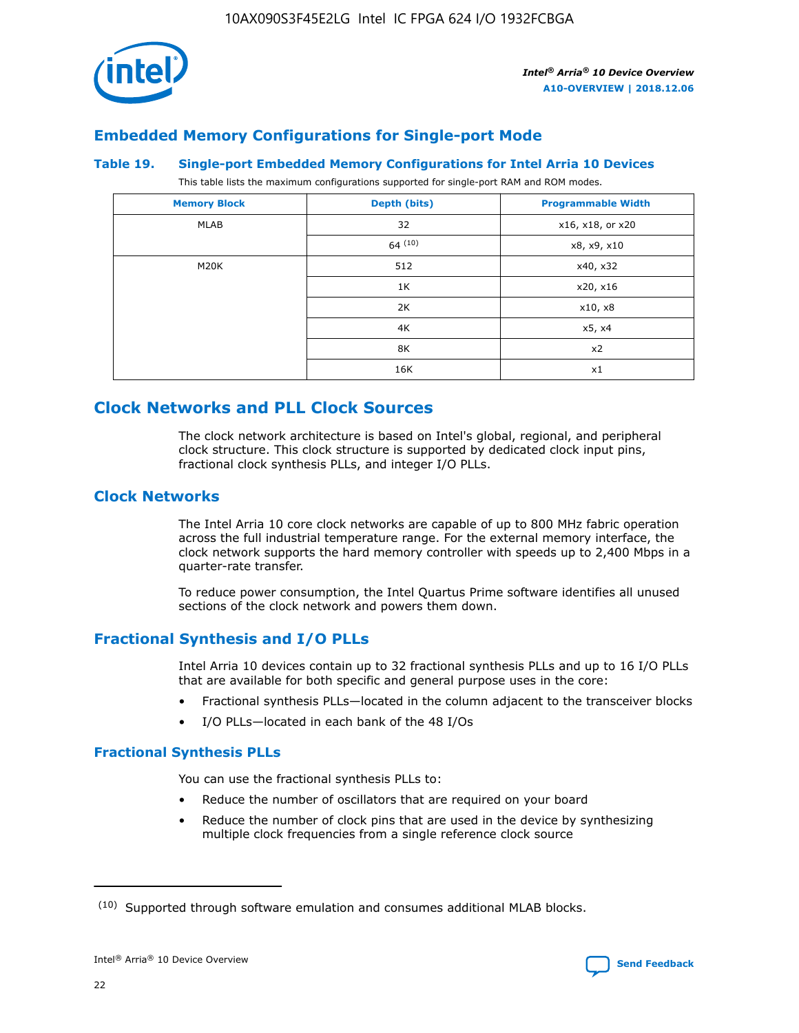## Embedded Memory Configurations for Single-port Mode

**Table 19. Single-port Embedded Memory Configurations for Intel Arria 10 Devices**

This table lists the maximum configurations supported for single-port RAM and ROM modes.

| Memory Block | Depth (bits) | Programmable Width |
|---|---|---|
| MLAB | 32 | x16, x18, or x20 |
| | 64 [10] | x8, x9, x10 |
| M20K | 512 | x40, x32 |
| | 1K | x20, x16 |
| | 2K | x10, x8 |
| | 4K | x5, x4 |
| | 8K | x2 |
| | 16K | x1 |

# Clock Networks and PLL Clock Sources

The clock network architecture is based on Intel's global, regional, and peripheral clock structure. This clock structure is supported by dedicated clock input pins, fractional clock synthesis PLLs, and integer I/O PLLs.

## Clock Networks

The Intel Arria 10 core clock networks are capable of up to 800 MHz fabric operation across the full industrial temperature range. For the external memory interface, the clock network supports the hard memory controller with speeds up to 2,400 Mbps in a quarter-rate transfer.

To reduce power consumption, the Intel Quartus Prime software identifies all unused sections of the clock network and powers them down.

## Fractional Synthesis and I/O PLLs

Intel Arria 10 devices contain up to 32 fractional synthesis PLLs and up to 16 I/O PLLs that are available for both specific and general purpose uses in the core:

- Fractional synthesis PLLs—located in the column adjacent to the transceiver blocks
- I/O PLLs—located in each bank of the 48 I/Os

### Fractional Synthesis PLLs

You can use the fractional synthesis PLLs to:

- Reduce the number of oscillators that are required on your board
- Reduce the number of clock pins that are used in the device by synthesizing multiple clock frequencies from a single reference clock source

---

(10) Supported through software emulation and consumes additional MLAB blocks.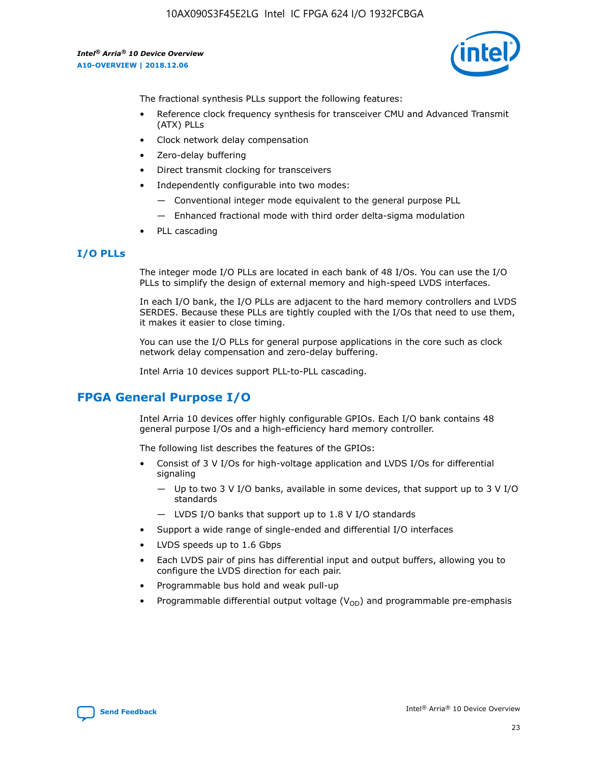The fractional synthesis PLLs support the following features:

- Reference clock frequency synthesis for transceiver CMU and Advanced Transmit (ATX) PLLs
- Clock network delay compensation
- Zero-delay buffering
- Direct transmit clocking for transceivers
- Independently configurable into two modes:
  - — Conventional integer mode equivalent to the general purpose PLL
  - — Enhanced fractional mode with third order delta-sigma modulation
- PLL cascading

### I/O PLLs

The integer mode I/O PLLs are located in each bank of 48 I/Os. You can use the I/O PLLs to simplify the design of external memory and high-speed LVDS interfaces.

In each I/O bank, the I/O PLLs are adjacent to the hard memory controllers and LVDS SERDES. Because these PLLs are tightly coupled with the I/Os that need to use them, it makes it easier to close timing.

You can use the I/O PLLs for general purpose applications in the core such as clock network delay compensation and zero-delay buffering.

Intel Arria 10 devices support PLL-to-PLL cascading.

## FPGA General Purpose I/O

Intel Arria 10 devices offer highly configurable GPIOs. Each I/O bank contains 48 general purpose I/Os and a high-efficiency hard memory controller.

The following list describes the features of the GPIOs:

- Consist of 3 V I/Os for high-voltage application and LVDS I/Os for differential signaling
  - — Up to two 3 V I/O banks, available in some devices, that support up to 3 V I/O standards
  - — LVDS I/O banks that support up to 1.8 V I/O standards
- Support a wide range of single-ended and differential I/O interfaces
- LVDS speeds up to 1.6 Gbps
- Each LVDS pair of pins has differential input and output buffers, allowing you to configure the LVDS direction for each pair.
- Programmable bus hold and weak pull-up
- Programmable differential output voltage ($V_{OD}$) and programmable pre-emphasis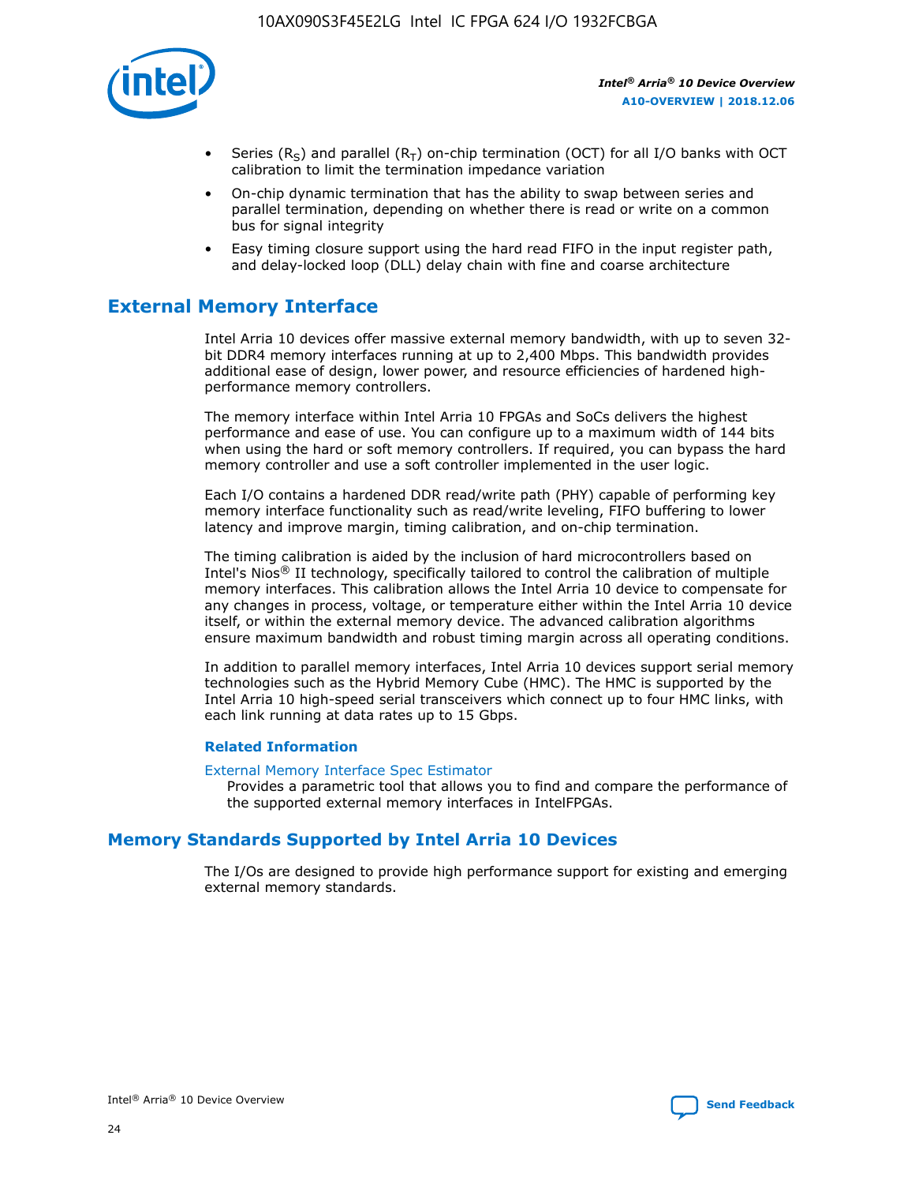- Series ($R_S$) and parallel ($R_T$) on-chip termination (OCT) for all I/O banks with OCT calibration to limit the termination impedance variation
- On-chip dynamic termination that has the ability to swap between series and parallel termination, depending on whether there is read or write on a common bus for signal integrity
- Easy timing closure support using the hard read FIFO in the input register path, and delay-locked loop (DLL) delay chain with fine and coarse architecture

## External Memory Interface

Intel Arria 10 devices offer massive external memory bandwidth, with up to seven 32-bit DDR4 memory interfaces running at up to 2,400 Mbps. This bandwidth provides additional ease of design, lower power, and resource efficiencies of hardened high-performance memory controllers.

The memory interface within Intel Arria 10 FPGAs and SoCs delivers the highest performance and ease of use. You can configure up to a maximum width of 144 bits when using the hard or soft memory controllers. If required, you can bypass the hard memory controller and use a soft controller implemented in the user logic.

Each I/O contains a hardened DDR read/write path (PHY) capable of performing key memory interface functionality such as read/write leveling, FIFO buffering to lower latency and improve margin, timing calibration, and on-chip termination.

The timing calibration is aided by the inclusion of hard microcontrollers based on Intel's Nios® II technology, specifically tailored to control the calibration of multiple memory interfaces. This calibration allows the Intel Arria 10 device to compensate for any changes in process, voltage, or temperature either within the Intel Arria 10 device itself, or within the external memory device. The advanced calibration algorithms ensure maximum bandwidth and robust timing margin across all operating conditions.

In addition to parallel memory interfaces, Intel Arria 10 devices support serial memory technologies such as the Hybrid Memory Cube (HMC). The HMC is supported by the Intel Arria 10 high-speed serial transceivers which connect up to four HMC links, with each link running at data rates up to 15 Gbps.

### Related Information

External Memory Interface Spec Estimator
Provides a parametric tool that allows you to find and compare the performance of the supported external memory interfaces in IntelFPGAs.

## Memory Standards Supported by Intel Arria 10 Devices

The I/Os are designed to provide high performance support for existing and emerging external memory standards.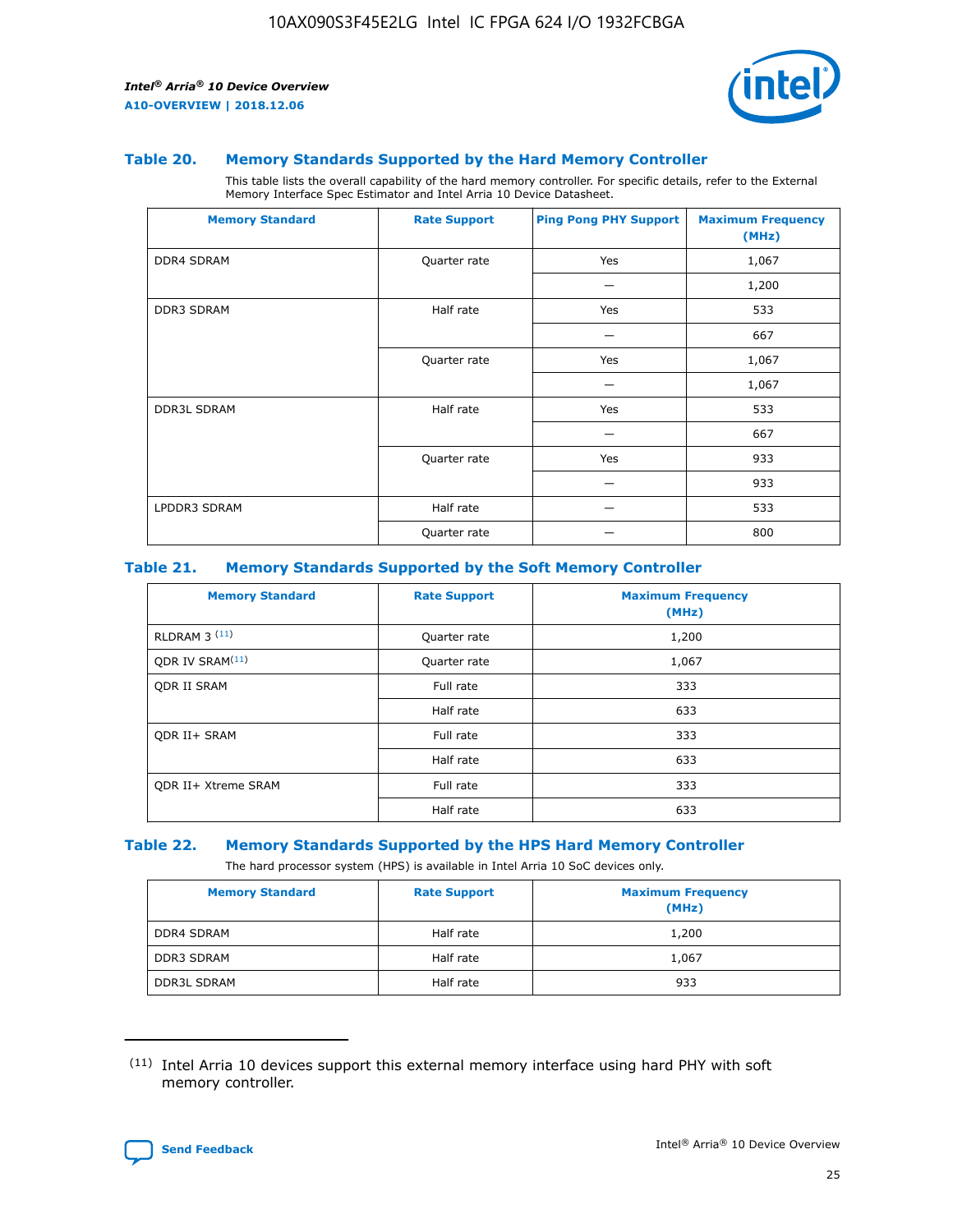### Table 20. Memory Standards Supported by the Hard Memory Controller

This table lists the overall capability of the hard memory controller. For specific details, refer to the External Memory Interface Spec Estimator and Intel Arria 10 Device Datasheet.

| Memory Standard | Rate Support | Ping Pong PHY Support | Maximum Frequency (MHz) |
|---|---|---|---|
| DDR4 SDRAM | Quarter rate | Yes | 1,067 |
| | | — | 1,200 |
| DDR3 SDRAM | Half rate | Yes | 533 |
| | | — | 667 |
| | Quarter rate | Yes | 1,067 |
| | | — | 1,067 |
| DDR3L SDRAM | Half rate | Yes | 533 |
| | | — | 667 |
| | Quarter rate | Yes | 933 |
| | | — | 933 |
| LPDDR3 SDRAM | Half rate | — | 533 |
| | Quarter rate | — | 800 |

### Table 21. Memory Standards Supported by the Soft Memory Controller

| Memory Standard | Rate Support | Maximum Frequency (MHz) |
|---|---|---|
| RLDRAM 3 [(11)] | Quarter rate | 1,200 |
| QDR IV SRAM[(11)] | Quarter rate | 1,067 |
| QDR II SRAM | Full rate | 333 |
| | Half rate | 633 |
| QDR II+ SRAM | Full rate | 333 |
| | Half rate | 633 |
| QDR II+ Xtreme SRAM | Full rate | 333 |
| | Half rate | 633 |

### Table 22. Memory Standards Supported by the HPS Hard Memory Controller

The hard processor system (HPS) is available in Intel Arria 10 SoC devices only.

| Memory Standard | Rate Support | Maximum Frequency (MHz) |
|---|---|---|
| DDR4 SDRAM | Half rate | 1,200 |
| DDR3 SDRAM | Half rate | 1,067 |
| DDR3L SDRAM | Half rate | 933 |

(11) Intel Arria 10 devices support this external memory interface using hard PHY with soft memory controller.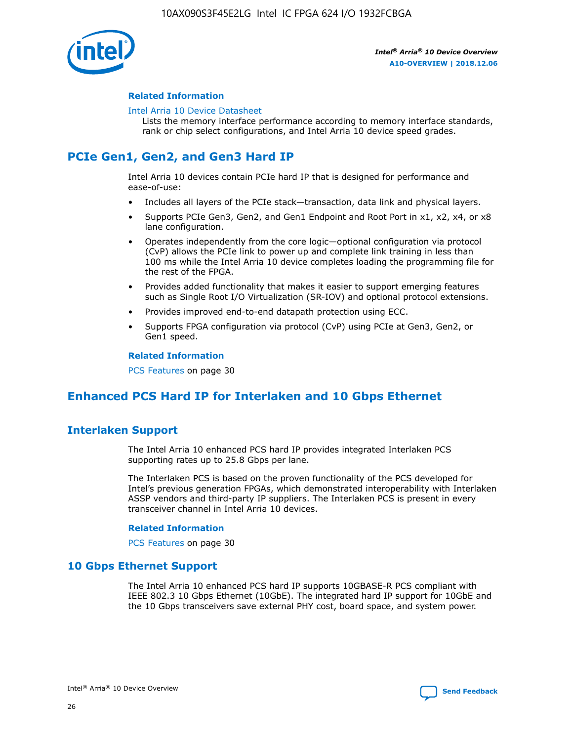#### Related Information

Intel Arria 10 Device Datasheet
Lists the memory interface performance according to memory interface standards, rank or chip select configurations, and Intel Arria 10 device speed grades.

## PCIe Gen1, Gen2, and Gen3 Hard IP

Intel Arria 10 devices contain PCIe hard IP that is designed for performance and ease-of-use:

- Includes all layers of the PCIe stack—transaction, data link and physical layers.
- Supports PCIe Gen3, Gen2, and Gen1 Endpoint and Root Port in x1, x2, x4, or x8 lane configuration.
- Operates independently from the core logic—optional configuration via protocol (CvP) allows the PCIe link to power up and complete link training in less than 100 ms while the Intel Arria 10 device completes loading the programming file for the rest of the FPGA.
- Provides added functionality that makes it easier to support emerging features such as Single Root I/O Virtualization (SR-IOV) and optional protocol extensions.
- Provides improved end-to-end datapath protection using ECC.
- Supports FPGA configuration via protocol (CvP) using PCIe at Gen3, Gen2, or Gen1 speed.

#### Related Information

PCS Features on page 30

## Enhanced PCS Hard IP for Interlaken and 10 Gbps Ethernet

### Interlaken Support

The Intel Arria 10 enhanced PCS hard IP provides integrated Interlaken PCS supporting rates up to 25.8 Gbps per lane.

The Interlaken PCS is based on the proven functionality of the PCS developed for Intel's previous generation FPGAs, which demonstrated interoperability with Interlaken ASSP vendors and third-party IP suppliers. The Interlaken PCS is present in every transceiver channel in Intel Arria 10 devices.

#### Related Information

PCS Features on page 30

### 10 Gbps Ethernet Support

The Intel Arria 10 enhanced PCS hard IP supports 10GBASE-R PCS compliant with IEEE 802.3 10 Gbps Ethernet (10GbE). The integrated hard IP support for 10GbE and the 10 Gbps transceivers save external PHY cost, board space, and system power.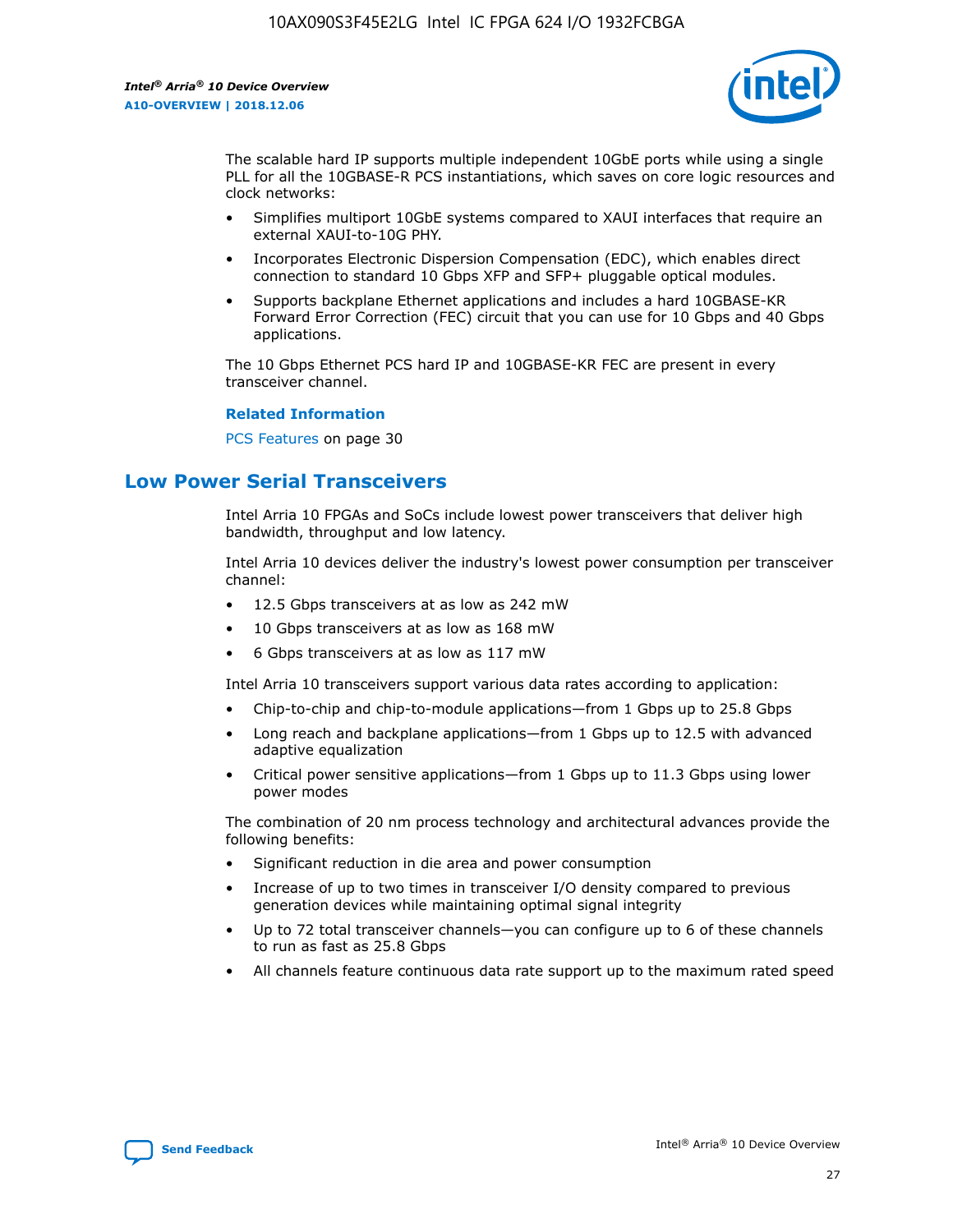The scalable hard IP supports multiple independent 10GbE ports while using a single PLL for all the 10GBASE-R PCS instantiations, which saves on core logic resources and clock networks:

- Simplifies multiport 10GbE systems compared to XAUI interfaces that require an external XAUI-to-10G PHY.
- Incorporates Electronic Dispersion Compensation (EDC), which enables direct connection to standard 10 Gbps XFP and SFP+ pluggable optical modules.
- Supports backplane Ethernet applications and includes a hard 10GBASE-KR Forward Error Correction (FEC) circuit that you can use for 10 Gbps and 40 Gbps applications.

The 10 Gbps Ethernet PCS hard IP and 10GBASE-KR FEC are present in every transceiver channel.

**Related Information**

PCS Features on page 30

## Low Power Serial Transceivers

Intel Arria 10 FPGAs and SoCs include lowest power transceivers that deliver high bandwidth, throughput and low latency.

Intel Arria 10 devices deliver the industry's lowest power consumption per transceiver channel:

- 12.5 Gbps transceivers at as low as 242 mW
- 10 Gbps transceivers at as low as 168 mW
- 6 Gbps transceivers at as low as 117 mW

Intel Arria 10 transceivers support various data rates according to application:

- Chip-to-chip and chip-to-module applications—from 1 Gbps up to 25.8 Gbps
- Long reach and backplane applications—from 1 Gbps up to 12.5 with advanced adaptive equalization
- Critical power sensitive applications—from 1 Gbps up to 11.3 Gbps using lower power modes

The combination of 20 nm process technology and architectural advances provide the following benefits:

- Significant reduction in die area and power consumption
- Increase of up to two times in transceiver I/O density compared to previous generation devices while maintaining optimal signal integrity
- Up to 72 total transceiver channels—you can configure up to 6 of these channels to run as fast as 25.8 Gbps
- All channels feature continuous data rate support up to the maximum rated speed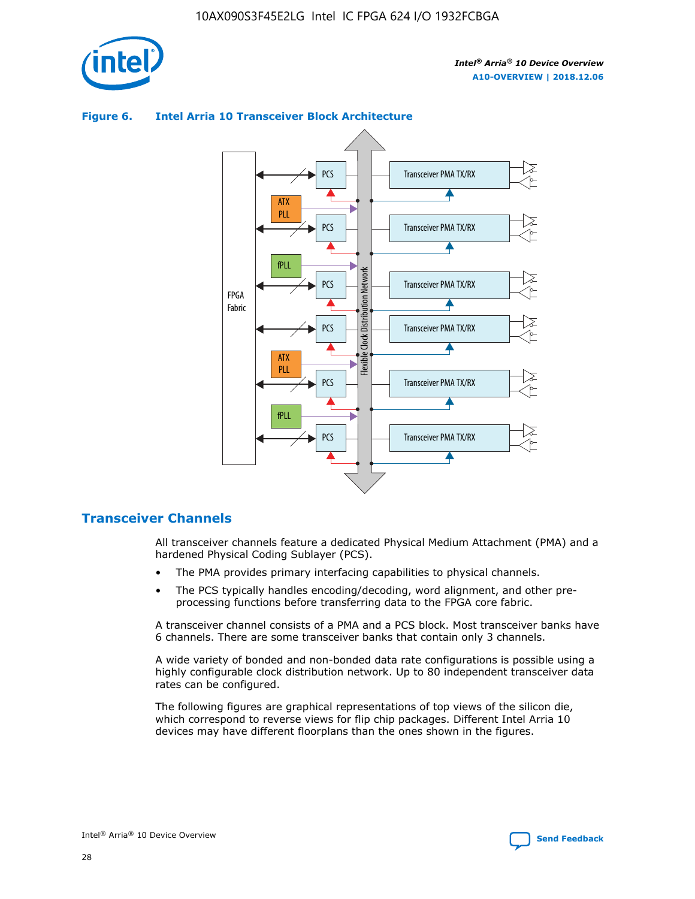**Figure 6. Intel Arria 10 Transceiver Block Architecture**

## Transceiver Channels

All transceiver channels feature a dedicated Physical Medium Attachment (PMA) and a hardened Physical Coding Sublayer (PCS).

- The PMA provides primary interfacing capabilities to physical channels.
- The PCS typically handles encoding/decoding, word alignment, and other pre-processing functions before transferring data to the FPGA core fabric.

A transceiver channel consists of a PMA and a PCS block. Most transceiver banks have 6 channels. There are some transceiver banks that contain only 3 channels.

A wide variety of bonded and non-bonded data rate configurations is possible using a highly configurable clock distribution network. Up to 80 independent transceiver data rates can be configured.

The following figures are graphical representations of top views of the silicon die, which correspond to reverse views for flip chip packages. Different Intel Arria 10 devices may have different floorplans than the ones shown in the figures.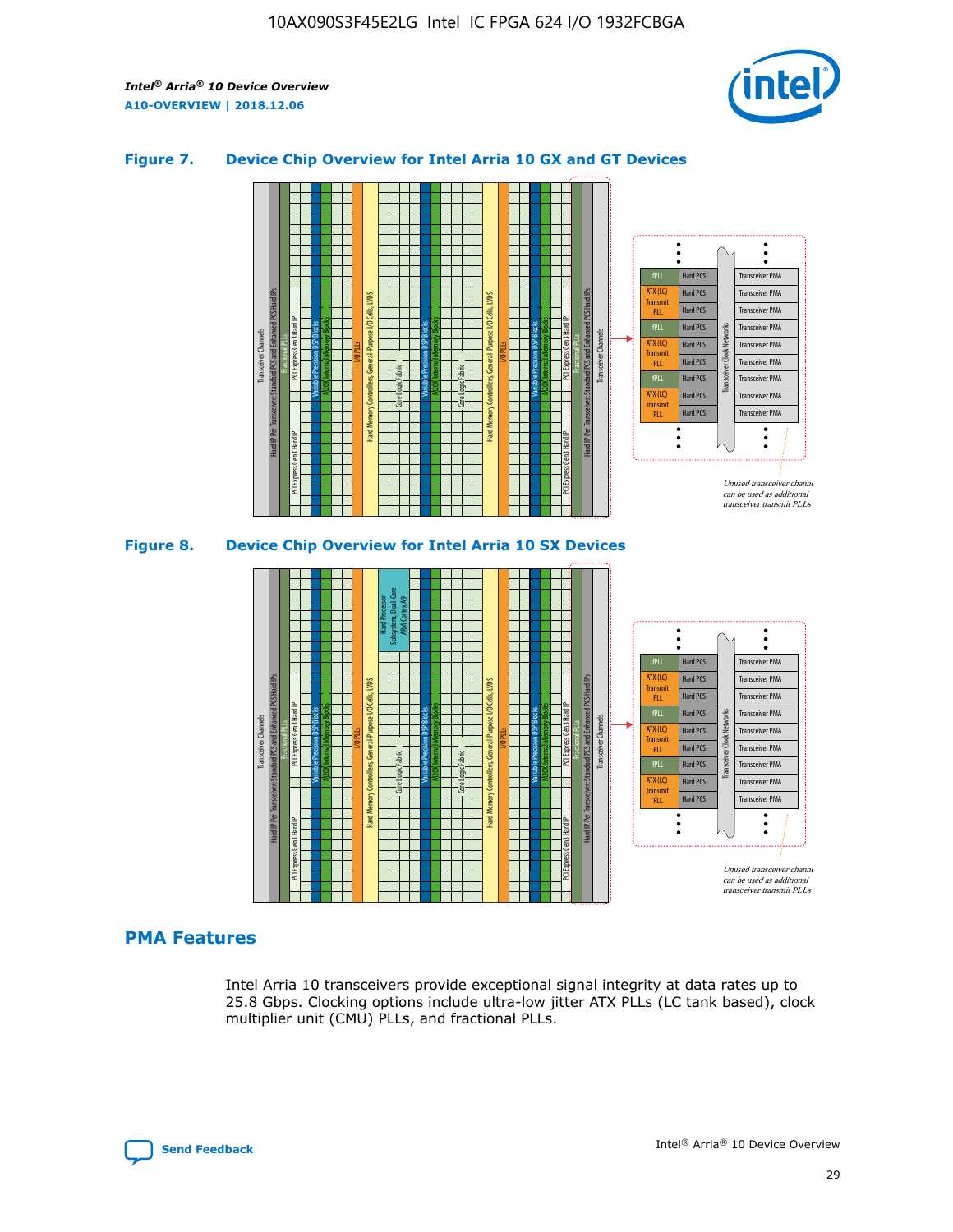### Figure 7. Device Chip Overview for Intel Arria 10 GX and GT Devices

### Figure 8. Device Chip Overview for Intel Arria 10 SX Devices

## PMA Features

Intel Arria 10 transceivers provide exceptional signal integrity at data rates up to 25.8 Gbps. Clocking options include ultra-low jitter ATX PLLs (LC tank based), clock multiplier unit (CMU) PLLs, and fractional PLLs.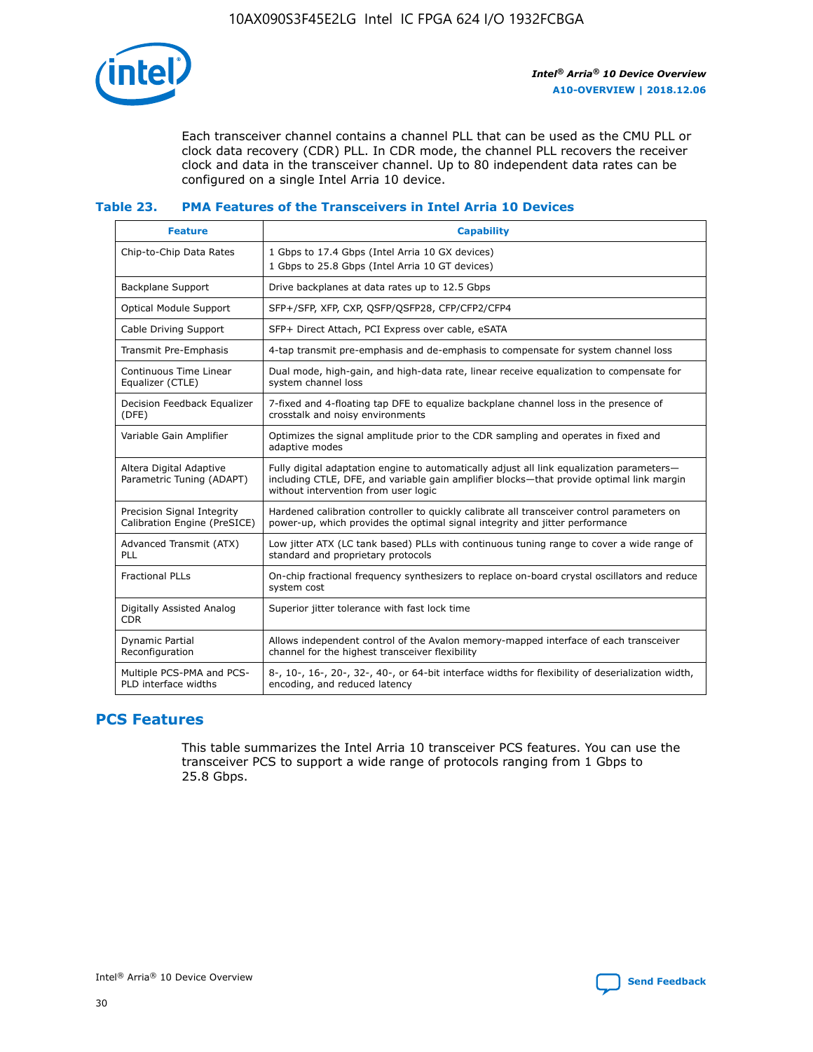Each transceiver channel contains a channel PLL that can be used as the CMU PLL or clock data recovery (CDR) PLL. In CDR mode, the channel PLL recovers the receiver clock and data in the transceiver channel. Up to 80 independent data rates can be configured on a single Intel Arria 10 device.

### Table 23. PMA Features of the Transceivers in Intel Arria 10 Devices

| Feature | Capability |
| --- | --- |
| Chip-to-Chip Data Rates | 1 Gbps to 17.4 Gbps (Intel Arria 10 GX devices)<br>1 Gbps to 25.8 Gbps (Intel Arria 10 GT devices) |
| Backplane Support | Drive backplanes at data rates up to 12.5 Gbps |
| Optical Module Support | SFP+/SFP, XFP, CXP, QSFP/QSFP28, CFP/CFP2/CFP4 |
| Cable Driving Support | SFP+ Direct Attach, PCI Express over cable, eSATA |
| Transmit Pre-Emphasis | 4-tap transmit pre-emphasis and de-emphasis to compensate for system channel loss |
| Continuous Time Linear Equalizer (CTLE) | Dual mode, high-gain, and high-data rate, linear receive equalization to compensate for system channel loss |
| Decision Feedback Equalizer (DFE) | 7-fixed and 4-floating tap DFE to equalize backplane channel loss in the presence of crosstalk and noisy environments |
| Variable Gain Amplifier | Optimizes the signal amplitude prior to the CDR sampling and operates in fixed and adaptive modes |
| Altera Digital Adaptive Parametric Tuning (ADAPT) | Fully digital adaptation engine to automatically adjust all link equalization parameters—including CTLE, DFE, and variable gain amplifier blocks—that provide optimal link margin without intervention from user logic |
| Precision Signal Integrity Calibration Engine (PreSICE) | Hardened calibration controller to quickly calibrate all transceiver control parameters on power-up, which provides the optimal signal integrity and jitter performance |
| Advanced Transmit (ATX) PLL | Low jitter ATX (LC tank based) PLLs with continuous tuning range to cover a wide range of standard and proprietary protocols |
| Fractional PLLs | On-chip fractional frequency synthesizers to replace on-board crystal oscillators and reduce system cost |
| Digitally Assisted Analog CDR | Superior jitter tolerance with fast lock time |
| Dynamic Partial Reconfiguration | Allows independent control of the Avalon memory-mapped interface of each transceiver channel for the highest transceiver flexibility |
| Multiple PCS-PMA and PCS-PLD interface widths | 8-, 10-, 16-, 20-, 32-, 40-, or 64-bit interface widths for flexibility of deserialization width, encoding, and reduced latency |

## PCS Features

This table summarizes the Intel Arria 10 transceiver PCS features. You can use the transceiver PCS to support a wide range of protocols ranging from 1 Gbps to 25.8 Gbps.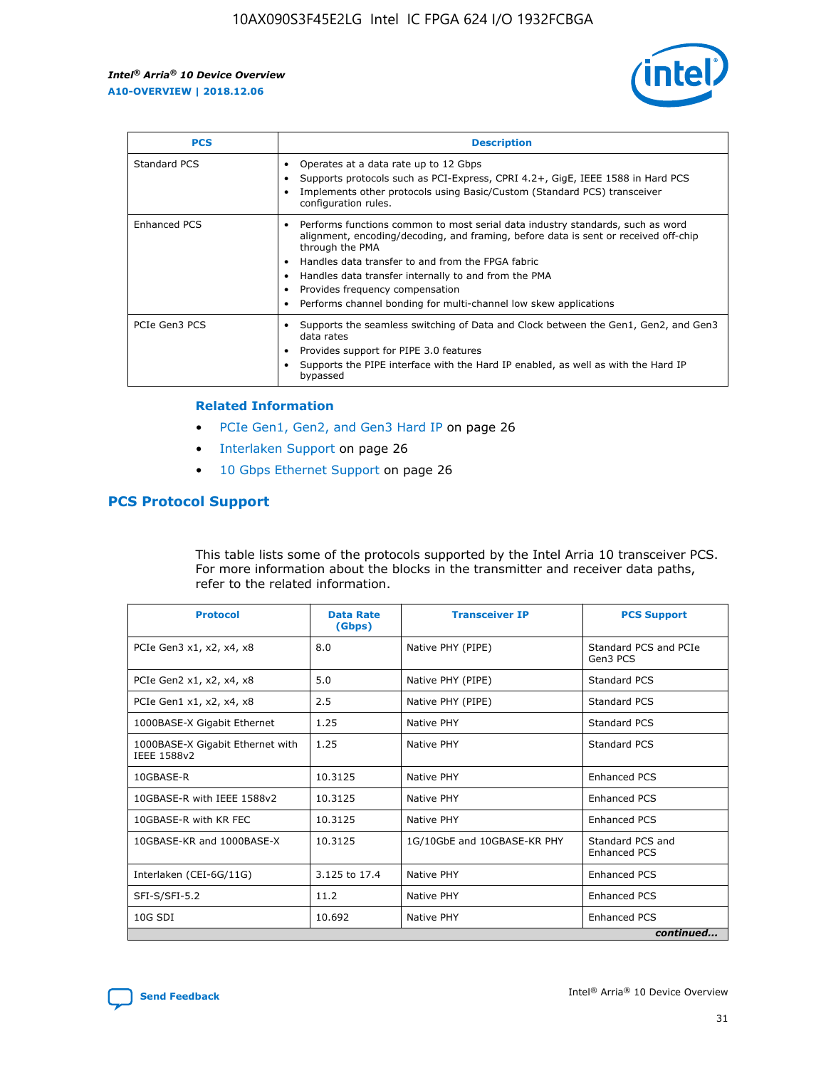| PCS | Description |
| --- | --- |
| Standard PCS | • Operates at a data rate up to 12 Gbps<br>• Supports protocols such as PCI-Express, CPRI 4.2+, GigE, IEEE 1588 in Hard PCS<br>• Implements other protocols using Basic/Custom (Standard PCS) transceiver configuration rules. |
| Enhanced PCS | • Performs functions common to most serial data industry standards, such as word alignment, encoding/decoding, and framing, before data is sent or received off-chip through the PMA<br>• Handles data transfer to and from the FPGA fabric<br>• Handles data transfer internally to and from the PMA<br>• Provides frequency compensation<br>• Performs channel bonding for multi-channel low skew applications |
| PCIe Gen3 PCS | • Supports the seamless switching of Data and Clock between the Gen1, Gen2, and Gen3 data rates<br>• Provides support for PIPE 3.0 features<br>• Supports the PIPE interface with the Hard IP enabled, as well as with the Hard IP bypassed |

**Related Information**

- PCIe Gen1, Gen2, and Gen3 Hard IP on page 26
- Interlaken Support on page 26
- 10 Gbps Ethernet Support on page 26

## PCS Protocol Support

This table lists some of the protocols supported by the Intel Arria 10 transceiver PCS. For more information about the blocks in the transmitter and receiver data paths, refer to the related information.

| Protocol | Data Rate (Gbps) | Transceiver IP | PCS Support |
| --- | --- | --- | --- |
| PCIe Gen3 x1, x2, x4, x8 | 8.0 | Native PHY (PIPE) | Standard PCS and PCIe Gen3 PCS |
| PCIe Gen2 x1, x2, x4, x8 | 5.0 | Native PHY (PIPE) | Standard PCS |
| PCIe Gen1 x1, x2, x4, x8 | 2.5 | Native PHY (PIPE) | Standard PCS |
| 1000BASE-X Gigabit Ethernet | 1.25 | Native PHY | Standard PCS |
| 1000BASE-X Gigabit Ethernet with IEEE 1588v2 | 1.25 | Native PHY | Standard PCS |
| 10GBASE-R | 10.3125 | Native PHY | Enhanced PCS |
| 10GBASE-R with IEEE 1588v2 | 10.3125 | Native PHY | Enhanced PCS |
| 10GBASE-R with KR FEC | 10.3125 | Native PHY | Enhanced PCS |
| 10GBASE-KR and 1000BASE-X | 10.3125 | 1G/10GbE and 10GBASE-KR PHY | Standard PCS and Enhanced PCS |
| Interlaken (CEI-6G/11G) | 3.125 to 17.4 | Native PHY | Enhanced PCS |
| SFI-S/SFI-5.2 | 11.2 | Native PHY | Enhanced PCS |
| 10G SDI | 10.692 | Native PHY | Enhanced PCS |

*continued...*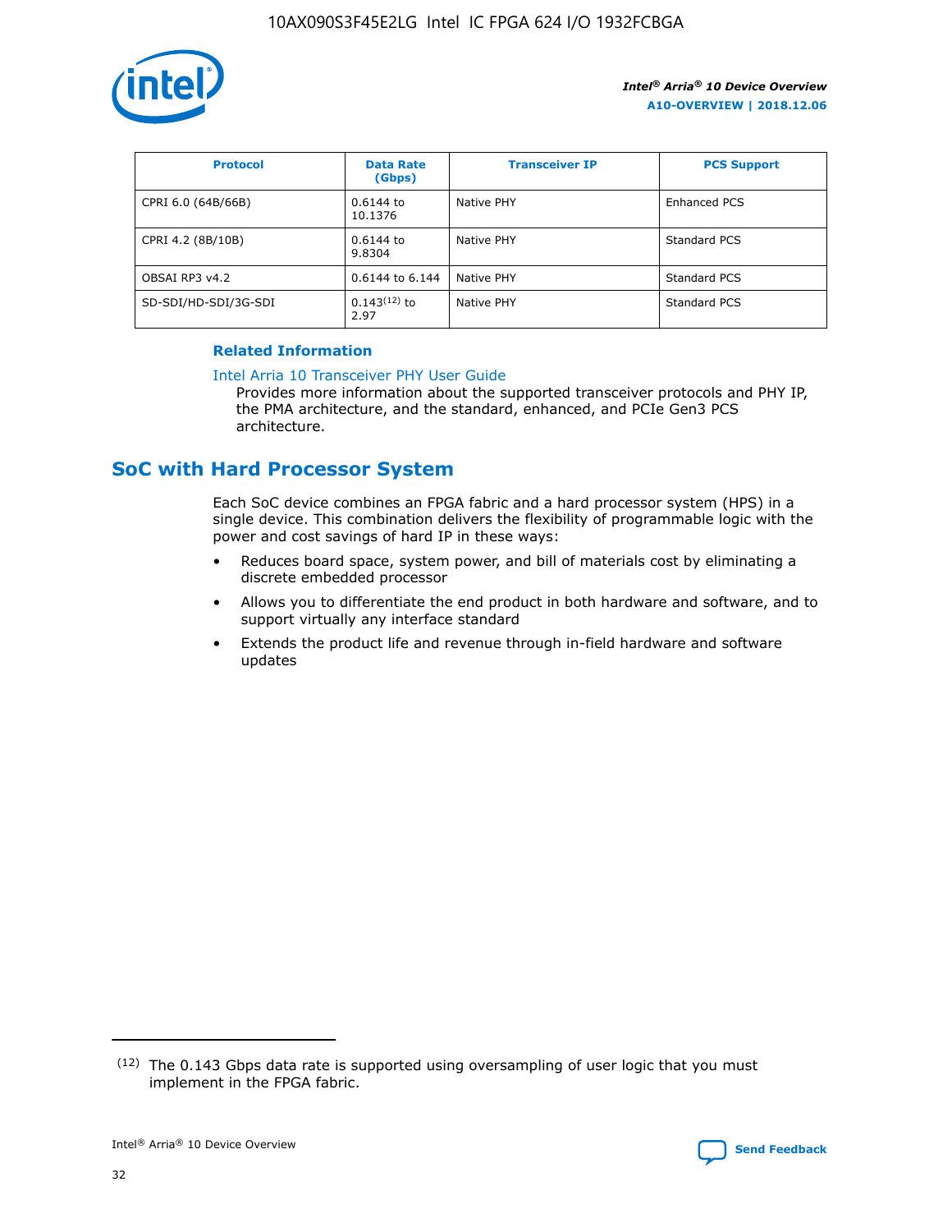| Protocol | Data Rate (Gbps) | Transceiver IP | PCS Support |
| --- | --- | --- | --- |
| CPRI 6.0 (64B/66B) | 0.6144 to 10.1376 | Native PHY | Enhanced PCS |
| CPRI 4.2 (8B/10B) | 0.6144 to 9.8304 | Native PHY | Standard PCS |
| OBSAI RP3 v4.2 | 0.6144 to 6.144 | Native PHY | Standard PCS |
| SD-SDI/HD-SDI/3G-SDI | 0.143[12] to 2.97 | Native PHY | Standard PCS |

**Related Information**

Intel Arria 10 Transceiver PHY User Guide

Provides more information about the supported transceiver protocols and PHY IP, the PMA architecture, and the standard, enhanced, and PCIe Gen3 PCS architecture.

## SoC with Hard Processor System

Each SoC device combines an FPGA fabric and a hard processor system (HPS) in a single device. This combination delivers the flexibility of programmable logic with the power and cost savings of hard IP in these ways:

- Reduces board space, system power, and bill of materials cost by eliminating a discrete embedded processor
- Allows you to differentiate the end product in both hardware and software, and to support virtually any interface standard
- Extends the product life and revenue through in-field hardware and software updates

(12) The 0.143 Gbps data rate is supported using oversampling of user logic that you must implement in the FPGA fabric.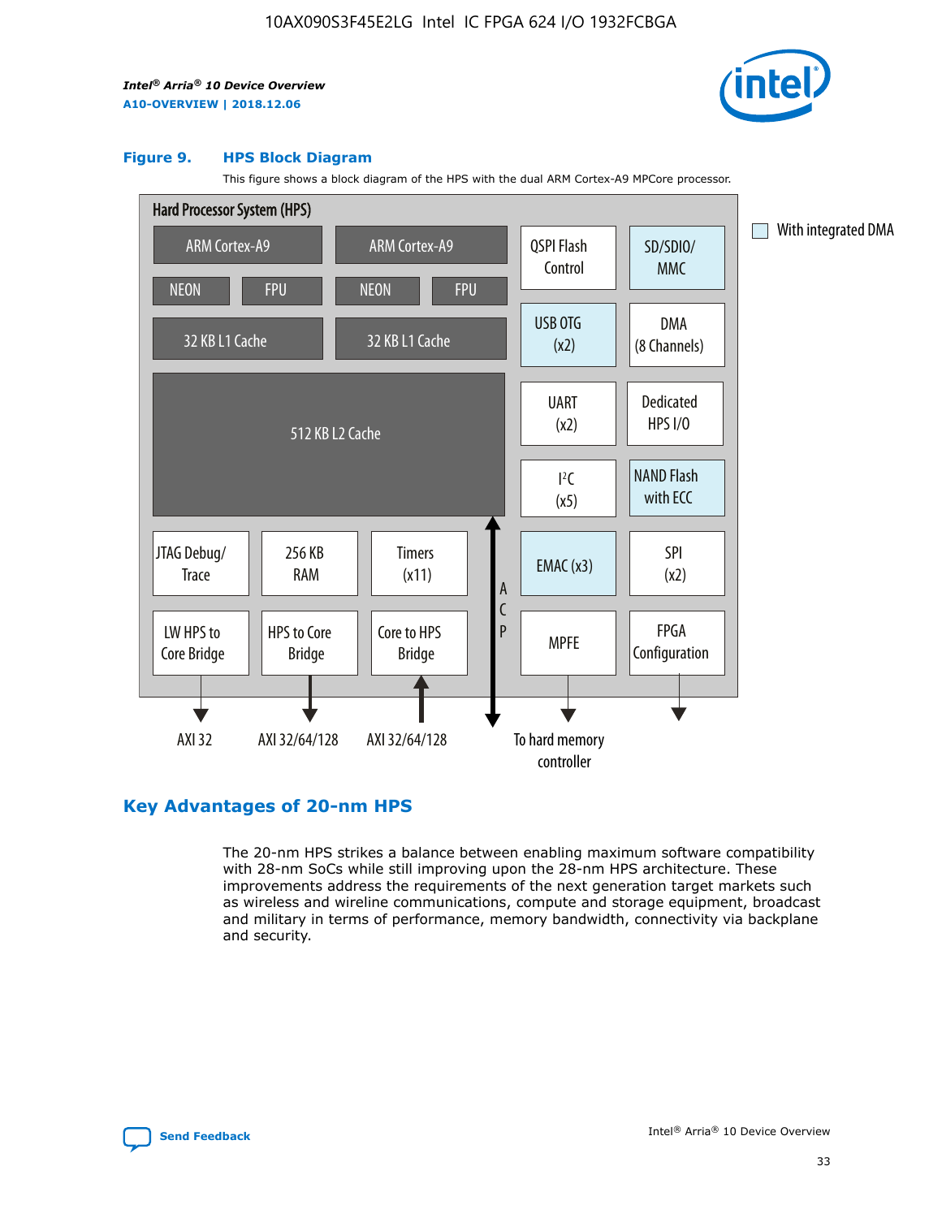**Figure 9. HPS Block Diagram**

This figure shows a block diagram of the HPS with the dual ARM Cortex-A9 MPCore processor.

Hard Processor System (HPS)

ARM Cortex-A9 | ARM Cortex-A9 | QSPI Flash Control | SD/SDIO/MMC

NEON | FPU | NEON | FPU

32 KB L1 Cache | 32 KB L1 Cache | USB OTG (x2) | DMA (8 Channels)

512 KB L2 Cache | UART (x2) | Dedicated HPS I/O | I²C (x5) | NAND Flash with ECC

JTAG Debug/Trace | 256 KB RAM | Timers (x11) | ACP | EMAC (x3) | SPI (x2)

LW HPS to Core Bridge | HPS to Core Bridge | Core to HPS Bridge | MPFE | FPGA Configuration

AXI 32 | AXI 32/64/128 | AXI 32/64/128 | To hard memory controller

With integrated DMA

## Key Advantages of 20-nm HPS

The 20-nm HPS strikes a balance between enabling maximum software compatibility with 28-nm SoCs while still improving upon the 28-nm HPS architecture. These improvements address the requirements of the next generation target markets such as wireless and wireline communications, compute and storage equipment, broadcast and military in terms of performance, memory bandwidth, connectivity via backplane and security.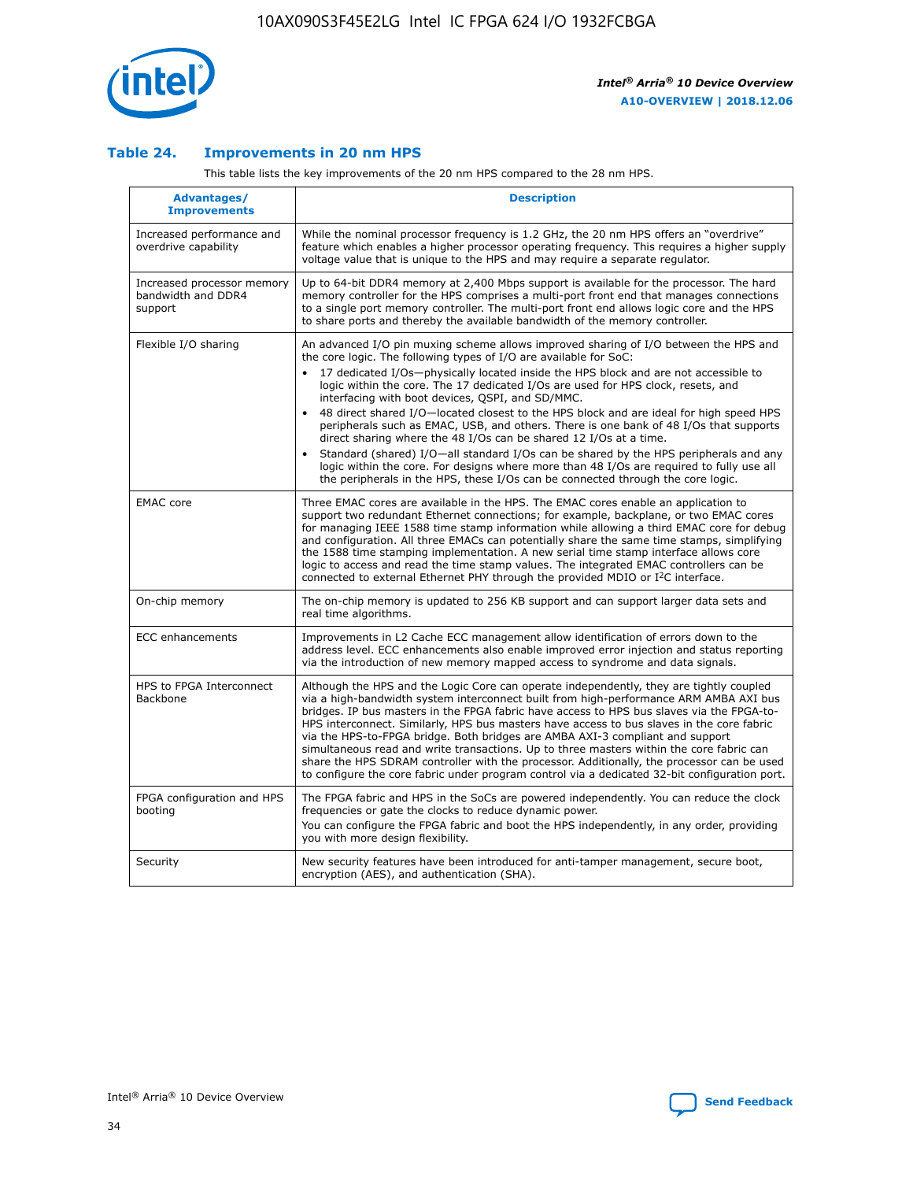## Table 24. Improvements in 20 nm HPS

This table lists the key improvements of the 20 nm HPS compared to the 28 nm HPS.

| Advantages/ Improvements | Description |
|---|---|
| Increased performance and overdrive capability | While the nominal processor frequency is 1.2 GHz, the 20 nm HPS offers an "overdrive" feature which enables a higher processor operating frequency. This requires a higher supply voltage value that is unique to the HPS and may require a separate regulator. |
| Increased processor memory bandwidth and DDR4 support | Up to 64-bit DDR4 memory at 2,400 Mbps support is available for the processor. The hard memory controller for the HPS comprises a multi-port front end that manages connections to a single port memory controller. The multi-port front end allows logic core and the HPS to share ports and thereby the available bandwidth of the memory controller. |
| Flexible I/O sharing | An advanced I/O pin muxing scheme allows improved sharing of I/O between the HPS and the core logic. The following types of I/O are available for SoC:<br>• 17 dedicated I/Os—physically located inside the HPS block and are not accessible to logic within the core. The 17 dedicated I/Os are used for HPS clock, resets, and interfacing with boot devices, QSPI, and SD/MMC.<br>• 48 direct shared I/O—located closest to the HPS block and are ideal for high speed HPS peripherals such as EMAC, USB, and others. There is one bank of 48 I/Os that supports direct sharing where the 48 I/Os can be shared 12 I/Os at a time.<br>• Standard (shared) I/O—all standard I/Os can be shared by the HPS peripherals and any logic within the core. For designs where more than 48 I/Os are required to fully use all the peripherals in the HPS, these I/Os can be connected through the core logic. |
| EMAC core | Three EMAC cores are available in the HPS. The EMAC cores enable an application to support two redundant Ethernet connections; for example, backplane, or two EMAC cores for managing IEEE 1588 time stamp information while allowing a third EMAC core for debug and configuration. All three EMACs can potentially share the same time stamps, simplifying the 1588 time stamping implementation. A new serial time stamp interface allows core logic to access and read the time stamp values. The integrated EMAC controllers can be connected to external Ethernet PHY through the provided MDIO or I²C interface. |
| On-chip memory | The on-chip memory is updated to 256 KB support and can support larger data sets and real time algorithms. |
| ECC enhancements | Improvements in L2 Cache ECC management allow identification of errors down to the address level. ECC enhancements also enable improved error injection and status reporting via the introduction of new memory mapped access to syndrome and data signals. |
| HPS to FPGA Interconnect Backbone | Although the HPS and the Logic Core can operate independently, they are tightly coupled via a high-bandwidth system interconnect built from high-performance ARM AMBA AXI bus bridges. IP bus masters in the FPGA fabric have access to HPS bus slaves via the FPGA-to-HPS interconnect. Similarly, HPS bus masters have access to bus slaves in the core fabric via the HPS-to-FPGA bridge. Both bridges are AMBA AXI-3 compliant and support simultaneous read and write transactions. Up to three masters within the core fabric can share the HPS SDRAM controller with the processor. Additionally, the processor can be used to configure the core fabric under program control via a dedicated 32-bit configuration port. |
| FPGA configuration and HPS booting | The FPGA fabric and HPS in the SoCs are powered independently. You can reduce the clock frequencies or gate the clocks to reduce dynamic power.<br>You can configure the FPGA fabric and boot the HPS independently, in any order, providing you with more design flexibility. |
| Security | New security features have been introduced for anti-tamper management, secure boot, encryption (AES), and authentication (SHA). |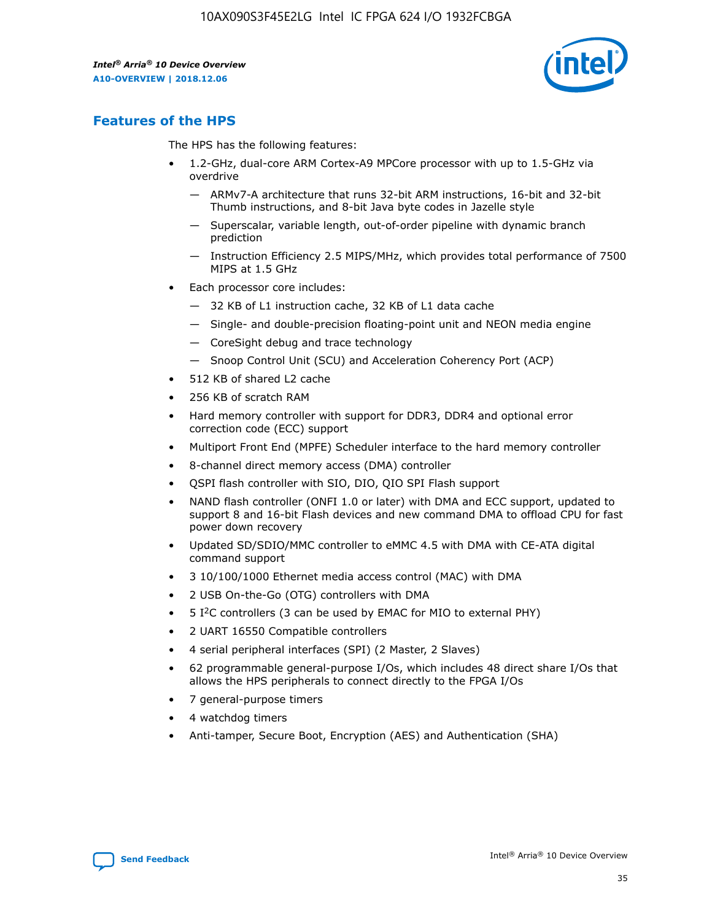## Features of the HPS

The HPS has the following features:

- 1.2-GHz, dual-core ARM Cortex-A9 MPCore processor with up to 1.5-GHz via overdrive
  - — ARMv7-A architecture that runs 32-bit ARM instructions, 16-bit and 32-bit Thumb instructions, and 8-bit Java byte codes in Jazelle style
  - — Superscalar, variable length, out-of-order pipeline with dynamic branch prediction
  - — Instruction Efficiency 2.5 MIPS/MHz, which provides total performance of 7500 MIPS at 1.5 GHz
- Each processor core includes:
  - — 32 KB of L1 instruction cache, 32 KB of L1 data cache
  - — Single- and double-precision floating-point unit and NEON media engine
  - — CoreSight debug and trace technology
  - — Snoop Control Unit (SCU) and Acceleration Coherency Port (ACP)
- 512 KB of shared L2 cache
- 256 KB of scratch RAM
- Hard memory controller with support for DDR3, DDR4 and optional error correction code (ECC) support
- Multiport Front End (MPFE) Scheduler interface to the hard memory controller
- 8-channel direct memory access (DMA) controller
- QSPI flash controller with SIO, DIO, QIO SPI Flash support
- NAND flash controller (ONFI 1.0 or later) with DMA and ECC support, updated to support 8 and 16-bit Flash devices and new command DMA to offload CPU for fast power down recovery
- Updated SD/SDIO/MMC controller to eMMC 4.5 with DMA with CE-ATA digital command support
- 3 10/100/1000 Ethernet media access control (MAC) with DMA
- 2 USB On-the-Go (OTG) controllers with DMA
- 5 I$^2$C controllers (3 can be used by EMAC for MIO to external PHY)
- 2 UART 16550 Compatible controllers
- 4 serial peripheral interfaces (SPI) (2 Master, 2 Slaves)
- 62 programmable general-purpose I/Os, which includes 48 direct share I/Os that allows the HPS peripherals to connect directly to the FPGA I/Os
- 7 general-purpose timers
- 4 watchdog timers
- Anti-tamper, Secure Boot, Encryption (AES) and Authentication (SHA)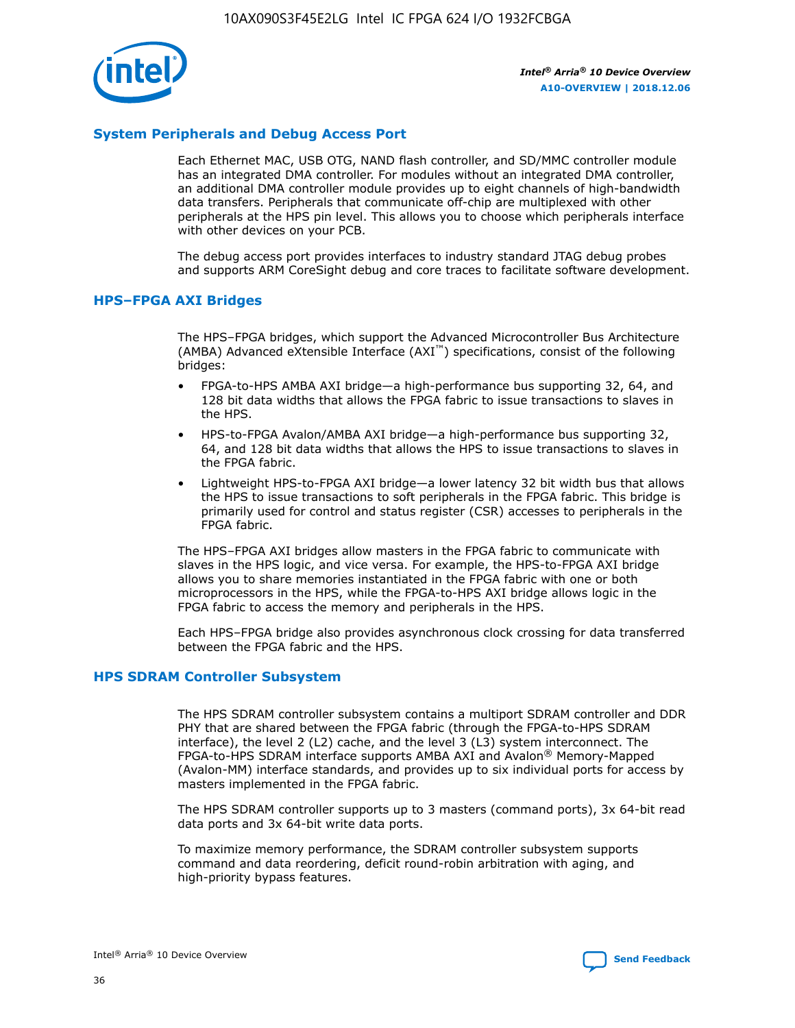## System Peripherals and Debug Access Port

Each Ethernet MAC, USB OTG, NAND flash controller, and SD/MMC controller module has an integrated DMA controller. For modules without an integrated DMA controller, an additional DMA controller module provides up to eight channels of high-bandwidth data transfers. Peripherals that communicate off-chip are multiplexed with other peripherals at the HPS pin level. This allows you to choose which peripherals interface with other devices on your PCB.

The debug access port provides interfaces to industry standard JTAG debug probes and supports ARM CoreSight debug and core traces to facilitate software development.

## HPS–FPGA AXI Bridges

The HPS–FPGA bridges, which support the Advanced Microcontroller Bus Architecture (AMBA) Advanced eXtensible Interface (AXI™) specifications, consist of the following bridges:

- FPGA-to-HPS AMBA AXI bridge—a high-performance bus supporting 32, 64, and 128 bit data widths that allows the FPGA fabric to issue transactions to slaves in the HPS.
- HPS-to-FPGA Avalon/AMBA AXI bridge—a high-performance bus supporting 32, 64, and 128 bit data widths that allows the HPS to issue transactions to slaves in the FPGA fabric.
- Lightweight HPS-to-FPGA AXI bridge—a lower latency 32 bit width bus that allows the HPS to issue transactions to soft peripherals in the FPGA fabric. This bridge is primarily used for control and status register (CSR) accesses to peripherals in the FPGA fabric.

The HPS–FPGA AXI bridges allow masters in the FPGA fabric to communicate with slaves in the HPS logic, and vice versa. For example, the HPS-to-FPGA AXI bridge allows you to share memories instantiated in the FPGA fabric with one or both microprocessors in the HPS, while the FPGA-to-HPS AXI bridge allows logic in the FPGA fabric to access the memory and peripherals in the HPS.

Each HPS–FPGA bridge also provides asynchronous clock crossing for data transferred between the FPGA fabric and the HPS.

## HPS SDRAM Controller Subsystem

The HPS SDRAM controller subsystem contains a multiport SDRAM controller and DDR PHY that are shared between the FPGA fabric (through the FPGA-to-HPS SDRAM interface), the level 2 (L2) cache, and the level 3 (L3) system interconnect. The FPGA-to-HPS SDRAM interface supports AMBA AXI and Avalon® Memory-Mapped (Avalon-MM) interface standards, and provides up to six individual ports for access by masters implemented in the FPGA fabric.

The HPS SDRAM controller supports up to 3 masters (command ports), 3x 64-bit read data ports and 3x 64-bit write data ports.

To maximize memory performance, the SDRAM controller subsystem supports command and data reordering, deficit round-robin arbitration with aging, and high-priority bypass features.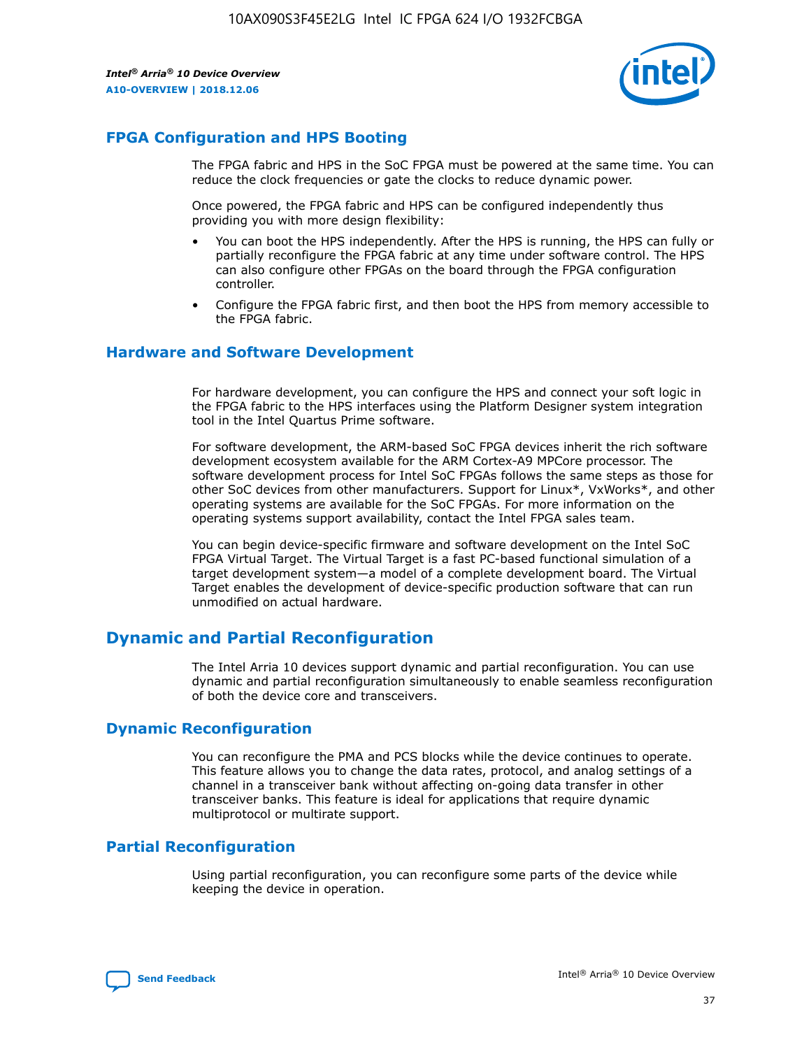## FPGA Configuration and HPS Booting

The FPGA fabric and HPS in the SoC FPGA must be powered at the same time. You can reduce the clock frequencies or gate the clocks to reduce dynamic power.

Once powered, the FPGA fabric and HPS can be configured independently thus providing you with more design flexibility:

- You can boot the HPS independently. After the HPS is running, the HPS can fully or partially reconfigure the FPGA fabric at any time under software control. The HPS can also configure other FPGAs on the board through the FPGA configuration controller.
- Configure the FPGA fabric first, and then boot the HPS from memory accessible to the FPGA fabric.

## Hardware and Software Development

For hardware development, you can configure the HPS and connect your soft logic in the FPGA fabric to the HPS interfaces using the Platform Designer system integration tool in the Intel Quartus Prime software.

For software development, the ARM-based SoC FPGA devices inherit the rich software development ecosystem available for the ARM Cortex-A9 MPCore processor. The software development process for Intel SoC FPGAs follows the same steps as those for other SoC devices from other manufacturers. Support for Linux*, VxWorks*, and other operating systems are available for the SoC FPGAs. For more information on the operating systems support availability, contact the Intel FPGA sales team.

You can begin device-specific firmware and software development on the Intel SoC FPGA Virtual Target. The Virtual Target is a fast PC-based functional simulation of a target development system—a model of a complete development board. The Virtual Target enables the development of device-specific production software that can run unmodified on actual hardware.

# Dynamic and Partial Reconfiguration

The Intel Arria 10 devices support dynamic and partial reconfiguration. You can use dynamic and partial reconfiguration simultaneously to enable seamless reconfiguration of both the device core and transceivers.

## Dynamic Reconfiguration

You can reconfigure the PMA and PCS blocks while the device continues to operate. This feature allows you to change the data rates, protocol, and analog settings of a channel in a transceiver bank without affecting on-going data transfer in other transceiver banks. This feature is ideal for applications that require dynamic multiprotocol or multirate support.

## Partial Reconfiguration

Using partial reconfiguration, you can reconfigure some parts of the device while keeping the device in operation.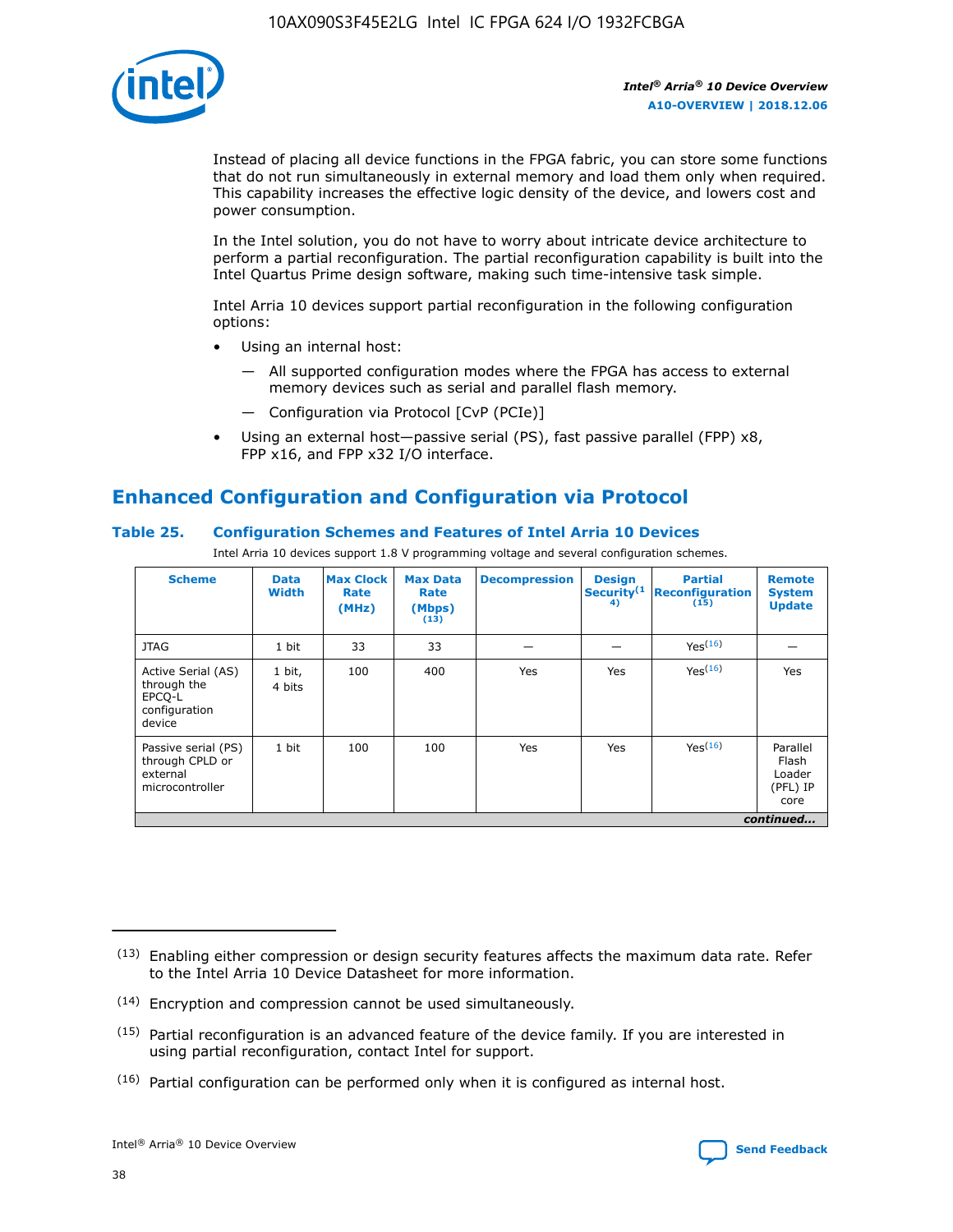Instead of placing all device functions in the FPGA fabric, you can store some functions that do not run simultaneously in external memory and load them only when required. This capability increases the effective logic density of the device, and lowers cost and power consumption.

In the Intel solution, you do not have to worry about intricate device architecture to perform a partial reconfiguration. The partial reconfiguration capability is built into the Intel Quartus Prime design software, making such time-intensive task simple.

Intel Arria 10 devices support partial reconfiguration in the following configuration options:

- Using an internal host:
  - — All supported configuration modes where the FPGA has access to external memory devices such as serial and parallel flash memory.
  - — Configuration via Protocol [CvP (PCIe)]
- Using an external host—passive serial (PS), fast passive parallel (FPP) x8, FPP x16, and FPP x32 I/O interface.

## Enhanced Configuration and Configuration via Protocol

### Table 25. Configuration Schemes and Features of Intel Arria 10 Devices

Intel Arria 10 devices support 1.8 V programming voltage and several configuration schemes.

| Scheme | Data Width | Max Clock Rate (MHz) | Max Data Rate (Mbps) (13) | Decompression | Design Security(14) | Partial Reconfiguration (15) | Remote System Update |
|---|---|---|---|---|---|---|---|
| JTAG | 1 bit | 33 | 33 | — | — | Yes(16) | — |
| Active Serial (AS) through the EPCQ-L configuration device | 1 bit, 4 bits | 100 | 400 | Yes | Yes | Yes(16) | Yes |
| Passive serial (PS) through CPLD or external microcontroller | 1 bit | 100 | 100 | Yes | Yes | Yes(16) | Parallel Flash Loader (PFL) IP core |

*continued...*

(13) Enabling either compression or design security features affects the maximum data rate. Refer to the Intel Arria 10 Device Datasheet for more information.

(14) Encryption and compression cannot be used simultaneously.

(15) Partial reconfiguration is an advanced feature of the device family. If you are interested in using partial reconfiguration, contact Intel for support.

(16) Partial configuration can be performed only when it is configured as internal host.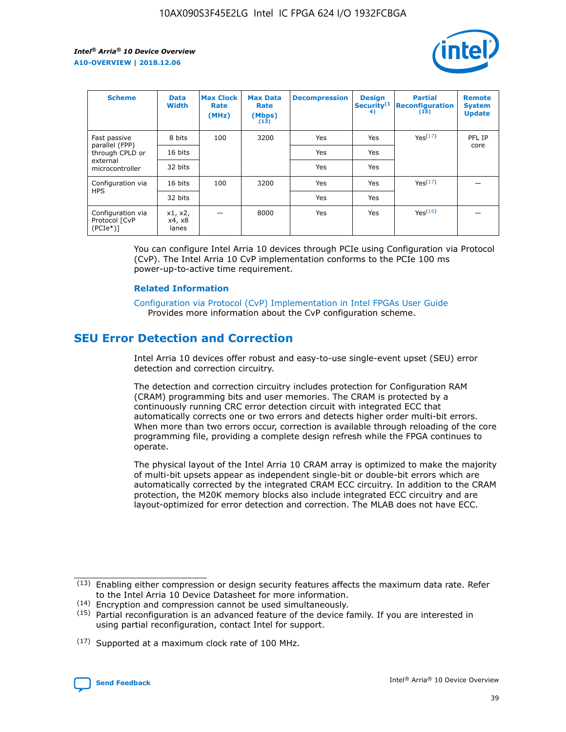| Scheme | Data Width | Max Clock Rate (MHz) | Max Data Rate (Mbps)[13] | Decompression | Design Security[14] | Partial Reconfiguration[15] | Remote System Update |
| --- | --- | --- | --- | --- | --- | --- | --- |
| Fast passive parallel (FPP) through CPLD or external microcontroller | 8 bits | 100 | 3200 | Yes | Yes | Yes[17] | PFL IP core |
| | 16 bits | | | Yes | Yes | | |
| | 32 bits | | | Yes | Yes | | |
| Configuration via HPS | 16 bits | 100 | 3200 | Yes | Yes | Yes[17] | — |
| | 32 bits | | | Yes | Yes | | |
| Configuration via Protocol [CvP (PCIe*)] | x1, x2, x4, x8 lanes | — | 8000 | Yes | Yes | Yes[16] | — |

You can configure Intel Arria 10 devices through PCIe using Configuration via Protocol (CvP). The Intel Arria 10 CvP implementation conforms to the PCIe 100 ms power-up-to-active time requirement.

**Related Information**

Configuration via Protocol (CvP) Implementation in Intel FPGAs User Guide
Provides more information about the CvP configuration scheme.

## SEU Error Detection and Correction

Intel Arria 10 devices offer robust and easy-to-use single-event upset (SEU) error detection and correction circuitry.

The detection and correction circuitry includes protection for Configuration RAM (CRAM) programming bits and user memories. The CRAM is protected by a continuously running CRC error detection circuit with integrated ECC that automatically corrects one or two errors and detects higher order multi-bit errors. When more than two errors occur, correction is available through reloading of the core programming file, providing a complete design refresh while the FPGA continues to operate.

The physical layout of the Intel Arria 10 CRAM array is optimized to make the majority of multi-bit upsets appear as independent single-bit or double-bit errors which are automatically corrected by the integrated CRAM ECC circuitry. In addition to the CRAM protection, the M20K memory blocks also include integrated ECC circuitry and are layout-optimized for error detection and correction. The MLAB does not have ECC.

(13) Enabling either compression or design security features affects the maximum data rate. Refer to the Intel Arria 10 Device Datasheet for more information.

(14) Encryption and compression cannot be used simultaneously.

(15) Partial reconfiguration is an advanced feature of the device family. If you are interested in using partial reconfiguration, contact Intel for support.

(17) Supported at a maximum clock rate of 100 MHz.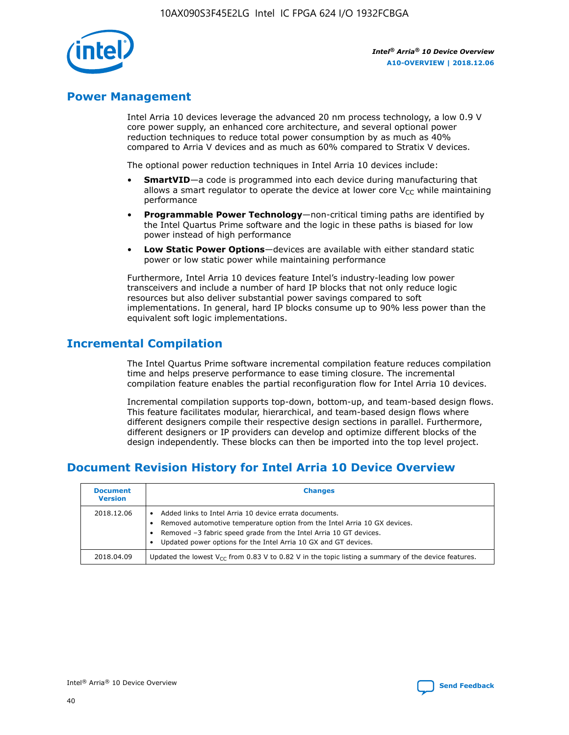## Power Management

Intel Arria 10 devices leverage the advanced 20 nm process technology, a low 0.9 V core power supply, an enhanced core architecture, and several optional power reduction techniques to reduce total power consumption by as much as 40% compared to Arria V devices and as much as 60% compared to Stratix V devices.

The optional power reduction techniques in Intel Arria 10 devices include:

- **SmartVID**—a code is programmed into each device during manufacturing that allows a smart regulator to operate the device at lower core $V_{CC}$ while maintaining performance
- **Programmable Power Technology**—non-critical timing paths are identified by the Intel Quartus Prime software and the logic in these paths is biased for low power instead of high performance
- **Low Static Power Options**—devices are available with either standard static power or low static power while maintaining performance

Furthermore, Intel Arria 10 devices feature Intel's industry-leading low power transceivers and include a number of hard IP blocks that not only reduce logic resources but also deliver substantial power savings compared to soft implementations. In general, hard IP blocks consume up to 90% less power than the equivalent soft logic implementations.

## Incremental Compilation

The Intel Quartus Prime software incremental compilation feature reduces compilation time and helps preserve performance to ease timing closure. The incremental compilation feature enables the partial reconfiguration flow for Intel Arria 10 devices.

Incremental compilation supports top-down, bottom-up, and team-based design flows. This feature facilitates modular, hierarchical, and team-based design flows where different designers compile their respective design sections in parallel. Furthermore, different designers or IP providers can develop and optimize different blocks of the design independently. These blocks can then be imported into the top level project.

## Document Revision History for Intel Arria 10 Device Overview

| Document Version | Changes |
| --- | --- |
| 2018.12.06 | • Added links to Intel Arria 10 device errata documents.<br>• Removed automotive temperature option from the Intel Arria 10 GX devices.<br>• Removed –3 fabric speed grade from the Intel Arria 10 GT devices.<br>• Updated power options for the Intel Arria 10 GX and GT devices. |
| 2018.04.09 | Updated the lowest $V_{CC}$ from 0.83 V to 0.82 V in the topic listing a summary of the device features. |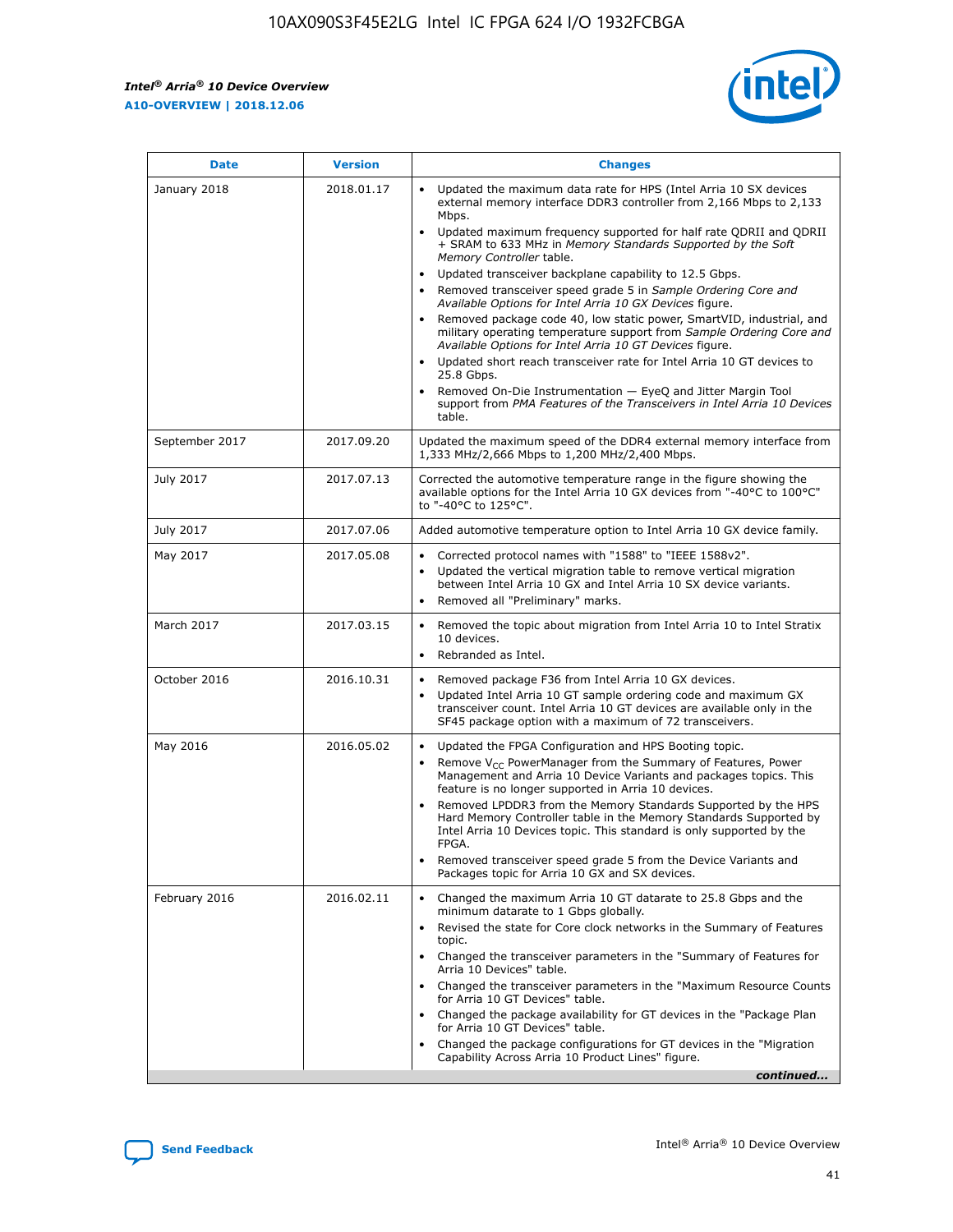| Date | Version | Changes |
| --- | --- | --- |
| January 2018 | 2018.01.17 | • Updated the maximum data rate for HPS (Intel Arria 10 SX devices external memory interface DDR3 controller from 2,166 Mbps to 2,133 Mbps.<br>• Updated maximum frequency supported for half rate QDRII and QDRII + SRAM to 633 MHz in *Memory Standards Supported by the Soft Memory Controller* table.<br>• Updated transceiver backplane capability to 12.5 Gbps.<br>• Removed transceiver speed grade 5 in *Sample Ordering Core and Available Options for Intel Arria 10 GX Devices* figure.<br>• Removed package code 40, low static power, SmartVID, industrial, and military operating temperature support from *Sample Ordering Core and Available Options for Intel Arria 10 GT Devices* figure.<br>• Updated short reach transceiver rate for Intel Arria 10 GT devices to 25.8 Gbps.<br>• Removed On-Die Instrumentation — EyeQ and Jitter Margin Tool support from *PMA Features of the Transceivers in Intel Arria 10 Devices* table. |
| September 2017 | 2017.09.20 | Updated the maximum speed of the DDR4 external memory interface from 1,333 MHz/2,666 Mbps to 1,200 MHz/2,400 Mbps. |
| July 2017 | 2017.07.13 | Corrected the automotive temperature range in the figure showing the available options for the Intel Arria 10 GX devices from "-40°C to 100°C" to "-40°C to 125°C". |
| July 2017 | 2017.07.06 | Added automotive temperature option to Intel Arria 10 GX device family. |
| May 2017 | 2017.05.08 | • Corrected protocol names with "1588" to "IEEE 1588v2".<br>• Updated the vertical migration table to remove vertical migration between Intel Arria 10 GX and Intel Arria 10 SX device variants.<br>• Removed all "Preliminary" marks. |
| March 2017 | 2017.03.15 | • Removed the topic about migration from Intel Arria 10 to Intel Stratix 10 devices.<br>• Rebranded as Intel. |
| October 2016 | 2016.10.31 | • Removed package F36 from Intel Arria 10 GX devices.<br>• Updated Intel Arria 10 GT sample ordering code and maximum GX transceiver count. Intel Arria 10 GT devices are available only in the SF45 package option with a maximum of 72 transceivers. |
| May 2016 | 2016.05.02 | • Updated the FPGA Configuration and HPS Booting topic.<br>• Remove $V_{CC}$ PowerManager from the Summary of Features, Power Management and Arria 10 Device Variants and packages topics. This feature is no longer supported in Arria 10 devices.<br>• Removed LPDDR3 from the Memory Standards Supported by the HPS Hard Memory Controller table in the Memory Standards Supported by Intel Arria 10 Devices topic. This standard is only supported by the FPGA.<br>• Removed transceiver speed grade 5 from the Device Variants and Packages topic for Arria 10 GX and SX devices. |
| February 2016 | 2016.02.11 | • Changed the maximum Arria 10 GT datarate to 25.8 Gbps and the minimum datarate to 1 Gbps globally.<br>• Revised the state for Core clock networks in the Summary of Features topic.<br>• Changed the transceiver parameters in the "Summary of Features for Arria 10 Devices" table.<br>• Changed the transceiver parameters in the "Maximum Resource Counts for Arria 10 GT Devices" table.<br>• Changed the package availability for GT devices in the "Package Plan for Arria 10 GT Devices" table.<br>• Changed the package configurations for GT devices in the "Migration Capability Across Arria 10 Product Lines" figure. |

*continued...*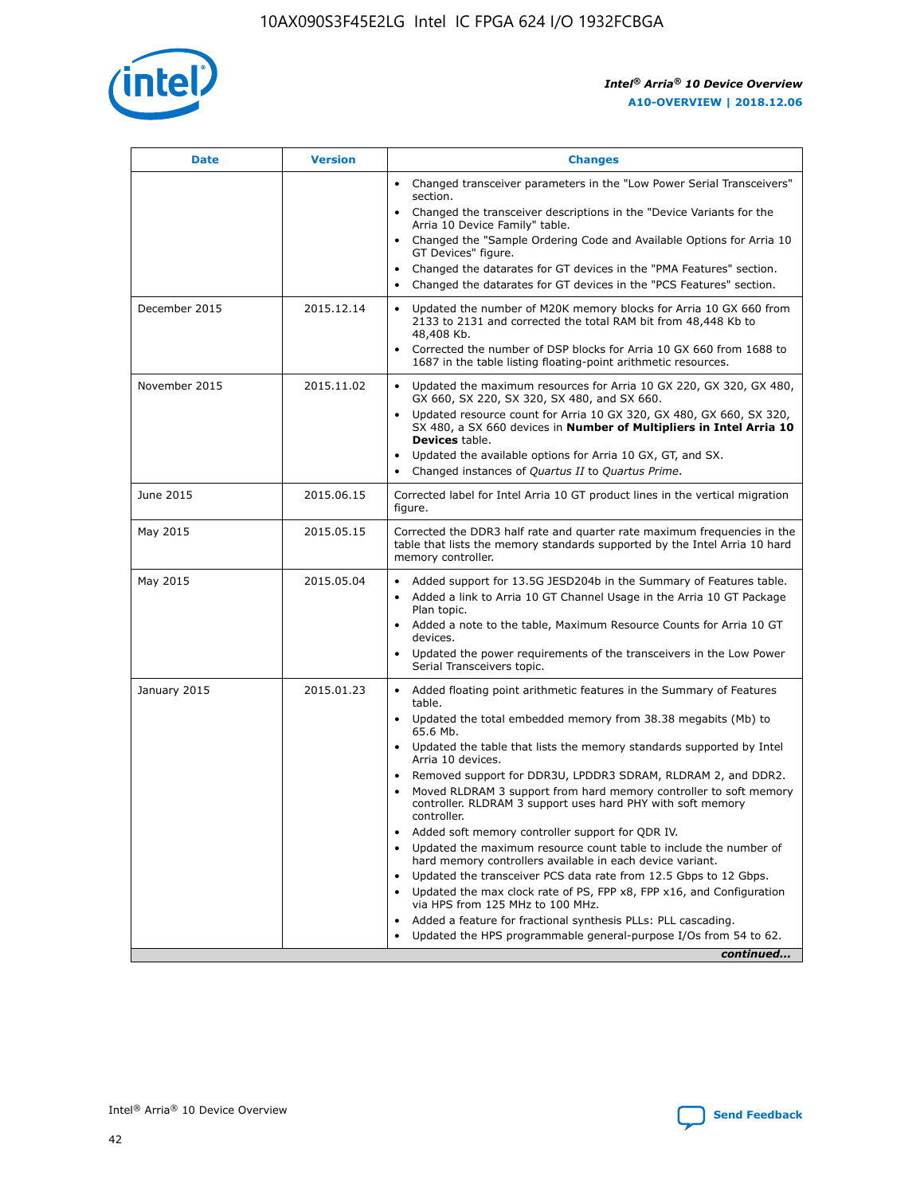| Date | Version | Changes |
|---|---|---|
| | | • Changed transceiver parameters in the "Low Power Serial Transceivers" section.<br>• Changed the transceiver descriptions in the "Device Variants for the Arria 10 Device Family" table.<br>• Changed the "Sample Ordering Code and Available Options for Arria 10 GT Devices" figure.<br>• Changed the datarates for GT devices in the "PMA Features" section.<br>• Changed the datarates for GT devices in the "PCS Features" section. |
| December 2015 | 2015.12.14 | • Updated the number of M20K memory blocks for Arria 10 GX 660 from 2133 to 2131 and corrected the total RAM bit from 48,448 Kb to 48,408 Kb.<br>• Corrected the number of DSP blocks for Arria 10 GX 660 from 1688 to 1687 in the table listing floating-point arithmetic resources. |
| November 2015 | 2015.11.02 | • Updated the maximum resources for Arria 10 GX 220, GX 320, GX 480, GX 660, SX 220, SX 320, SX 480, and SX 660.<br>• Updated resource count for Arria 10 GX 320, GX 480, GX 660, SX 320, SX 480, a SX 660 devices in **Number of Multipliers in Intel Arria 10 Devices** table.<br>• Updated the available options for Arria 10 GX, GT, and SX.<br>• Changed instances of *Quartus II* to *Quartus Prime*. |
| June 2015 | 2015.06.15 | Corrected label for Intel Arria 10 GT product lines in the vertical migration figure. |
| May 2015 | 2015.05.15 | Corrected the DDR3 half rate and quarter rate maximum frequencies in the table that lists the memory standards supported by the Intel Arria 10 hard memory controller. |
| May 2015 | 2015.05.04 | • Added support for 13.5G JESD204b in the Summary of Features table.<br>• Added a link to Arria 10 GT Channel Usage in the Arria 10 GT Package Plan topic.<br>• Added a note to the table, Maximum Resource Counts for Arria 10 GT devices.<br>• Updated the power requirements of the transceivers in the Low Power Serial Transceivers topic. |
| January 2015 | 2015.01.23 | • Added floating point arithmetic features in the Summary of Features table.<br>• Updated the total embedded memory from 38.38 megabits (Mb) to 65.6 Mb.<br>• Updated the table that lists the memory standards supported by Intel Arria 10 devices.<br>• Removed support for DDR3U, LPDDR3 SDRAM, RLDRAM 2, and DDR2.<br>• Moved RLDRAM 3 support from hard memory controller to soft memory controller. RLDRAM 3 support uses hard PHY with soft memory controller.<br>• Added soft memory controller support for QDR IV.<br>• Updated the maximum resource count table to include the number of hard memory controllers available in each device variant.<br>• Updated the transceiver PCS data rate from 12.5 Gbps to 12 Gbps.<br>• Updated the max clock rate of PS, FPP x8, FPP x16, and Configuration via HPS from 125 MHz to 100 MHz.<br>• Added a feature for fractional synthesis PLLs: PLL cascading.<br>• Updated the HPS programmable general-purpose I/Os from 54 to 62. |

*continued...*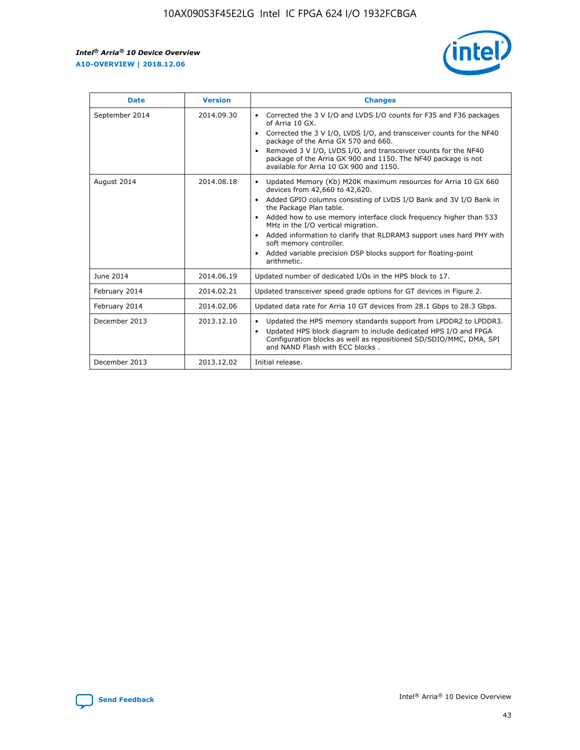| Date | Version | Changes |
| --- | --- | --- |
| September 2014 | 2014.09.30 | • Corrected the 3 V I/O and LVDS I/O counts for F35 and F36 packages of Arria 10 GX.<br>• Corrected the 3 V I/O, LVDS I/O, and transceiver counts for the NF40 package of the Arria GX 570 and 660.<br>• Removed 3 V I/O, LVDS I/O, and transceiver counts for the NF40 package of the Arria GX 900 and 1150. The NF40 package is not available for Arria 10 GX 900 and 1150. |
| August 2014 | 2014.08.18 | • Updated Memory (Kb) M20K maximum resources for Arria 10 GX 660 devices from 42,660 to 42,620.<br>• Added GPIO columns consisting of LVDS I/O Bank and 3V I/O Bank in the Package Plan table.<br>• Added how to use memory interface clock frequency higher than 533 MHz in the I/O vertical migration.<br>• Added information to clarify that RLDRAM3 support uses hard PHY with soft memory controller.<br>• Added variable precision DSP blocks support for floating-point arithmetic. |
| June 2014 | 2014.06.19 | Updated number of dedicated I/Os in the HPS block to 17. |
| February 2014 | 2014.02.21 | Updated transceiver speed grade options for GT devices in Figure 2. |
| February 2014 | 2014.02.06 | Updated data rate for Arria 10 GT devices from 28.1 Gbps to 28.3 Gbps. |
| December 2013 | 2013.12.10 | • Updated the HPS memory standards support from LPDDR2 to LPDDR3.<br>• Updated HPS block diagram to include dedicated HPS I/O and FPGA Configuration blocks as well as repositioned SD/SDIO/MMC, DMA, SPI and NAND Flash with ECC blocks . |
| December 2013 | 2013.12.02 | Initial release. |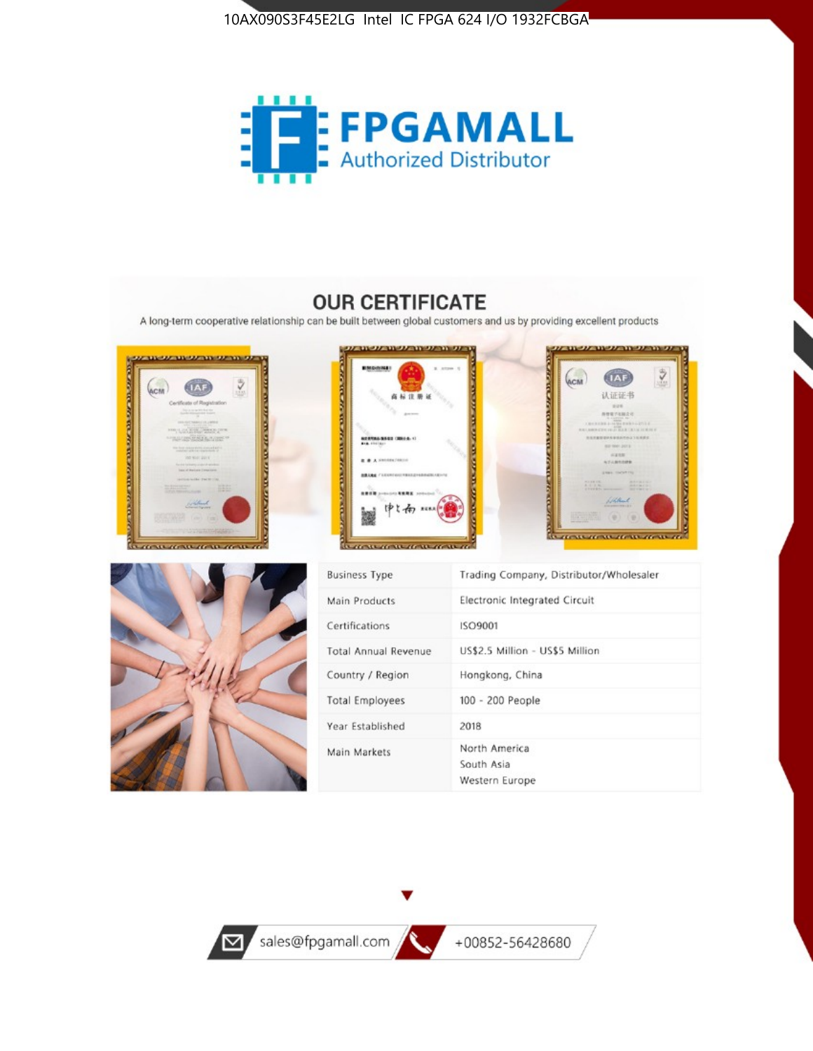FPGAMALL
Authorized Distributor

## OUR CERTIFICATE

A long-term cooperative relationship can be built between global customers and us by providing excellent products

| | |
|---|---|
| Business Type | Trading Company, Distributor/Wholesaler |
| Main Products | Electronic Integrated Circuit |
| Certifications | ISO9001 |
| Total Annual Revenue | US$2.5 Million - US$5 Million |
| Country / Region | Hongkong, China |
| Total Employees | 100 - 200 People |
| Year Established | 2018 |
| Main Markets | North America<br>South Asia<br>Western Europe |

sales@fpgamall.com

+00852-56428680